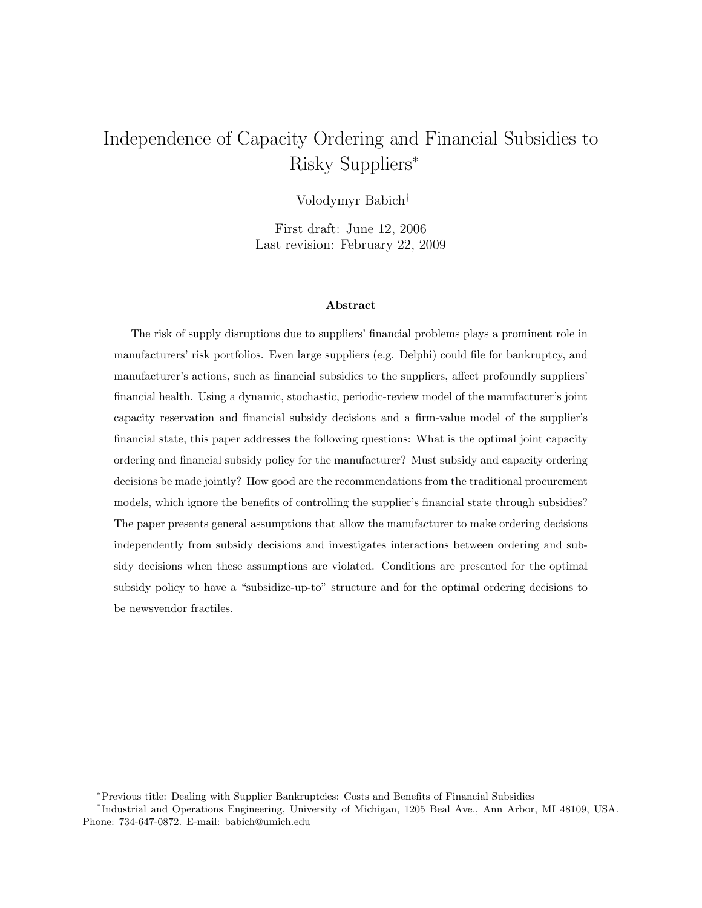# Independence of Capacity Ordering and Financial Subsidies to Risky Suppliers*

Volodymyr Babich†

First draft: June 12, 2006
Last revision: February 22, 2009

### Abstract

The risk of supply disruptions due to suppliers' financial problems plays a prominent role in manufacturers' risk portfolios. Even large suppliers (e.g. Delphi) could file for bankruptcy, and manufacturer's actions, such as financial subsidies to the suppliers, affect profoundly suppliers' financial health. Using a dynamic, stochastic, periodic-review model of the manufacturer's joint capacity reservation and financial subsidy decisions and a firm-value model of the supplier's financial state, this paper addresses the following questions: What is the optimal joint capacity ordering and financial subsidy policy for the manufacturer? Must subsidy and capacity ordering decisions be made jointly? How good are the recommendations from the traditional procurement models, which ignore the benefits of controlling the supplier's financial state through subsidies? The paper presents general assumptions that allow the manufacturer to make ordering decisions independently from subsidy decisions and investigates interactions between ordering and subsidy decisions when these assumptions are violated. Conditions are presented for the optimal subsidy policy to have a "subsidize-up-to" structure and for the optimal ordering decisions to be newsvendor fractiles.

---

*Previous title: Dealing with Supplier Bankruptcies: Costs and Benefits of Financial Subsidies

†Industrial and Operations Engineering, University of Michigan, 1205 Beal Ave., Ann Arbor, MI 48109, USA. Phone: 734-647-0872. E-mail: babich@umich.edu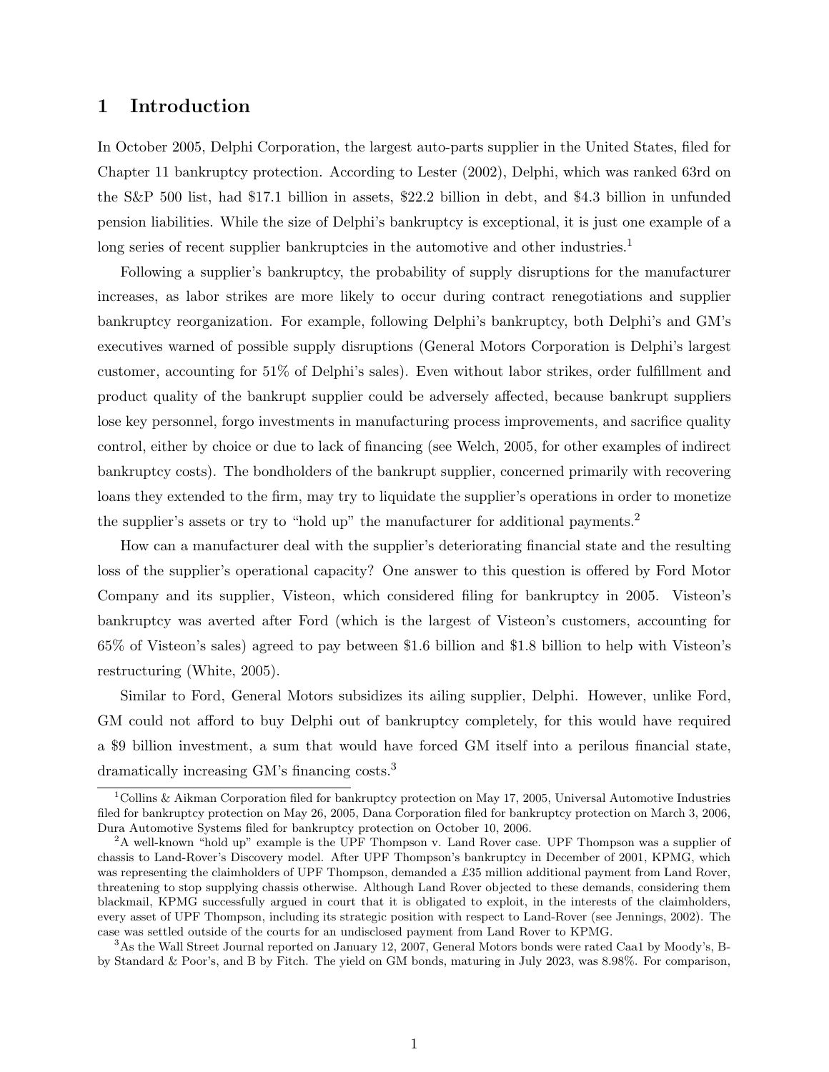# 1 Introduction

In October 2005, Delphi Corporation, the largest auto-parts supplier in the United States, filed for Chapter 11 bankruptcy protection. According to Lester (2002), Delphi, which was ranked 63rd on the S&P 500 list, had $17.1 billion in assets, $22.2 billion in debt, and $4.3 billion in unfunded pension liabilities. While the size of Delphi's bankruptcy is exceptional, it is just one example of a long series of recent supplier bankruptcies in the automotive and other industries.[1]

Following a supplier's bankruptcy, the probability of supply disruptions for the manufacturer increases, as labor strikes are more likely to occur during contract renegotiations and supplier bankruptcy reorganization. For example, following Delphi's bankruptcy, both Delphi's and GM's executives warned of possible supply disruptions (General Motors Corporation is Delphi's largest customer, accounting for 51% of Delphi's sales). Even without labor strikes, order fulfillment and product quality of the bankrupt supplier could be adversely affected, because bankrupt suppliers lose key personnel, forgo investments in manufacturing process improvements, and sacrifice quality control, either by choice or due to lack of financing (see Welch, 2005, for other examples of indirect bankruptcy costs). The bondholders of the bankrupt supplier, concerned primarily with recovering loans they extended to the firm, may try to liquidate the supplier's operations in order to monetize the supplier's assets or try to "hold up" the manufacturer for additional payments.[2]

How can a manufacturer deal with the supplier's deteriorating financial state and the resulting loss of the supplier's operational capacity? One answer to this question is offered by Ford Motor Company and its supplier, Visteon, which considered filing for bankruptcy in 2005. Visteon's bankruptcy was averted after Ford (which is the largest of Visteon's customers, accounting for 65% of Visteon's sales) agreed to pay between $1.6 billion and $1.8 billion to help with Visteon's restructuring (White, 2005).

Similar to Ford, General Motors subsidizes its ailing supplier, Delphi. However, unlike Ford, GM could not afford to buy Delphi out of bankruptcy completely, for this would have required a $9 billion investment, a sum that would have forced GM itself into a perilous financial state, dramatically increasing GM's financing costs.[3]

---

[1] Collins & Aikman Corporation filed for bankruptcy protection on May 17, 2005, Universal Automotive Industries filed for bankruptcy protection on May 26, 2005, Dana Corporation filed for bankruptcy protection on March 3, 2006, Dura Automotive Systems filed for bankruptcy protection on October 10, 2006.

[2] A well-known "hold up" example is the UPF Thompson v. Land Rover case. UPF Thompson was a supplier of chassis to Land-Rover's Discovery model. After UPF Thompson's bankruptcy in December of 2001, KPMG, which was representing the claimholders of UPF Thompson, demanded a £35 million additional payment from Land Rover, threatening to stop supplying chassis otherwise. Although Land Rover objected to these demands, considering them blackmail, KPMG successfully argued in court that it is obligated to exploit, in the interests of the claimholders, every asset of UPF Thompson, including its strategic position with respect to Land-Rover (see Jennings, 2002). The case was settled outside of the courts for an undisclosed payment from Land Rover to KPMG.

[3] As the Wall Street Journal reported on January 12, 2007, General Motors bonds were rated Caa1 by Moody's, B- by Standard & Poor's, and B by Fitch. The yield on GM bonds, maturing in July 2023, was 8.98%. For comparison,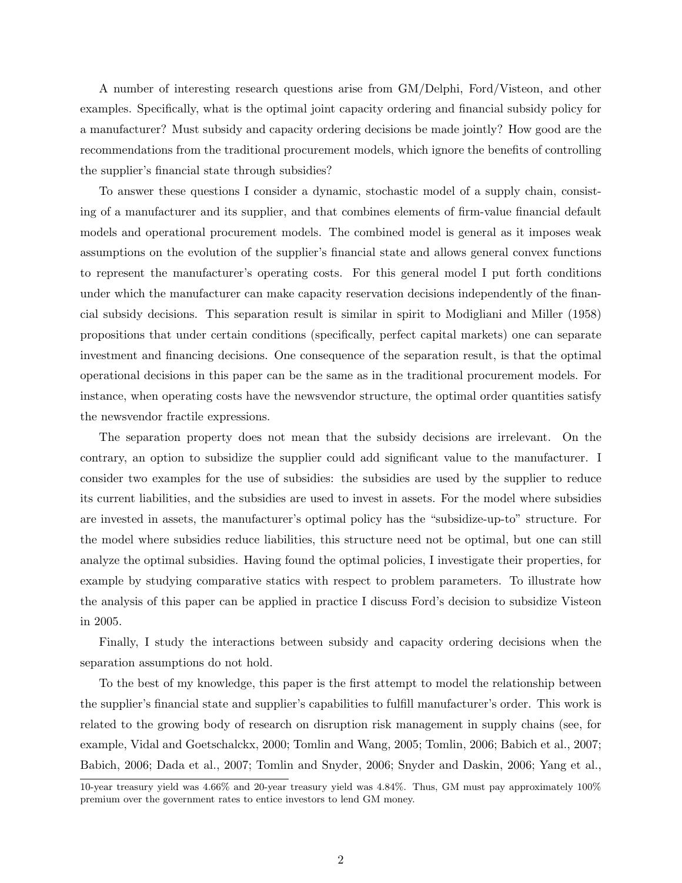A number of interesting research questions arise from GM/Delphi, Ford/Visteon, and other examples. Specifically, what is the optimal joint capacity ordering and financial subsidy policy for a manufacturer? Must subsidy and capacity ordering decisions be made jointly? How good are the recommendations from the traditional procurement models, which ignore the benefits of controlling the supplier's financial state through subsidies?

To answer these questions I consider a dynamic, stochastic model of a supply chain, consisting of a manufacturer and its supplier, and that combines elements of firm-value financial default models and operational procurement models. The combined model is general as it imposes weak assumptions on the evolution of the supplier's financial state and allows general convex functions to represent the manufacturer's operating costs. For this general model I put forth conditions under which the manufacturer can make capacity reservation decisions independently of the financial subsidy decisions. This separation result is similar in spirit to Modigliani and Miller (1958) propositions that under certain conditions (specifically, perfect capital markets) one can separate investment and financing decisions. One consequence of the separation result, is that the optimal operational decisions in this paper can be the same as in the traditional procurement models. For instance, when operating costs have the newsvendor structure, the optimal order quantities satisfy the newsvendor fractile expressions.

The separation property does not mean that the subsidy decisions are irrelevant. On the contrary, an option to subsidize the supplier could add significant value to the manufacturer. I consider two examples for the use of subsidies: the subsidies are used by the supplier to reduce its current liabilities, and the subsidies are used to invest in assets. For the model where subsidies are invested in assets, the manufacturer's optimal policy has the "subsidize-up-to" structure. For the model where subsidies reduce liabilities, this structure need not be optimal, but one can still analyze the optimal subsidies. Having found the optimal policies, I investigate their properties, for example by studying comparative statics with respect to problem parameters. To illustrate how the analysis of this paper can be applied in practice I discuss Ford's decision to subsidize Visteon in 2005.

Finally, I study the interactions between subsidy and capacity ordering decisions when the separation assumptions do not hold.

To the best of my knowledge, this paper is the first attempt to model the relationship between the supplier's financial state and supplier's capabilities to fulfill manufacturer's order. This work is related to the growing body of research on disruption risk management in supply chains (see, for example, Vidal and Goetschalckx, 2000; Tomlin and Wang, 2005; Tomlin, 2006; Babich et al., 2007; Babich, 2006; Dada et al., 2007; Tomlin and Snyder, 2006; Snyder and Daskin, 2006; Yang et al.,

10-year treasury yield was 4.66% and 20-year treasury yield was 4.84%. Thus, GM must pay approximately 100% premium over the government rates to entice investors to lend GM money.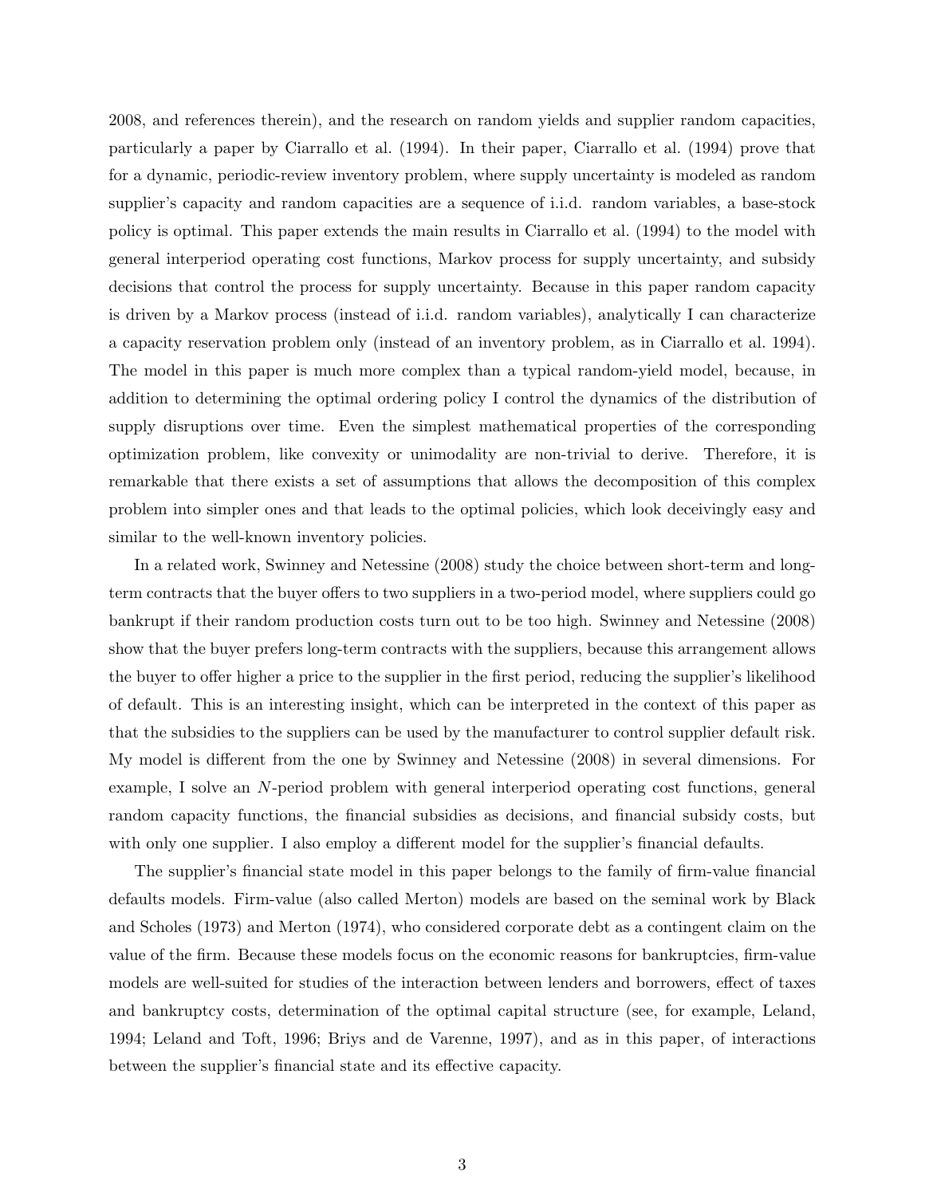2008, and references therein), and the research on random yields and supplier random capacities, particularly a paper by Ciarrallo et al. (1994). In their paper, Ciarrallo et al. (1994) prove that for a dynamic, periodic-review inventory problem, where supply uncertainty is modeled as random supplier's capacity and random capacities are a sequence of i.i.d. random variables, a base-stock policy is optimal. This paper extends the main results in Ciarrallo et al. (1994) to the model with general interperiod operating cost functions, Markov process for supply uncertainty, and subsidy decisions that control the process for supply uncertainty. Because in this paper random capacity is driven by a Markov process (instead of i.i.d. random variables), analytically I can characterize a capacity reservation problem only (instead of an inventory problem, as in Ciarrallo et al. 1994). The model in this paper is much more complex than a typical random-yield model, because, in addition to determining the optimal ordering policy I control the dynamics of the distribution of supply disruptions over time. Even the simplest mathematical properties of the corresponding optimization problem, like convexity or unimodality are non-trivial to derive. Therefore, it is remarkable that there exists a set of assumptions that allows the decomposition of this complex problem into simpler ones and that leads to the optimal policies, which look deceivingly easy and similar to the well-known inventory policies.

In a related work, Swinney and Netessine (2008) study the choice between short-term and long-term contracts that the buyer offers to two suppliers in a two-period model, where suppliers could go bankrupt if their random production costs turn out to be too high. Swinney and Netessine (2008) show that the buyer prefers long-term contracts with the suppliers, because this arrangement allows the buyer to offer higher a price to the supplier in the first period, reducing the supplier's likelihood of default. This is an interesting insight, which can be interpreted in the context of this paper as that the subsidies to the suppliers can be used by the manufacturer to control supplier default risk. My model is different from the one by Swinney and Netessine (2008) in several dimensions. For example, I solve an $N$-period problem with general interperiod operating cost functions, general random capacity functions, the financial subsidies as decisions, and financial subsidy costs, but with only one supplier. I also employ a different model for the supplier's financial defaults.

The supplier's financial state model in this paper belongs to the family of firm-value financial defaults models. Firm-value (also called Merton) models are based on the seminal work by Black and Scholes (1973) and Merton (1974), who considered corporate debt as a contingent claim on the value of the firm. Because these models focus on the economic reasons for bankruptcies, firm-value models are well-suited for studies of the interaction between lenders and borrowers, effect of taxes and bankruptcy costs, determination of the optimal capital structure (see, for example, Leland, 1994; Leland and Toft, 1996; Briys and de Varenne, 1997), and as in this paper, of interactions between the supplier's financial state and its effective capacity.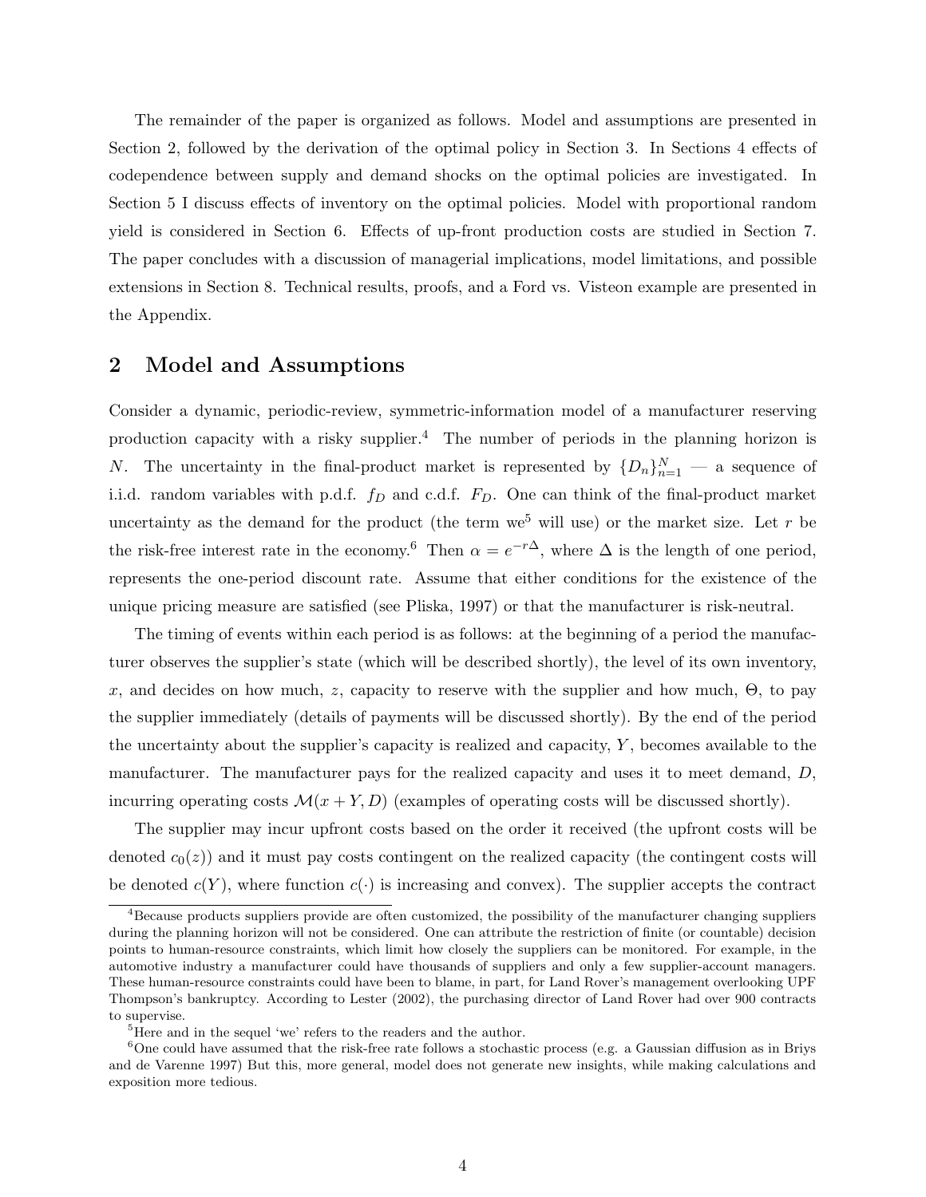The remainder of the paper is organized as follows. Model and assumptions are presented in Section 2, followed by the derivation of the optimal policy in Section 3. In Sections 4 effects of codependence between supply and demand shocks on the optimal policies are investigated. In Section 5 I discuss effects of inventory on the optimal policies. Model with proportional random yield is considered in Section 6. Effects of up-front production costs are studied in Section 7. The paper concludes with a discussion of managerial implications, model limitations, and possible extensions in Section 8. Technical results, proofs, and a Ford vs. Visteon example are presented in the Appendix.

## 2 Model and Assumptions

Consider a dynamic, periodic-review, symmetric-information model of a manufacturer reserving production capacity with a risky supplier.[4] The number of periods in the planning horizon is $N$. The uncertainty in the final-product market is represented by $\{D_n\}_{n=1}^N$ — a sequence of i.i.d. random variables with p.d.f. $f_D$ and c.d.f. $F_D$. One can think of the final-product market uncertainty as the demand for the product (the term we[5] will use) or the market size. Let $r$ be the risk-free interest rate in the economy.[6] Then $\alpha = e^{-r\Delta}$, where $\Delta$ is the length of one period, represents the one-period discount rate. Assume that either conditions for the existence of the unique pricing measure are satisfied (see Pliska, 1997) or that the manufacturer is risk-neutral.

The timing of events within each period is as follows: at the beginning of a period the manufacturer observes the supplier's state (which will be described shortly), the level of its own inventory, $x$, and decides on how much, $z$, capacity to reserve with the supplier and how much, $\Theta$, to pay the supplier immediately (details of payments will be discussed shortly). By the end of the period the uncertainty about the supplier's capacity is realized and capacity, $Y$, becomes available to the manufacturer. The manufacturer pays for the realized capacity and uses it to meet demand, $D$, incurring operating costs $\mathcal{M}(x + Y, D)$ (examples of operating costs will be discussed shortly).

The supplier may incur upfront costs based on the order it received (the upfront costs will be denoted $c_0(z)$) and it must pay costs contingent on the realized capacity (the contingent costs will be denoted $c(Y)$, where function $c(\cdot)$ is increasing and convex). The supplier accepts the contract

[4] Because products suppliers provide are often customized, the possibility of the manufacturer changing suppliers during the planning horizon will not be considered. One can attribute the restriction of finite (or countable) decision points to human-resource constraints, which limit how closely the suppliers can be monitored. For example, in the automotive industry a manufacturer could have thousands of suppliers and only a few supplier-account managers. These human-resource constraints could have been to blame, in part, for Land Rover's management overlooking UPF Thompson's bankruptcy. According to Lester (2002), the purchasing director of Land Rover had over 900 contracts to supervise.

[5] Here and in the sequel 'we' refers to the readers and the author.

[6] One could have assumed that the risk-free rate follows a stochastic process (e.g. a Gaussian diffusion as in Briys and de Varenne 1997) But this, more general, model does not generate new insights, while making calculations and exposition more tedious.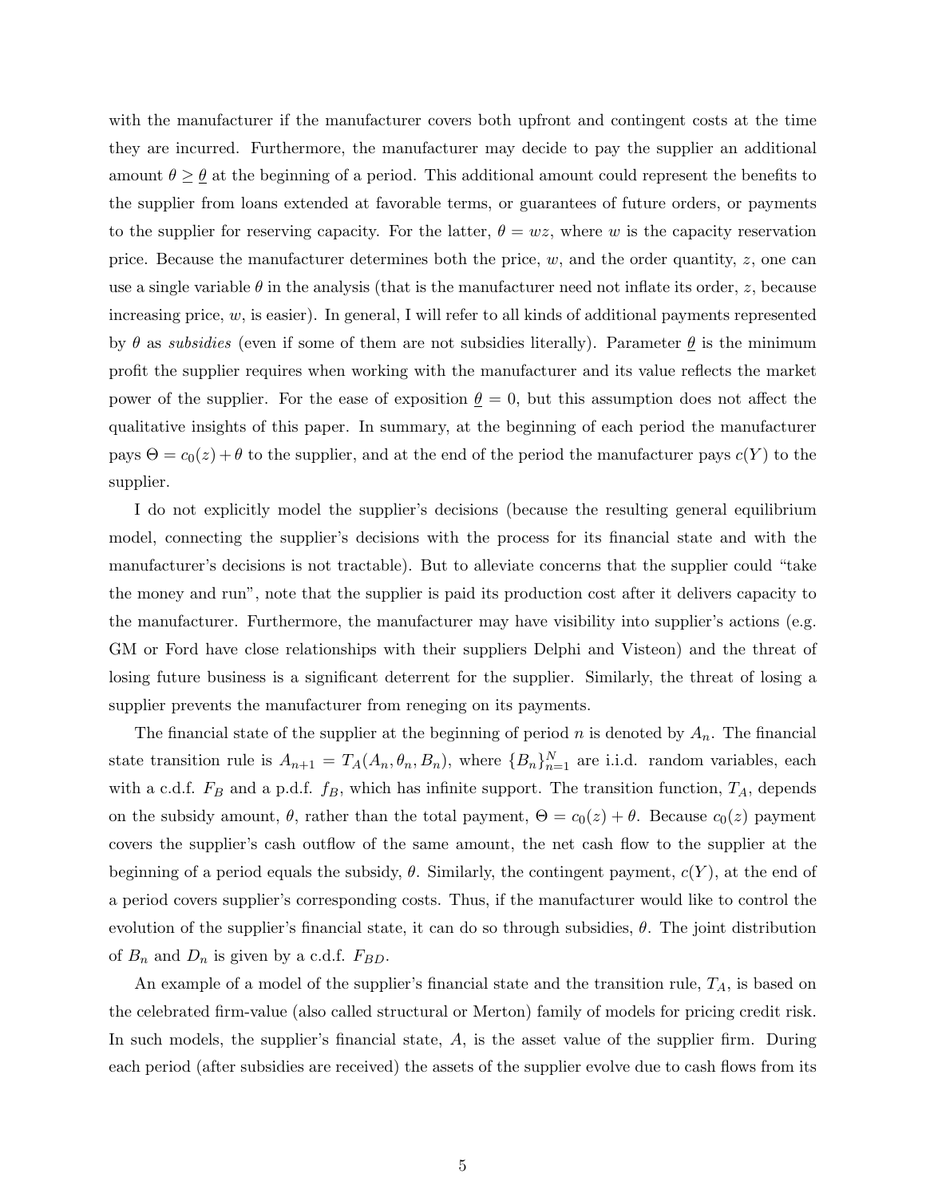with the manufacturer if the manufacturer covers both upfront and contingent costs at the time they are incurred. Furthermore, the manufacturer may decide to pay the supplier an additional amount $\theta \geq \underline{\theta}$ at the beginning of a period. This additional amount could represent the benefits to the supplier from loans extended at favorable terms, or guarantees of future orders, or payments to the supplier for reserving capacity. For the latter, $\theta = wz$, where $w$ is the capacity reservation price. Because the manufacturer determines both the price, $w$, and the order quantity, $z$, one can use a single variable $\theta$ in the analysis (that is the manufacturer need not inflate its order, $z$, because increasing price, $w$, is easier). In general, I will refer to all kinds of additional payments represented by $\theta$ as *subsidies* (even if some of them are not subsidies literally). Parameter $\underline{\theta}$ is the minimum profit the supplier requires when working with the manufacturer and its value reflects the market power of the supplier. For the ease of exposition $\underline{\theta} = 0$, but this assumption does not affect the qualitative insights of this paper. In summary, at the beginning of each period the manufacturer pays $\Theta = c_0(z) + \theta$ to the supplier, and at the end of the period the manufacturer pays $c(Y)$ to the supplier.

I do not explicitly model the supplier's decisions (because the resulting general equilibrium model, connecting the supplier's decisions with the process for its financial state and with the manufacturer's decisions is not tractable). But to alleviate concerns that the supplier could "take the money and run", note that the supplier is paid its production cost after it delivers capacity to the manufacturer. Furthermore, the manufacturer may have visibility into supplier's actions (e.g. GM or Ford have close relationships with their suppliers Delphi and Visteon) and the threat of losing future business is a significant deterrent for the supplier. Similarly, the threat of losing a supplier prevents the manufacturer from reneging on its payments.

The financial state of the supplier at the beginning of period $n$ is denoted by $A_n$. The financial state transition rule is $A_{n+1} = T_A(A_n, \theta_n, B_n)$, where $\{B_n\}_{n=1}^N$ are i.i.d. random variables, each with a c.d.f. $F_B$ and a p.d.f. $f_B$, which has infinite support. The transition function, $T_A$, depends on the subsidy amount, $\theta$, rather than the total payment, $\Theta = c_0(z) + \theta$. Because $c_0(z)$ payment covers the supplier's cash outflow of the same amount, the net cash flow to the supplier at the beginning of a period equals the subsidy, $\theta$. Similarly, the contingent payment, $c(Y)$, at the end of a period covers supplier's corresponding costs. Thus, if the manufacturer would like to control the evolution of the supplier's financial state, it can do so through subsidies, $\theta$. The joint distribution of $B_n$ and $D_n$ is given by a c.d.f. $F_{BD}$.

An example of a model of the supplier's financial state and the transition rule, $T_A$, is based on the celebrated firm-value (also called structural or Merton) family of models for pricing credit risk. In such models, the supplier's financial state, $A$, is the asset value of the supplier firm. During each period (after subsidies are received) the assets of the supplier evolve due to cash flows from its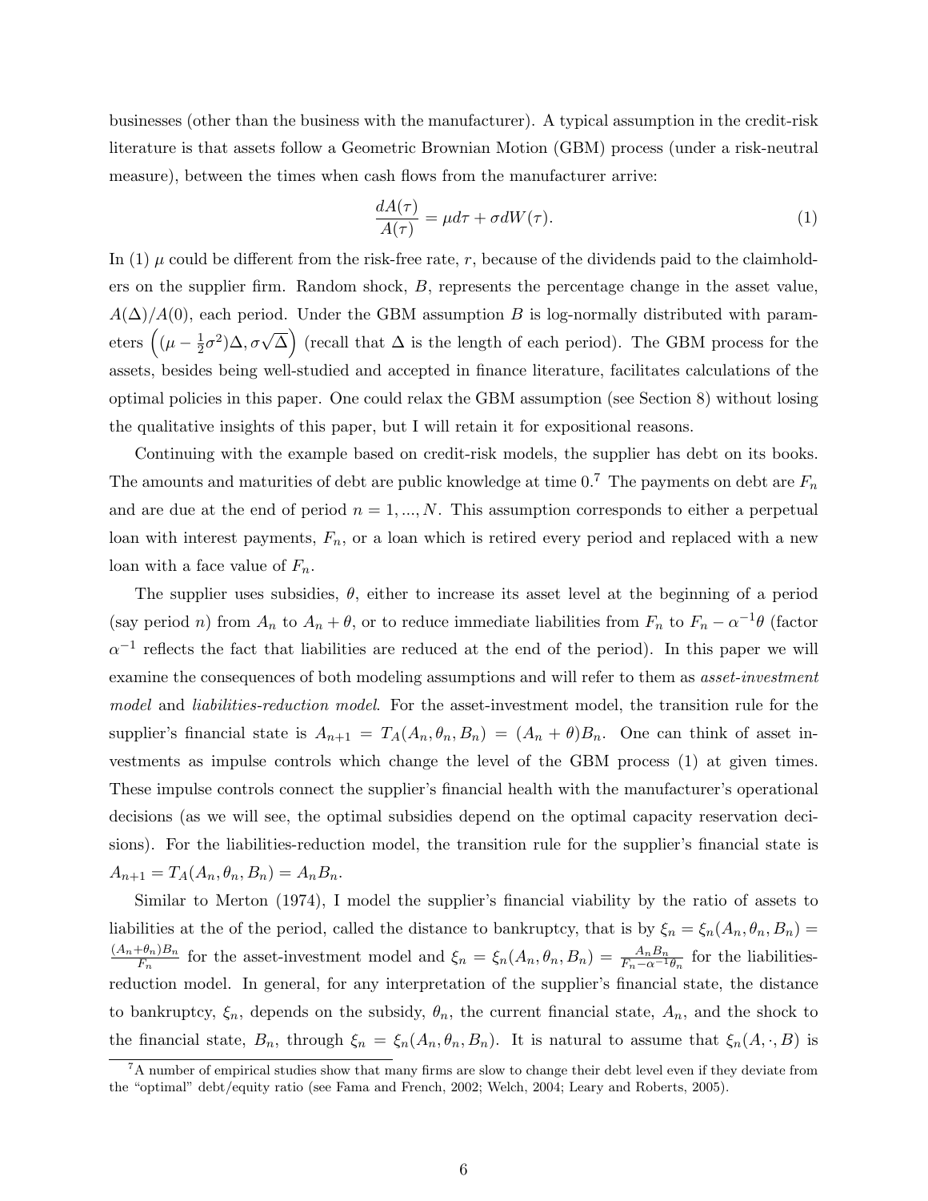businesses (other than the business with the manufacturer). A typical assumption in the credit-risk literature is that assets follow a Geometric Brownian Motion (GBM) process (under a risk-neutral measure), between the times when cash flows from the manufacturer arrive:

$$\frac{dA(\tau)}{A(\tau)} = \mu d\tau + \sigma dW(\tau). \tag{1}$$

In (1) $\mu$ could be different from the risk-free rate, $r$, because of the dividends paid to the claimholders on the supplier firm. Random shock, $B$, represents the percentage change in the asset value, $A(\Delta)/A(0)$, each period. Under the GBM assumption $B$ is log-normally distributed with parameters $\left((\mu - \frac{1}{2}\sigma^2)\Delta, \sigma\sqrt{\Delta}\right)$ (recall that $\Delta$ is the length of each period). The GBM process for the assets, besides being well-studied and accepted in finance literature, facilitates calculations of the optimal policies in this paper. One could relax the GBM assumption (see Section 8) without losing the qualitative insights of this paper, but I will retain it for expositional reasons.

Continuing with the example based on credit-risk models, the supplier has debt on its books. The amounts and maturities of debt are public knowledge at time 0.[7] The payments on debt are $F_n$ and are due at the end of period $n = 1, ..., N$. This assumption corresponds to either a perpetual loan with interest payments, $F_n$, or a loan which is retired every period and replaced with a new loan with a face value of $F_n$.

The supplier uses subsidies, $\theta$, either to increase its asset level at the beginning of a period (say period $n$) from $A_n$ to $A_n + \theta$, or to reduce immediate liabilities from $F_n$ to $F_n - \alpha^{-1}\theta$ (factor $\alpha^{-1}$ reflects the fact that liabilities are reduced at the end of the period). In this paper we will examine the consequences of both modeling assumptions and will refer to them as *asset-investment model* and *liabilities-reduction model*. For the asset-investment model, the transition rule for the supplier's financial state is $A_{n+1} = T_A(A_n, \theta_n, B_n) = (A_n + \theta)B_n$. One can think of asset investments as impulse controls which change the level of the GBM process (1) at given times. These impulse controls connect the supplier's financial health with the manufacturer's operational decisions (as we will see, the optimal subsidies depend on the optimal capacity reservation decisions). For the liabilities-reduction model, the transition rule for the supplier's financial state is $A_{n+1} = T_A(A_n, \theta_n, B_n) = A_n B_n$.

Similar to Merton (1974), I model the supplier's financial viability by the ratio of assets to liabilities at the of the period, called the distance to bankruptcy, that is by $\xi_n = \xi_n(A_n, \theta_n, B_n) = \frac{(A_n+\theta_n)B_n}{F_n}$ for the asset-investment model and $\xi_n = \xi_n(A_n, \theta_n, B_n) = \frac{A_n B_n}{F_n - \alpha^{-1}\theta_n}$ for the liabilities-reduction model. In general, for any interpretation of the supplier's financial state, the distance to bankruptcy, $\xi_n$, depends on the subsidy, $\theta_n$, the current financial state, $A_n$, and the shock to the financial state, $B_n$, through $\xi_n = \xi_n(A_n, \theta_n, B_n)$. It is natural to assume that $\xi_n(A, \cdot, B)$ is

[7] A number of empirical studies show that many firms are slow to change their debt level even if they deviate from the "optimal" debt/equity ratio (see Fama and French, 2002; Welch, 2004; Leary and Roberts, 2005).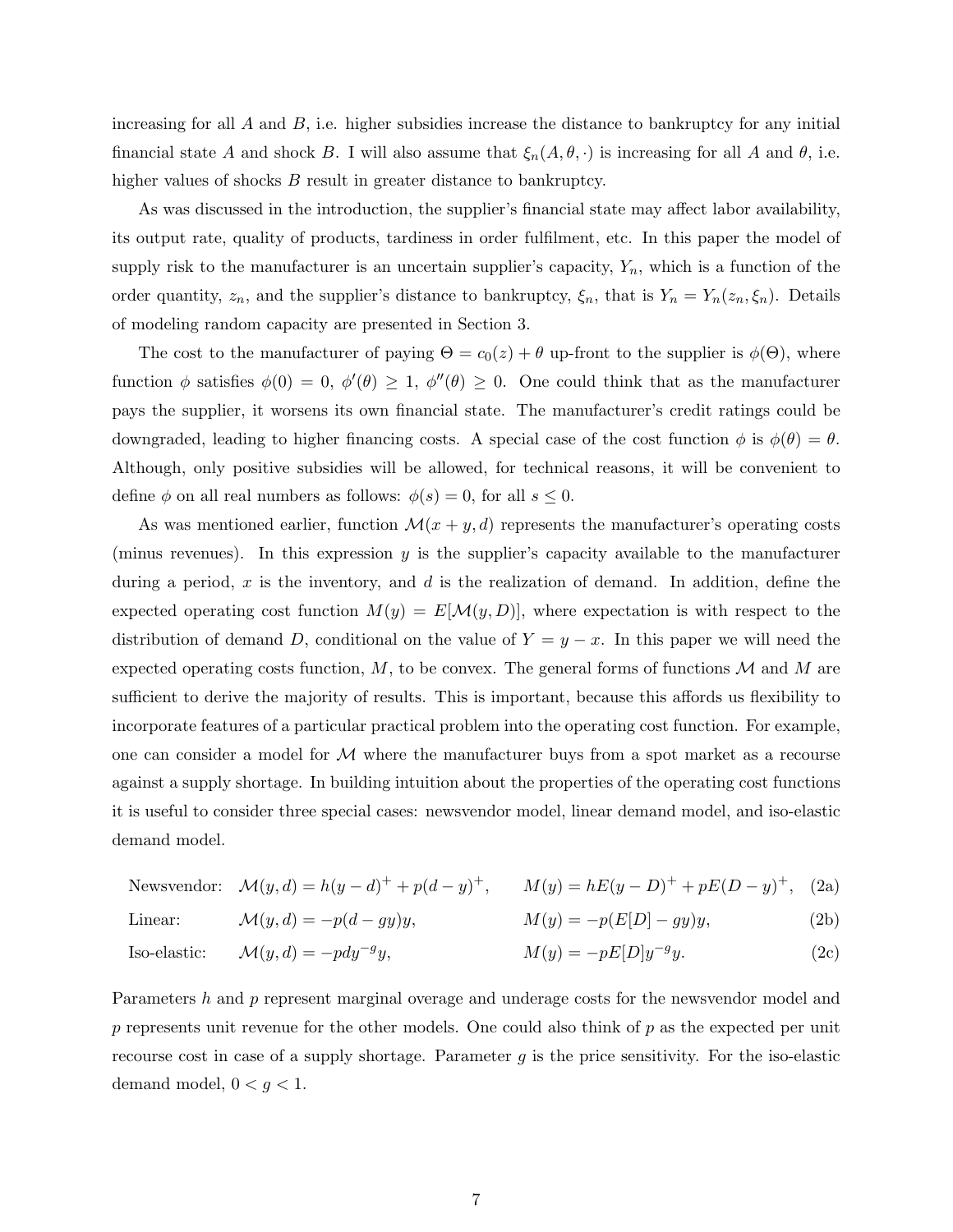increasing for all $A$ and $B$, i.e. higher subsidies increase the distance to bankruptcy for any initial financial state $A$ and shock $B$. I will also assume that $\xi_n(A, \theta, \cdot)$ is increasing for all $A$ and $\theta$, i.e. higher values of shocks $B$ result in greater distance to bankruptcy.

As was discussed in the introduction, the supplier's financial state may affect labor availability, its output rate, quality of products, tardiness in order fulfilment, etc. In this paper the model of supply risk to the manufacturer is an uncertain supplier's capacity, $Y_n$, which is a function of the order quantity, $z_n$, and the supplier's distance to bankruptcy, $\xi_n$, that is $Y_n = Y_n(z_n, \xi_n)$. Details of modeling random capacity are presented in Section 3.

The cost to the manufacturer of paying $\Theta = c_0(z) + \theta$ up-front to the supplier is $\phi(\Theta)$, where function $\phi$ satisfies $\phi(0) = 0$, $\phi'(\theta) \geq 1$, $\phi''(\theta) \geq 0$. One could think that as the manufacturer pays the supplier, it worsens its own financial state. The manufacturer's credit ratings could be downgraded, leading to higher financing costs. A special case of the cost function $\phi$ is $\phi(\theta) = \theta$. Although, only positive subsidies will be allowed, for technical reasons, it will be convenient to define $\phi$ on all real numbers as follows: $\phi(s) = 0$, for all $s \leq 0$.

As was mentioned earlier, function $\mathcal{M}(x + y, d)$ represents the manufacturer's operating costs (minus revenues). In this expression $y$ is the supplier's capacity available to the manufacturer during a period, $x$ is the inventory, and $d$ is the realization of demand. In addition, define the expected operating cost function $M(y) = E[\mathcal{M}(y, D)]$, where expectation is with respect to the distribution of demand $D$, conditional on the value of $Y = y - x$. In this paper we will need the expected operating costs function, $M$, to be convex. The general forms of functions $\mathcal{M}$ and $M$ are sufficient to derive the majority of results. This is important, because this affords us flexibility to incorporate features of a particular practical problem into the operating cost function. For example, one can consider a model for $\mathcal{M}$ where the manufacturer buys from a spot market as a recourse against a supply shortage. In building intuition about the properties of the operating cost functions it is useful to consider three special cases: newsvendor model, linear demand model, and iso-elastic demand model.

$$\text{Newsvendor:} \quad \mathcal{M}(y, d) = h(y - d)^+ + p(d - y)^+, \qquad M(y) = hE(y - D)^+ + pE(D - y)^+, \tag{2a}$$

$$\text{Linear:} \quad \mathcal{M}(y, d) = -p(d - gy)y, \qquad M(y) = -p(E[D] - gy)y, \tag{2b}$$

$$\text{Iso-elastic:} \quad \mathcal{M}(y, d) = -pdy^{-g}y, \qquad M(y) = -pE[D]y^{-g}y. \tag{2c}$$

Parameters $h$ and $p$ represent marginal overage and underage costs for the newsvendor model and $p$ represents unit revenue for the other models. One could also think of $p$ as the expected per unit recourse cost in case of a supply shortage. Parameter $g$ is the price sensitivity. For the iso-elastic demand model, $0 < g < 1$.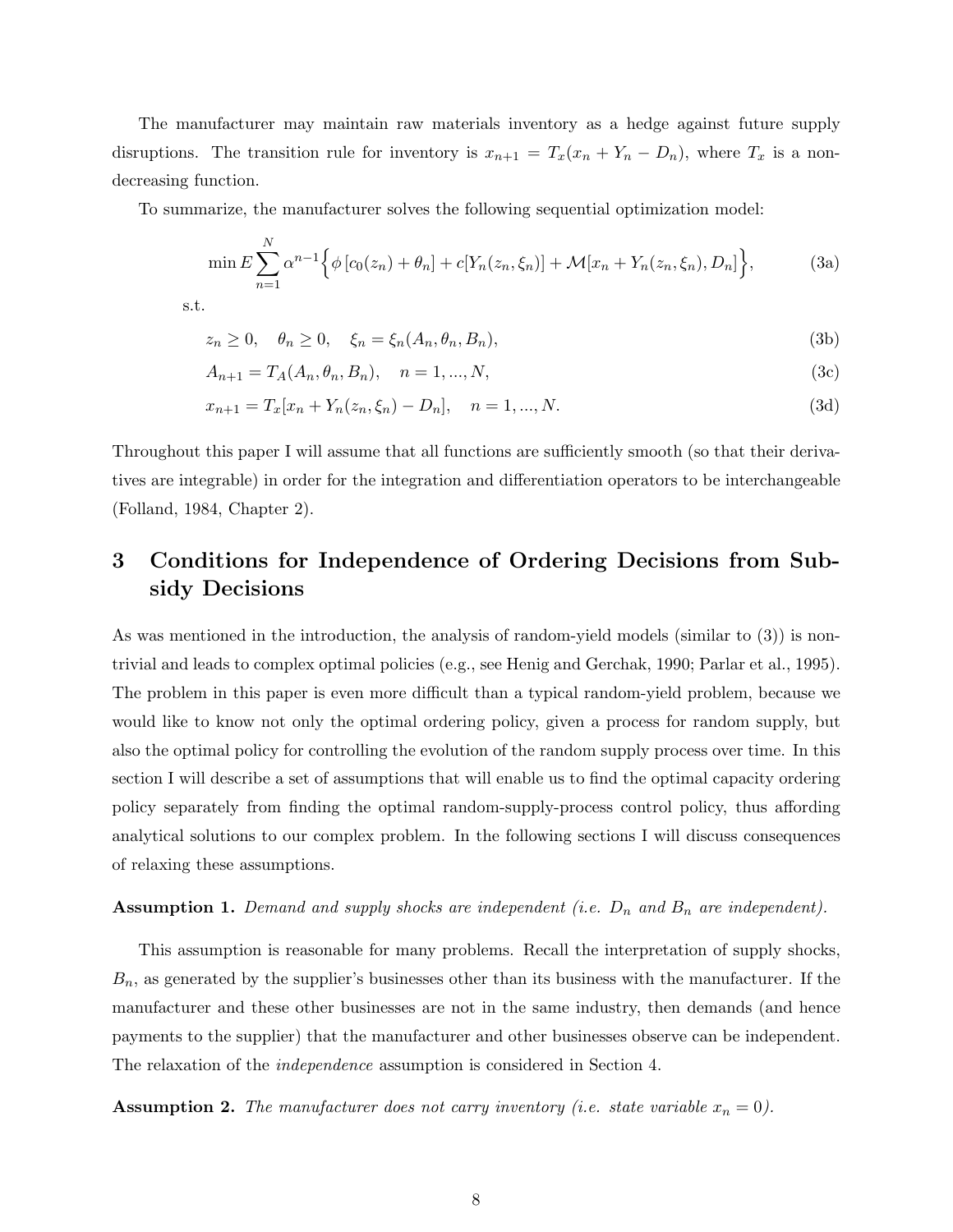The manufacturer may maintain raw materials inventory as a hedge against future supply disruptions. The transition rule for inventory is $x_{n+1} = T_x(x_n + Y_n - D_n)$, where $T_x$ is a non-decreasing function.

To summarize, the manufacturer solves the following sequential optimization model:

$$\min E \sum_{n=1}^{N} \alpha^{n-1} \Big\{ \phi\left[c_0(z_n) + \theta_n\right] + c[Y_n(z_n, \xi_n)] + \mathcal{M}[x_n + Y_n(z_n, \xi_n), D_n] \Big\}, \tag{3a}$$

s.t.

$$z_n \geq 0, \quad \theta_n \geq 0, \quad \xi_n = \xi_n(A_n, \theta_n, B_n), \tag{3b}$$

$$A_{n+1} = T_A(A_n, \theta_n, B_n), \quad n = 1, ..., N, \tag{3c}$$

$$x_{n+1} = T_x[x_n + Y_n(z_n, \xi_n) - D_n], \quad n = 1, ..., N. \tag{3d}$$

Throughout this paper I will assume that all functions are sufficiently smooth (so that their derivatives are integrable) in order for the integration and differentiation operators to be interchangeable (Folland, 1984, Chapter 2).

# 3 Conditions for Independence of Ordering Decisions from Subsidy Decisions

As was mentioned in the introduction, the analysis of random-yield models (similar to (3)) is non-trivial and leads to complex optimal policies (e.g., see Henig and Gerchak, 1990; Parlar et al., 1995). The problem in this paper is even more difficult than a typical random-yield problem, because we would like to know not only the optimal ordering policy, given a process for random supply, but also the optimal policy for controlling the evolution of the random supply process over time. In this section I will describe a set of assumptions that will enable us to find the optimal capacity ordering policy separately from finding the optimal random-supply-process control policy, thus affording analytical solutions to our complex problem. In the following sections I will discuss consequences of relaxing these assumptions.

**Assumption 1.** *Demand and supply shocks are independent (i.e. $D_n$ and $B_n$ are independent).*

This assumption is reasonable for many problems. Recall the interpretation of supply shocks, $B_n$, as generated by the supplier's businesses other than its business with the manufacturer. If the manufacturer and these other businesses are not in the same industry, then demands (and hence payments to the supplier) that the manufacturer and other businesses observe can be independent. The relaxation of the *independence* assumption is considered in Section 4.

**Assumption 2.** *The manufacturer does not carry inventory (i.e. state variable $x_n = 0$).*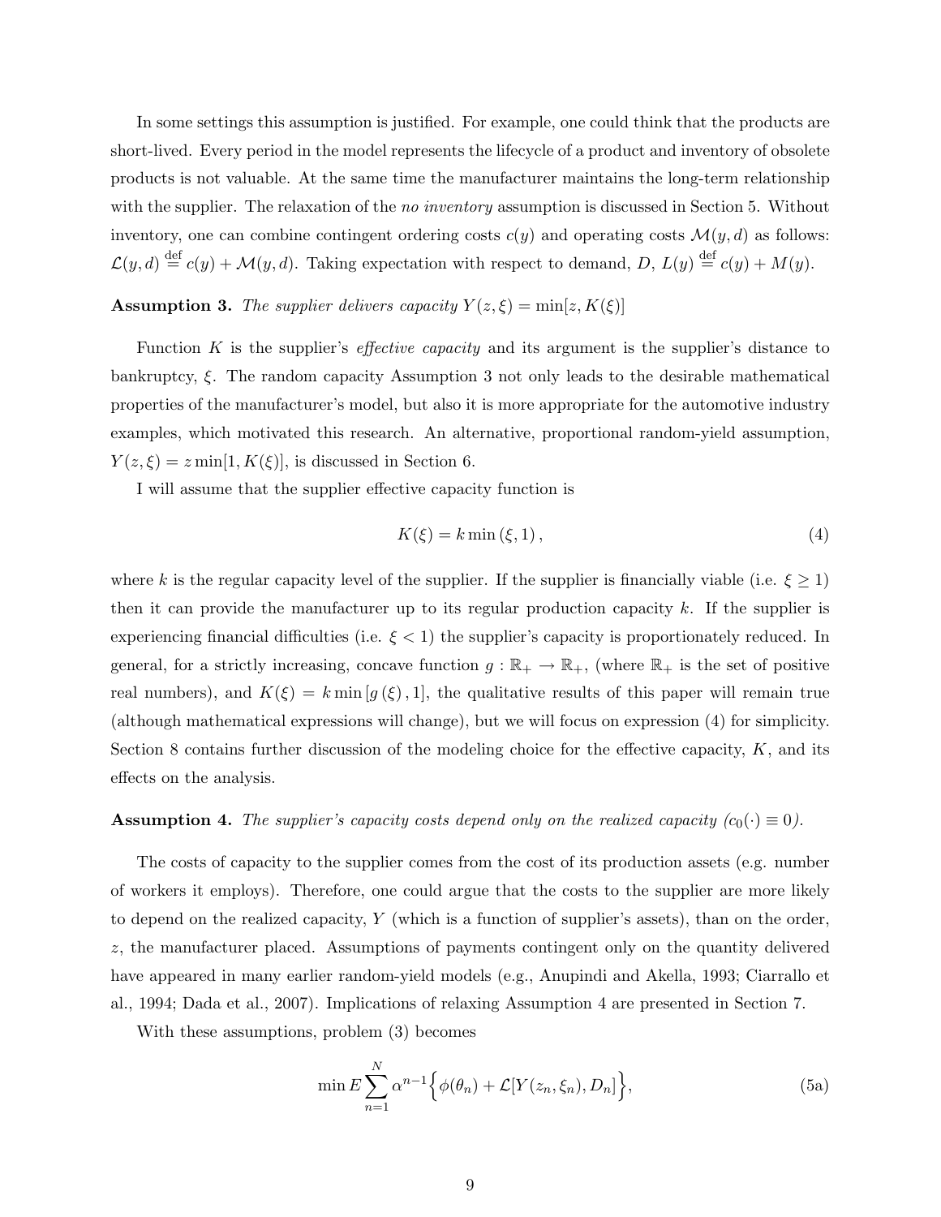In some settings this assumption is justified. For example, one could think that the products are short-lived. Every period in the model represents the lifecycle of a product and inventory of obsolete products is not valuable. At the same time the manufacturer maintains the long-term relationship with the supplier. The relaxation of the *no inventory* assumption is discussed in Section 5. Without inventory, one can combine contingent ordering costs $c(y)$ and operating costs $\mathcal{M}(y, d)$ as follows: $\mathcal{L}(y, d) \stackrel{\text{def}}{=} c(y) + \mathcal{M}(y, d)$. Taking expectation with respect to demand, $D$, $L(y) \stackrel{\text{def}}{=} c(y) + M(y)$.

**Assumption 3.** *The supplier delivers capacity* $Y(z, \xi) = \min[z, K(\xi)]$

Function $K$ is the supplier's *effective capacity* and its argument is the supplier's distance to bankruptcy, $\xi$. The random capacity Assumption 3 not only leads to the desirable mathematical properties of the manufacturer's model, but also it is more appropriate for the automotive industry examples, which motivated this research. An alternative, proportional random-yield assumption, $Y(z, \xi) = z \min[1, K(\xi)]$, is discussed in Section 6.

I will assume that the supplier effective capacity function is

$$K(\xi) = k \min(\xi, 1), \tag{4}$$

where $k$ is the regular capacity level of the supplier. If the supplier is financially viable (i.e. $\xi \geq 1$) then it can provide the manufacturer up to its regular production capacity $k$. If the supplier is experiencing financial difficulties (i.e. $\xi < 1$) the supplier's capacity is proportionately reduced. In general, for a strictly increasing, concave function $g : \mathbb{R}_+ \to \mathbb{R}_+$, (where $\mathbb{R}_+$ is the set of positive real numbers), and $K(\xi) = k \min[g(\xi), 1]$, the qualitative results of this paper will remain true (although mathematical expressions will change), but we will focus on expression (4) for simplicity. Section 8 contains further discussion of the modeling choice for the effective capacity, $K$, and its effects on the analysis.

**Assumption 4.** *The supplier's capacity costs depend only on the realized capacity ($c_0(\cdot) \equiv 0$).*

The costs of capacity to the supplier comes from the cost of its production assets (e.g. number of workers it employs). Therefore, one could argue that the costs to the supplier are more likely to depend on the realized capacity, $Y$ (which is a function of supplier's assets), than on the order, $z$, the manufacturer placed. Assumptions of payments contingent only on the quantity delivered have appeared in many earlier random-yield models (e.g., Anupindi and Akella, 1993; Ciarrallo et al., 1994; Dada et al., 2007). Implications of relaxing Assumption 4 are presented in Section 7.

With these assumptions, problem (3) becomes

$$\min E \sum_{n=1}^{N} \alpha^{n-1} \Big\{ \phi(\theta_n) + \mathcal{L}[Y(z_n, \xi_n), D_n] \Big\}, \tag{5a}$$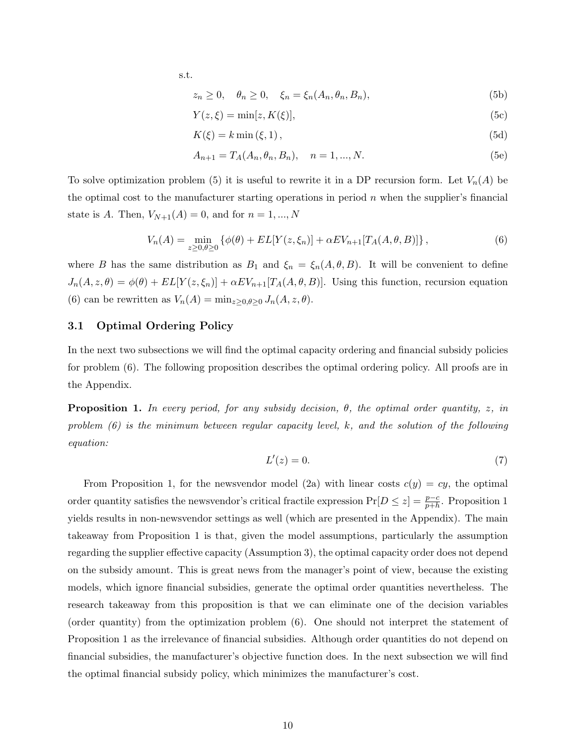s.t.

$$z_n \geq 0, \quad \theta_n \geq 0, \quad \xi_n = \xi_n(A_n, \theta_n, B_n), \tag{5b}$$

$$Y(z, \xi) = \min[z, K(\xi)], \tag{5c}$$

$$K(\xi) = k \min(\xi, 1), \tag{5d}$$

$$A_{n+1} = T_A(A_n, \theta_n, B_n), \quad n = 1, ..., N. \tag{5e}$$

To solve optimization problem (5) it is useful to rewrite it in a DP recursion form. Let $V_n(A)$ be the optimal cost to the manufacturer starting operations in period $n$ when the supplier's financial state is $A$. Then, $V_{N+1}(A) = 0$, and for $n = 1, ..., N$

$$V_n(A) = \min_{z \geq 0, \theta \geq 0} \left\{ \phi(\theta) + EL[Y(z, \xi_n)] + \alpha E V_{n+1}[T_A(A, \theta, B)] \right\}, \tag{6}$$

where $B$ has the same distribution as $B_1$ and $\xi_n = \xi_n(A, \theta, B)$. It will be convenient to define $J_n(A, z, \theta) = \phi(\theta) + EL[Y(z, \xi_n)] + \alpha E V_{n+1}[T_A(A, \theta, B)]$. Using this function, recursion equation (6) can be rewritten as $V_n(A) = \min_{z \geq 0, \theta \geq 0} J_n(A, z, \theta)$.

### 3.1 Optimal Ordering Policy

In the next two subsections we will find the optimal capacity ordering and financial subsidy policies for problem (6). The following proposition describes the optimal ordering policy. All proofs are in the Appendix.

**Proposition 1.** *In every period, for any subsidy decision, $\theta$, the optimal order quantity, $z$, in problem (6) is the minimum between regular capacity level, $k$, and the solution of the following equation:*

$$L'(z) = 0. \tag{7}$$

From Proposition 1, for the newsvendor model (2a) with linear costs $c(y) = cy$, the optimal order quantity satisfies the newsvendor's critical fractile expression $\Pr[D \leq z] = \frac{p-c}{p+h}$. Proposition 1 yields results in non-newsvendor settings as well (which are presented in the Appendix). The main takeaway from Proposition 1 is that, given the model assumptions, particularly the assumption regarding the supplier effective capacity (Assumption 3), the optimal capacity order does not depend on the subsidy amount. This is great news from the manager's point of view, because the existing models, which ignore financial subsidies, generate the optimal order quantities nevertheless. The research takeaway from this proposition is that we can eliminate one of the decision variables (order quantity) from the optimization problem (6). One should not interpret the statement of Proposition 1 as the irrelevance of financial subsidies. Although order quantities do not depend on financial subsidies, the manufacturer's objective function does. In the next subsection we will find the optimal financial subsidy policy, which minimizes the manufacturer's cost.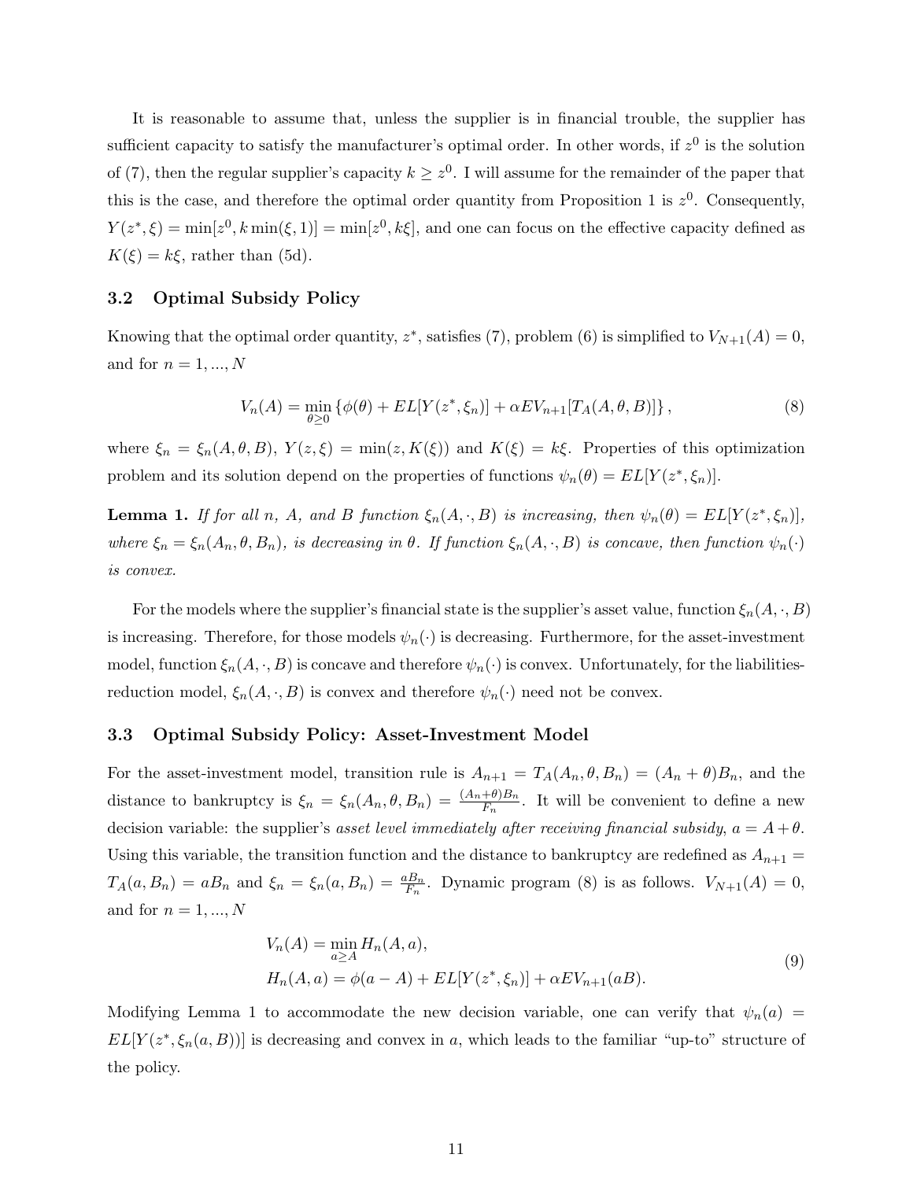It is reasonable to assume that, unless the supplier is in financial trouble, the supplier has sufficient capacity to satisfy the manufacturer's optimal order. In other words, if $z^0$ is the solution of (7), then the regular supplier's capacity $k \geq z^0$. I will assume for the remainder of the paper that this is the case, and therefore the optimal order quantity from Proposition 1 is $z^0$. Consequently, $Y(z^*, \xi) = \min[z^0, k\min(\xi, 1)] = \min[z^0, k\xi]$, and one can focus on the effective capacity defined as $K(\xi) = k\xi$, rather than (5d).

### 3.2 Optimal Subsidy Policy

Knowing that the optimal order quantity, $z^*$, satisfies (7), problem (6) is simplified to $V_{N+1}(A) = 0$, and for $n = 1, ..., N$

$$V_n(A) = \min_{\theta \geq 0} \{\phi(\theta) + EL[Y(z^*, \xi_n)] + \alpha E V_{n+1}[T_A(A, \theta, B)]\}, \tag{8}$$

where $\xi_n = \xi_n(A, \theta, B)$, $Y(z, \xi) = \min(z, K(\xi))$ and $K(\xi) = k\xi$. Properties of this optimization problem and its solution depend on the properties of functions $\psi_n(\theta) = EL[Y(z^*, \xi_n)]$.

**Lemma 1.** *If for all $n$, $A$, and $B$ function $\xi_n(A, \cdot, B)$ is increasing, then $\psi_n(\theta) = EL[Y(z^*, \xi_n)]$, where $\xi_n = \xi_n(A_n, \theta, B_n)$, is decreasing in $\theta$. If function $\xi_n(A, \cdot, B)$ is concave, then function $\psi_n(\cdot)$ is convex.*

For the models where the supplier's financial state is the supplier's asset value, function $\xi_n(A, \cdot, B)$ is increasing. Therefore, for those models $\psi_n(\cdot)$ is decreasing. Furthermore, for the asset-investment model, function $\xi_n(A, \cdot, B)$ is concave and therefore $\psi_n(\cdot)$ is convex. Unfortunately, for the liabilities-reduction model, $\xi_n(A, \cdot, B)$ is convex and therefore $\psi_n(\cdot)$ need not be convex.

### 3.3 Optimal Subsidy Policy: Asset-Investment Model

For the asset-investment model, transition rule is $A_{n+1} = T_A(A_n, \theta, B_n) = (A_n + \theta)B_n$, and the distance to bankruptcy is $\xi_n = \xi_n(A_n, \theta, B_n) = \frac{(A_n+\theta)B_n}{F_n}$. It will be convenient to define a new decision variable: the supplier's *asset level immediately after receiving financial subsidy*, $a = A + \theta$. Using this variable, the transition function and the distance to bankruptcy are redefined as $A_{n+1} = T_A(a, B_n) = aB_n$ and $\xi_n = \xi_n(a, B_n) = \frac{aB_n}{F_n}$. Dynamic program (8) is as follows. $V_{N+1}(A) = 0$, and for $n = 1, ..., N$

$$\begin{aligned} V_n(A) &= \min_{a \geq A} H_n(A, a), \\ H_n(A, a) &= \phi(a - A) + EL[Y(z^*, \xi_n)] + \alpha E V_{n+1}(aB). \end{aligned} \tag{9}$$

Modifying Lemma 1 to accommodate the new decision variable, one can verify that $\psi_n(a) = EL[Y(z^*, \xi_n(a, B))]$ is decreasing and convex in $a$, which leads to the familiar "up-to" structure of the policy.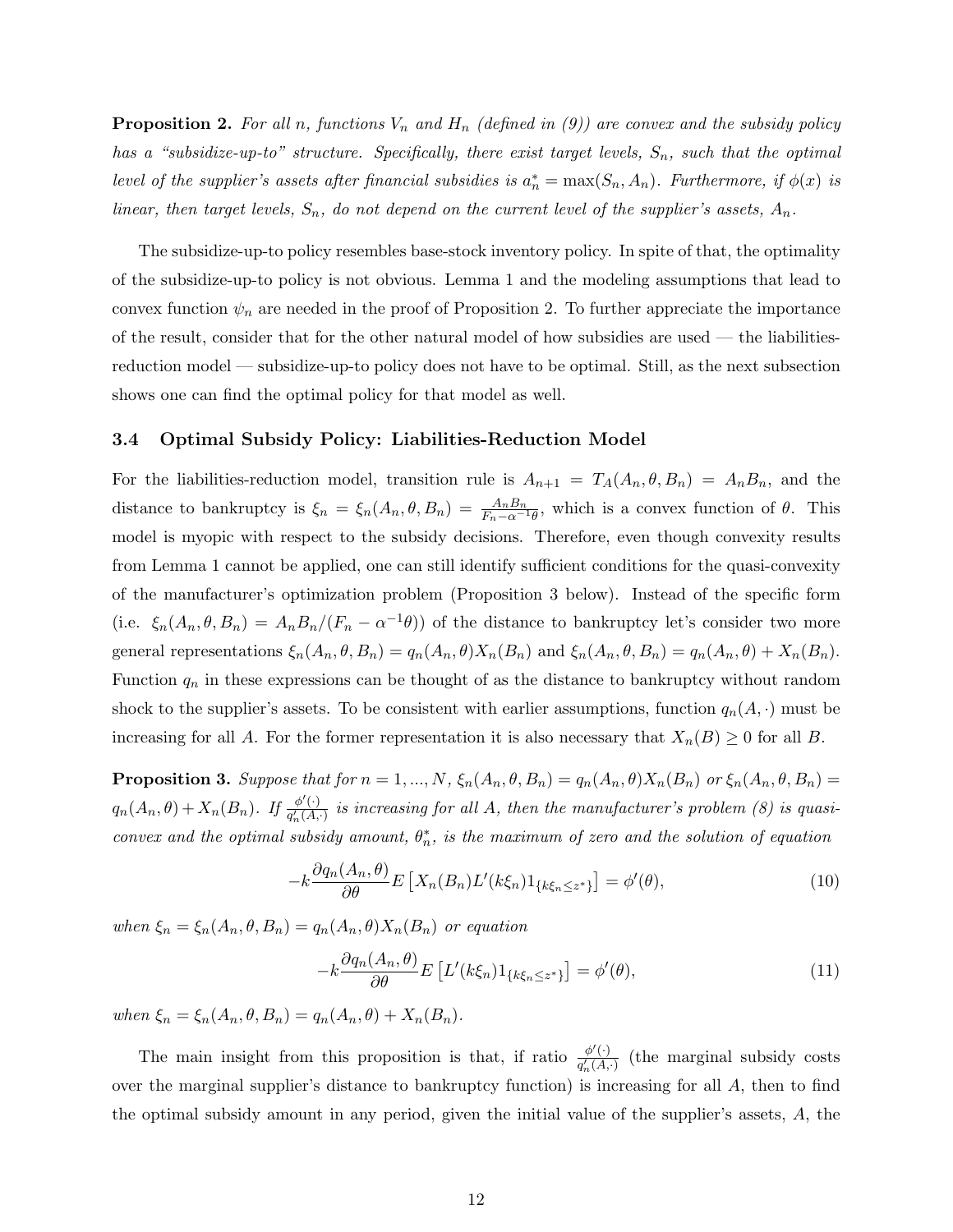**Proposition 2.** *For all n, functions $V_n$ and $H_n$ (defined in (9)) are convex and the subsidy policy has a "subsidize-up-to" structure. Specifically, there exist target levels, $S_n$, such that the optimal level of the supplier's assets after financial subsidies is $a_n^* = \max(S_n, A_n)$. Furthermore, if $\phi(x)$ is linear, then target levels, $S_n$, do not depend on the current level of the supplier's assets, $A_n$.*

The subsidize-up-to policy resembles base-stock inventory policy. In spite of that, the optimality of the subsidize-up-to policy is not obvious. Lemma 1 and the modeling assumptions that lead to convex function $\psi_n$ are needed in the proof of Proposition 2. To further appreciate the importance of the result, consider that for the other natural model of how subsidies are used — the liabilities-reduction model — subsidize-up-to policy does not have to be optimal. Still, as the next subsection shows one can find the optimal policy for that model as well.

### 3.4 Optimal Subsidy Policy: Liabilities-Reduction Model

For the liabilities-reduction model, transition rule is $A_{n+1} = T_A(A_n, \theta, B_n) = A_n B_n$, and the distance to bankruptcy is $\xi_n = \xi_n(A_n, \theta, B_n) = \frac{A_n B_n}{F_n - \alpha^{-1}\theta}$, which is a convex function of $\theta$. This model is myopic with respect to the subsidy decisions. Therefore, even though convexity results from Lemma 1 cannot be applied, one can still identify sufficient conditions for the quasi-convexity of the manufacturer's optimization problem (Proposition 3 below). Instead of the specific form (i.e. $\xi_n(A_n, \theta, B_n) = A_n B_n/(F_n - \alpha^{-1}\theta)$) of the distance to bankruptcy let's consider two more general representations $\xi_n(A_n, \theta, B_n) = q_n(A_n, \theta)X_n(B_n)$ and $\xi_n(A_n, \theta, B_n) = q_n(A_n, \theta) + X_n(B_n)$. Function $q_n$ in these expressions can be thought of as the distance to bankruptcy without random shock to the supplier's assets. To be consistent with earlier assumptions, function $q_n(A, \cdot)$ must be increasing for all $A$. For the former representation it is also necessary that $X_n(B) \geq 0$ for all $B$.

**Proposition 3.** *Suppose that for $n = 1, ..., N$, $\xi_n(A_n, \theta, B_n) = q_n(A_n, \theta)X_n(B_n)$ or $\xi_n(A_n, \theta, B_n) = q_n(A_n, \theta) + X_n(B_n)$. If $\frac{\phi'(\cdot)}{q_n'(A, \cdot)}$ is increasing for all $A$, then the manufacturer's problem (8) is quasi-convex and the optimal subsidy amount, $\theta_n^*$, is the maximum of zero and the solution of equation*

$$-k \frac{\partial q_n(A_n, \theta)}{\partial \theta} E\left[X_n(B_n) L'(k\xi_n) 1_{\{k\xi_n \leq z^*\}}\right] = \phi'(\theta), \tag{10}$$

*when $\xi_n = \xi_n(A_n, \theta, B_n) = q_n(A_n, \theta)X_n(B_n)$ or equation*

$$-k \frac{\partial q_n(A_n, \theta)}{\partial \theta} E\left[L'(k\xi_n) 1_{\{k\xi_n \leq z^*\}}\right] = \phi'(\theta), \tag{11}$$

*when $\xi_n = \xi_n(A_n, \theta, B_n) = q_n(A_n, \theta) + X_n(B_n)$.*

The main insight from this proposition is that, if ratio $\frac{\phi'(\cdot)}{q_n'(A, \cdot)}$ (the marginal subsidy costs over the marginal supplier's distance to bankruptcy function) is increasing for all $A$, then to find the optimal subsidy amount in any period, given the initial value of the supplier's assets, $A$, the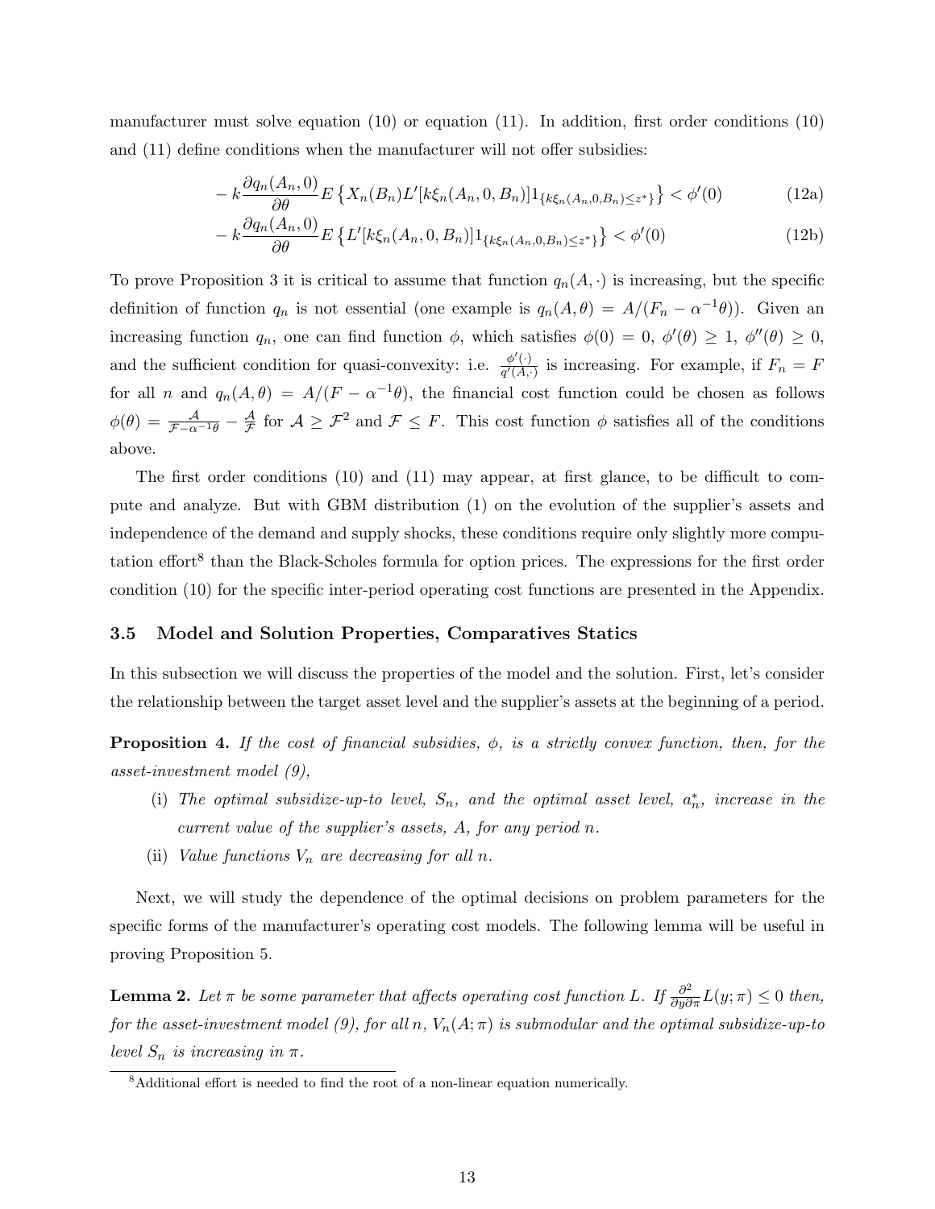manufacturer must solve equation (10) or equation (11). In addition, first order conditions (10) and (11) define conditions when the manufacturer will not offer subsidies:

$$-k\frac{\partial q_n(A_n,0)}{\partial \theta}E\left\{X_n(B_n)L'[k\xi_n(A_n,0,B_n)]1_{\{k\xi_n(A_n,0,B_n)\leq z^*\}}\right\} < \phi'(0) \tag{12a}$$

$$-k\frac{\partial q_n(A_n,0)}{\partial \theta}E\left\{L'[k\xi_n(A_n,0,B_n)]1_{\{k\xi_n(A_n,0,B_n)\leq z^*\}}\right\} < \phi'(0) \tag{12b}$$

To prove Proposition 3 it is critical to assume that function $q_n(A,\cdot)$ is increasing, but the specific definition of function $q_n$ is not essential (one example is $q_n(A,\theta) = A/(F_n - \alpha^{-1}\theta)$). Given an increasing function $q_n$, one can find function $\phi$, which satisfies $\phi(0) = 0$, $\phi'(\theta) \geq 1$, $\phi''(\theta) \geq 0$, and the sufficient condition for quasi-convexity: i.e. $\frac{\phi'(\cdot)}{q'(A,\cdot)}$ is increasing. For example, if $F_n = F$ for all $n$ and $q_n(A,\theta) = A/(F - \alpha^{-1}\theta)$, the financial cost function could be chosen as follows $\phi(\theta) = \frac{\mathcal{A}}{\mathcal{F}-\alpha^{-1}\theta} - \frac{\mathcal{A}}{\mathcal{F}}$ for $\mathcal{A} \geq \mathcal{F}^2$ and $\mathcal{F} \leq F$. This cost function $\phi$ satisfies all of the conditions above.

The first order conditions (10) and (11) may appear, at first glance, to be difficult to compute and analyze. But with GBM distribution (1) on the evolution of the supplier's assets and independence of the demand and supply shocks, these conditions require only slightly more computation effort[8] than the Black-Scholes formula for option prices. The expressions for the first order condition (10) for the specific inter-period operating cost functions are presented in the Appendix.

### 3.5 Model and Solution Properties, Comparatives Statics

In this subsection we will discuss the properties of the model and the solution. First, let's consider the relationship between the target asset level and the supplier's assets at the beginning of a period.

**Proposition 4.** *If the cost of financial subsidies, $\phi$, is a strictly convex function, then, for the asset-investment model (9),*

(i) *The optimal subsidize-up-to level, $S_n$, and the optimal asset level, $a_n^*$, increase in the current value of the supplier's assets, $A$, for any period $n$.*

(ii) *Value functions $V_n$ are decreasing for all $n$.*

Next, we will study the dependence of the optimal decisions on problem parameters for the specific forms of the manufacturer's operating cost models. The following lemma will be useful in proving Proposition 5.

**Lemma 2.** *Let $\pi$ be some parameter that affects operating cost function $L$. If $\frac{\partial^2}{\partial y \partial \pi}L(y;\pi) \leq 0$ then, for the asset-investment model (9), for all $n$, $V_n(A;\pi)$ is submodular and the optimal subsidize-up-to level $S_n$ is increasing in $\pi$.*

[8]Additional effort is needed to find the root of a non-linear equation numerically.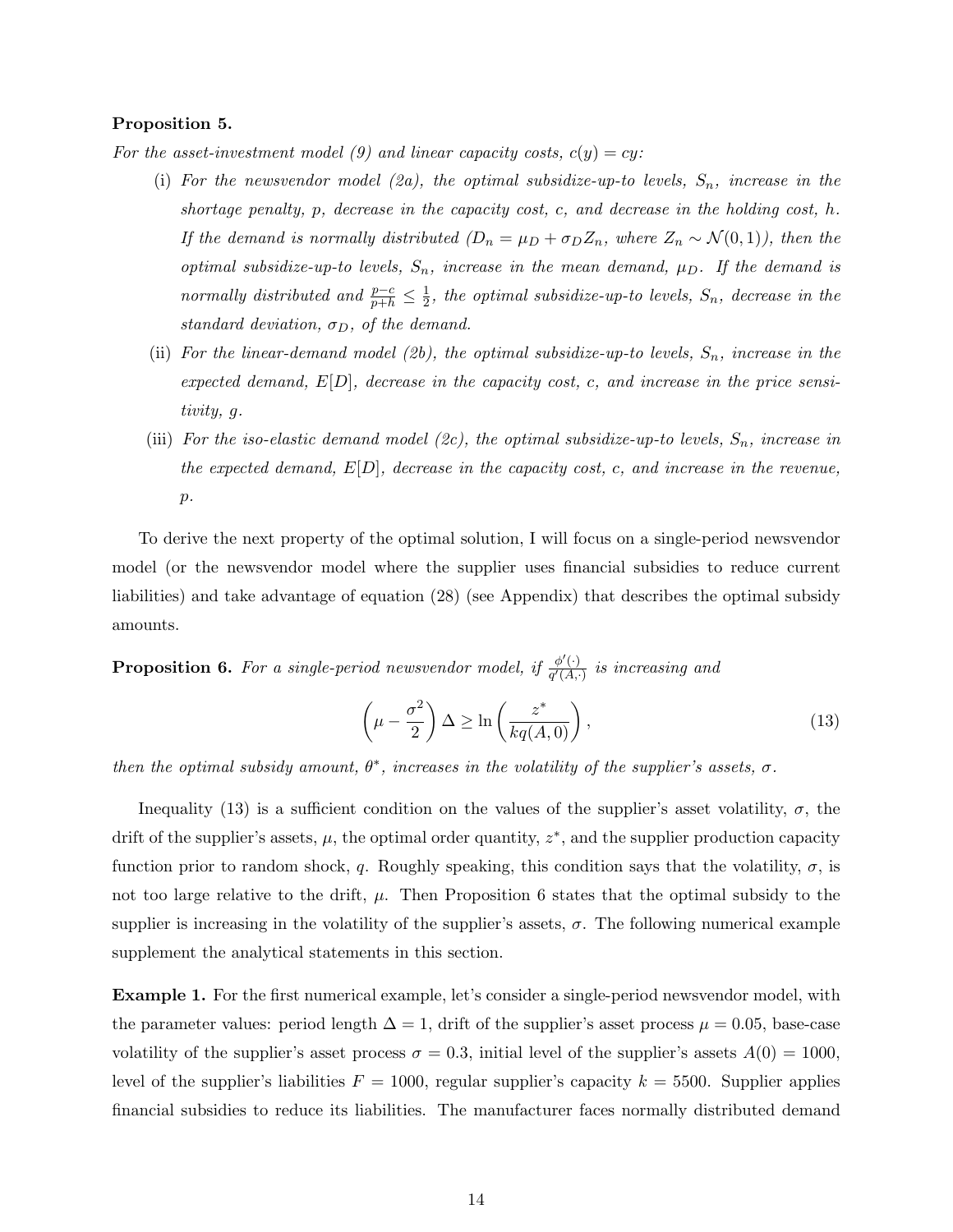**Proposition 5.**

*For the asset-investment model (9) and linear capacity costs, $c(y) = cy$:*

(i) *For the newsvendor model (2a), the optimal subsidize-up-to levels, $S_n$, increase in the shortage penalty, $p$, decrease in the capacity cost, $c$, and decrease in the holding cost, $h$. If the demand is normally distributed ($D_n = \mu_D + \sigma_D Z_n$, where $Z_n \sim \mathcal{N}(0,1)$), then the optimal subsidize-up-to levels, $S_n$, increase in the mean demand, $\mu_D$. If the demand is normally distributed and $\frac{p-c}{p+h} \leq \frac{1}{2}$, the optimal subsidize-up-to levels, $S_n$, decrease in the standard deviation, $\sigma_D$, of the demand.*

(ii) *For the linear-demand model (2b), the optimal subsidize-up-to levels, $S_n$, increase in the expected demand, $E[D]$, decrease in the capacity cost, $c$, and increase in the price sensitivity, $g$.*

(iii) *For the iso-elastic demand model (2c), the optimal subsidize-up-to levels, $S_n$, increase in the expected demand, $E[D]$, decrease in the capacity cost, $c$, and increase in the revenue, $p$.*

To derive the next property of the optimal solution, I will focus on a single-period newsvendor model (or the newsvendor model where the supplier uses financial subsidies to reduce current liabilities) and take advantage of equation (28) (see Appendix) that describes the optimal subsidy amounts.

**Proposition 6.** *For a single-period newsvendor model, if $\frac{\phi'(\cdot)}{q'(A,\cdot)}$ is increasing and*

$$\left(\mu - \frac{\sigma^2}{2}\right)\Delta \geq \ln\left(\frac{z^*}{kq(A,0)}\right), \tag{13}$$

*then the optimal subsidy amount, $\theta^*$, increases in the volatility of the supplier's assets, $\sigma$.*

Inequality (13) is a sufficient condition on the values of the supplier's asset volatility, $\sigma$, the drift of the supplier's assets, $\mu$, the optimal order quantity, $z^*$, and the supplier production capacity function prior to random shock, $q$. Roughly speaking, this condition says that the volatility, $\sigma$, is not too large relative to the drift, $\mu$. Then Proposition 6 states that the optimal subsidy to the supplier is increasing in the volatility of the supplier's assets, $\sigma$. The following numerical example supplement the analytical statements in this section.

**Example 1.** For the first numerical example, let's consider a single-period newsvendor model, with the parameter values: period length $\Delta = 1$, drift of the supplier's asset process $\mu = 0.05$, base-case volatility of the supplier's asset process $\sigma = 0.3$, initial level of the supplier's assets $A(0) = 1000$, level of the supplier's liabilities $F = 1000$, regular supplier's capacity $k = 5500$. Supplier applies financial subsidies to reduce its liabilities. The manufacturer faces normally distributed demand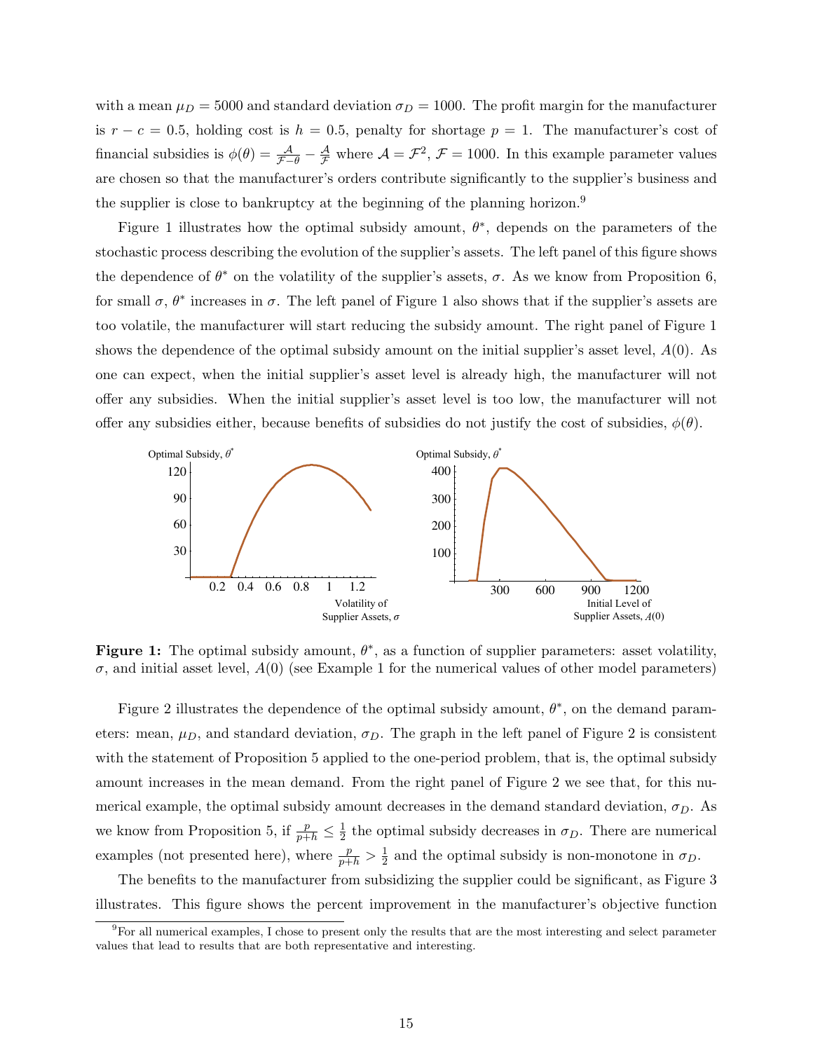with a mean $\mu_D = 5000$ and standard deviation $\sigma_D = 1000$. The profit margin for the manufacturer is $r - c = 0.5$, holding cost is $h = 0.5$, penalty for shortage $p = 1$. The manufacturer's cost of financial subsidies is $\phi(\theta) = \frac{\mathcal{A}}{\mathcal{F}-\theta} - \frac{\mathcal{A}}{\mathcal{F}}$ where $\mathcal{A} = \mathcal{F}^2$, $\mathcal{F} = 1000$. In this example parameter values are chosen so that the manufacturer's orders contribute significantly to the supplier's business and the supplier is close to bankruptcy at the beginning of the planning horizon.[9]

Figure 1 illustrates how the optimal subsidy amount, $\theta^*$, depends on the parameters of the stochastic process describing the evolution of the supplier's assets. The left panel of this figure shows the dependence of $\theta^*$ on the volatility of the supplier's assets, $\sigma$. As we know from Proposition 6, for small $\sigma$, $\theta^*$ increases in $\sigma$. The left panel of Figure 1 also shows that if the supplier's assets are too volatile, the manufacturer will start reducing the subsidy amount. The right panel of Figure 1 shows the dependence of the optimal subsidy amount on the initial supplier's asset level, $A(0)$. As one can expect, when the initial supplier's asset level is already high, the manufacturer will not offer any subsidies. When the initial supplier's asset level is too low, the manufacturer will not offer any subsidies either, because benefits of subsidies do not justify the cost of subsidies, $\phi(\theta)$.

**Figure 1:** The optimal subsidy amount, $\theta^*$, as a function of supplier parameters: asset volatility, $\sigma$, and initial asset level, $A(0)$ (see Example 1 for the numerical values of other model parameters)

Figure 2 illustrates the dependence of the optimal subsidy amount, $\theta^*$, on the demand parameters: mean, $\mu_D$, and standard deviation, $\sigma_D$. The graph in the left panel of Figure 2 is consistent with the statement of Proposition 5 applied to the one-period problem, that is, the optimal subsidy amount increases in the mean demand. From the right panel of Figure 2 we see that, for this numerical example, the optimal subsidy amount decreases in the demand standard deviation, $\sigma_D$. As we know from Proposition 5, if $\frac{p}{p+h} \le \frac{1}{2}$ the optimal subsidy decreases in $\sigma_D$. There are numerical examples (not presented here), where $\frac{p}{p+h} > \frac{1}{2}$ and the optimal subsidy is non-monotone in $\sigma_D$.

The benefits to the manufacturer from subsidizing the supplier could be significant, as Figure 3 illustrates. This figure shows the percent improvement in the manufacturer's objective function

[9] For all numerical examples, I chose to present only the results that are the most interesting and select parameter values that lead to results that are both representative and interesting.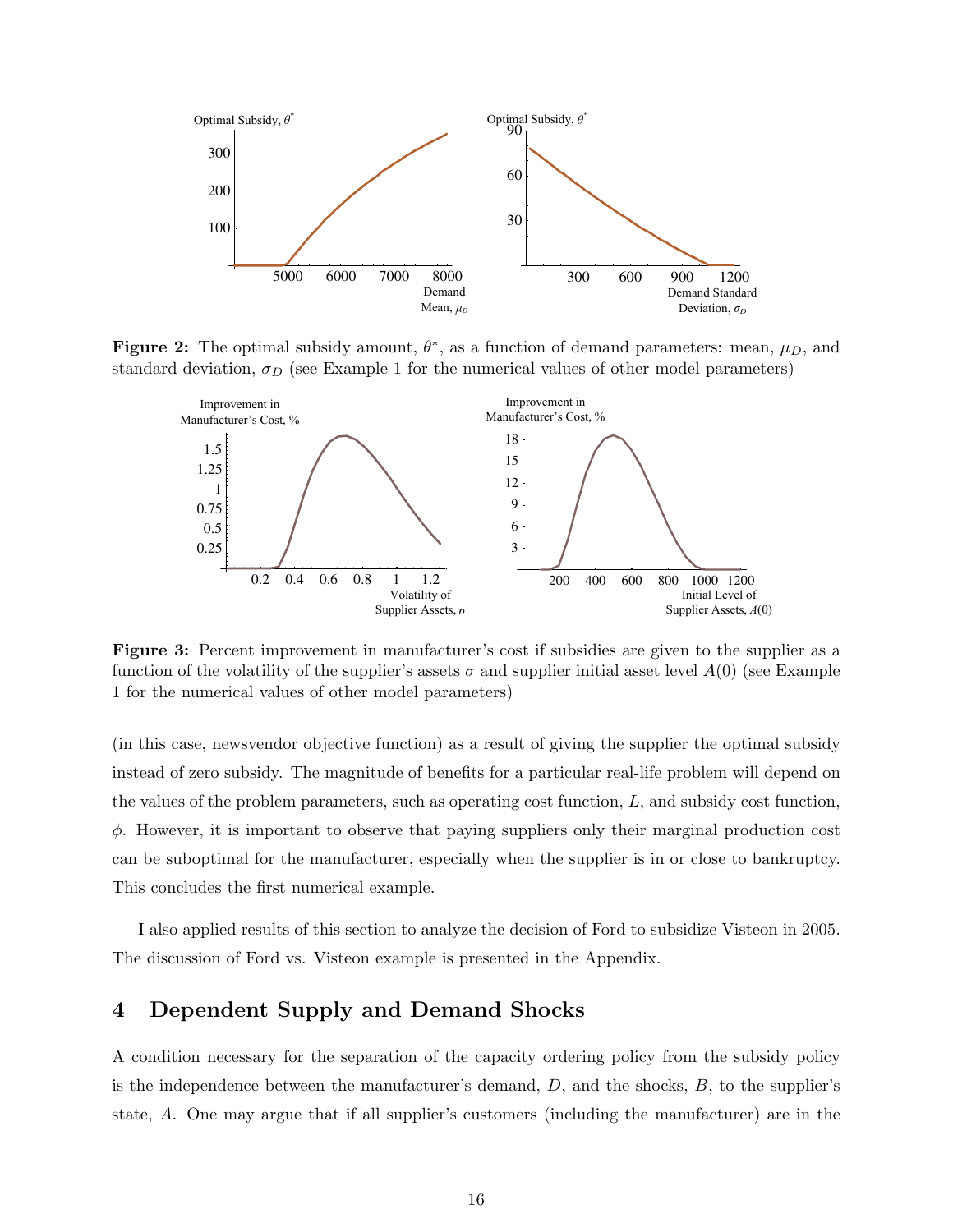**Figure 2:** The optimal subsidy amount, $\theta^*$, as a function of demand parameters: mean, $\mu_D$, and standard deviation, $\sigma_D$ (see Example 1 for the numerical values of other model parameters)

**Figure 3:** Percent improvement in manufacturer's cost if subsidies are given to the supplier as a function of the volatility of the supplier's assets $\sigma$ and supplier initial asset level $A(0)$ (see Example 1 for the numerical values of other model parameters)

(in this case, newsvendor objective function) as a result of giving the supplier the optimal subsidy instead of zero subsidy. The magnitude of benefits for a particular real-life problem will depend on the values of the problem parameters, such as operating cost function, $L$, and subsidy cost function, $\phi$. However, it is important to observe that paying suppliers only their marginal production cost can be suboptimal for the manufacturer, especially when the supplier is in or close to bankruptcy. This concludes the first numerical example.

I also applied results of this section to analyze the decision of Ford to subsidize Visteon in 2005. The discussion of Ford vs. Visteon example is presented in the Appendix.

## 4 Dependent Supply and Demand Shocks

A condition necessary for the separation of the capacity ordering policy from the subsidy policy is the independence between the manufacturer's demand, $D$, and the shocks, $B$, to the supplier's state, $A$. One may argue that if all supplier's customers (including the manufacturer) are in the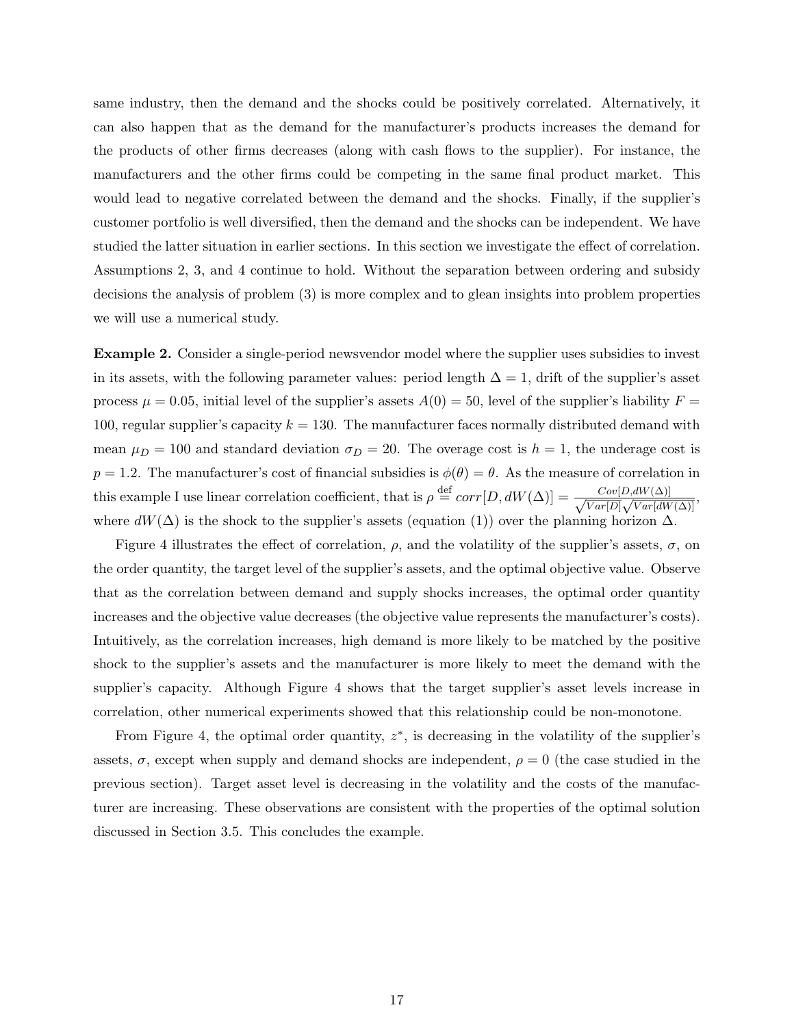same industry, then the demand and the shocks could be positively correlated. Alternatively, it can also happen that as the demand for the manufacturer's products increases the demand for the products of other firms decreases (along with cash flows to the supplier). For instance, the manufacturers and the other firms could be competing in the same final product market. This would lead to negative correlated between the demand and the shocks. Finally, if the supplier's customer portfolio is well diversified, then the demand and the shocks can be independent. We have studied the latter situation in earlier sections. In this section we investigate the effect of correlation. Assumptions 2, 3, and 4 continue to hold. Without the separation between ordering and subsidy decisions the analysis of problem (3) is more complex and to glean insights into problem properties we will use a numerical study.

**Example 2.** Consider a single-period newsvendor model where the supplier uses subsidies to invest in its assets, with the following parameter values: period length $\Delta = 1$, drift of the supplier's asset process $\mu = 0.05$, initial level of the supplier's assets $A(0) = 50$, level of the supplier's liability $F = 100$, regular supplier's capacity $k = 130$. The manufacturer faces normally distributed demand with mean $\mu_D = 100$ and standard deviation $\sigma_D = 20$. The overage cost is $h = 1$, the underage cost is $p = 1.2$. The manufacturer's cost of financial subsidies is $\phi(\theta) = \theta$. As the measure of correlation in this example I use linear correlation coefficient, that is $\rho \stackrel{\text{def}}{=} corr[D, dW(\Delta)] = \frac{Cov[D, dW(\Delta)]}{\sqrt{Var[D]}\sqrt{Var[dW(\Delta)]}}$, where $dW(\Delta)$ is the shock to the supplier's assets (equation (1)) over the planning horizon $\Delta$.

Figure 4 illustrates the effect of correlation, $\rho$, and the volatility of the supplier's assets, $\sigma$, on the order quantity, the target level of the supplier's assets, and the optimal objective value. Observe that as the correlation between demand and supply shocks increases, the optimal order quantity increases and the objective value decreases (the objective value represents the manufacturer's costs). Intuitively, as the correlation increases, high demand is more likely to be matched by the positive shock to the supplier's assets and the manufacturer is more likely to meet the demand with the supplier's capacity. Although Figure 4 shows that the target supplier's asset levels increase in correlation, other numerical experiments showed that this relationship could be non-monotone.

From Figure 4, the optimal order quantity, $z^*$, is decreasing in the volatility of the supplier's assets, $\sigma$, except when supply and demand shocks are independent, $\rho = 0$ (the case studied in the previous section). Target asset level is decreasing in the volatility and the costs of the manufacturer are increasing. These observations are consistent with the properties of the optimal solution discussed in Section 3.5. This concludes the example.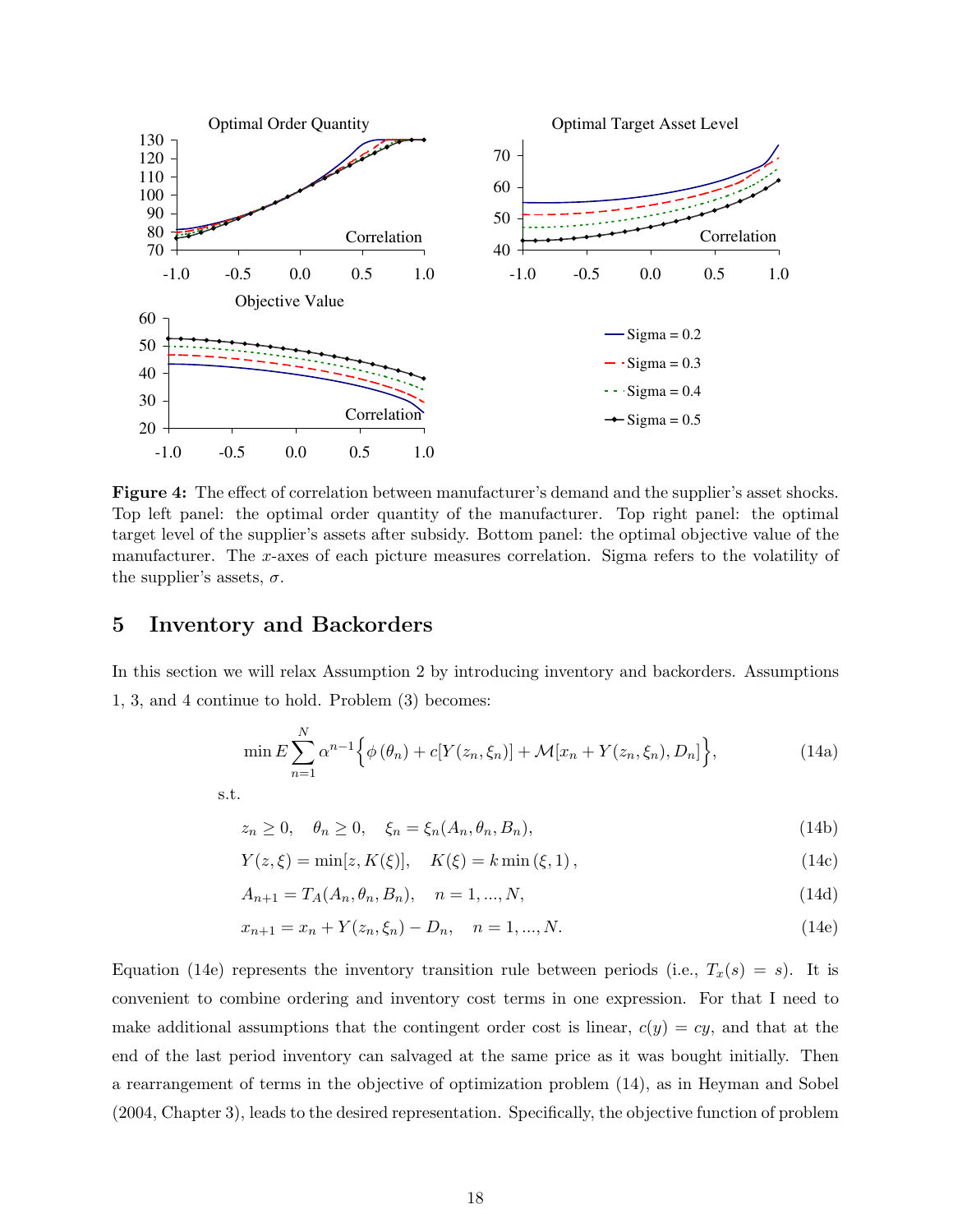**Figure 4:** The effect of correlation between manufacturer's demand and the supplier's asset shocks. Top left panel: the optimal order quantity of the manufacturer. Top right panel: the optimal target level of the supplier's assets after subsidy. Bottom panel: the optimal objective value of the manufacturer. The $x$-axes of each picture measures correlation. Sigma refers to the volatility of the supplier's assets, $\sigma$.

## 5 Inventory and Backorders

In this section we will relax Assumption 2 by introducing inventory and backorders. Assumptions 1, 3, and 4 continue to hold. Problem (3) becomes:

$$\min E \sum_{n=1}^{N} \alpha^{n-1} \Big\{ \phi\left(\theta_n\right) + c[Y(z_n, \xi_n)] + \mathcal{M}[x_n + Y(z_n, \xi_n), D_n] \Big\}, \tag{14a}$$

s.t.

$$z_n \geq 0, \quad \theta_n \geq 0, \quad \xi_n = \xi_n(A_n, \theta_n, B_n), \tag{14b}$$

$$Y(z, \xi) = \min[z, K(\xi)], \quad K(\xi) = k \min\left(\xi, 1\right), \tag{14c}$$

$$A_{n+1} = T_A(A_n, \theta_n, B_n), \quad n = 1, ..., N, \tag{14d}$$

$$x_{n+1} = x_n + Y(z_n, \xi_n) - D_n, \quad n = 1, ..., N. \tag{14e}$$

Equation (14e) represents the inventory transition rule between periods (i.e., $T_x(s) = s$). It is convenient to combine ordering and inventory cost terms in one expression. For that I need to make additional assumptions that the contingent order cost is linear, $c(y) = cy$, and that at the end of the last period inventory can salvaged at the same price as it was bought initially. Then a rearrangement of terms in the objective of optimization problem (14), as in Heyman and Sobel (2004, Chapter 3), leads to the desired representation. Specifically, the objective function of problem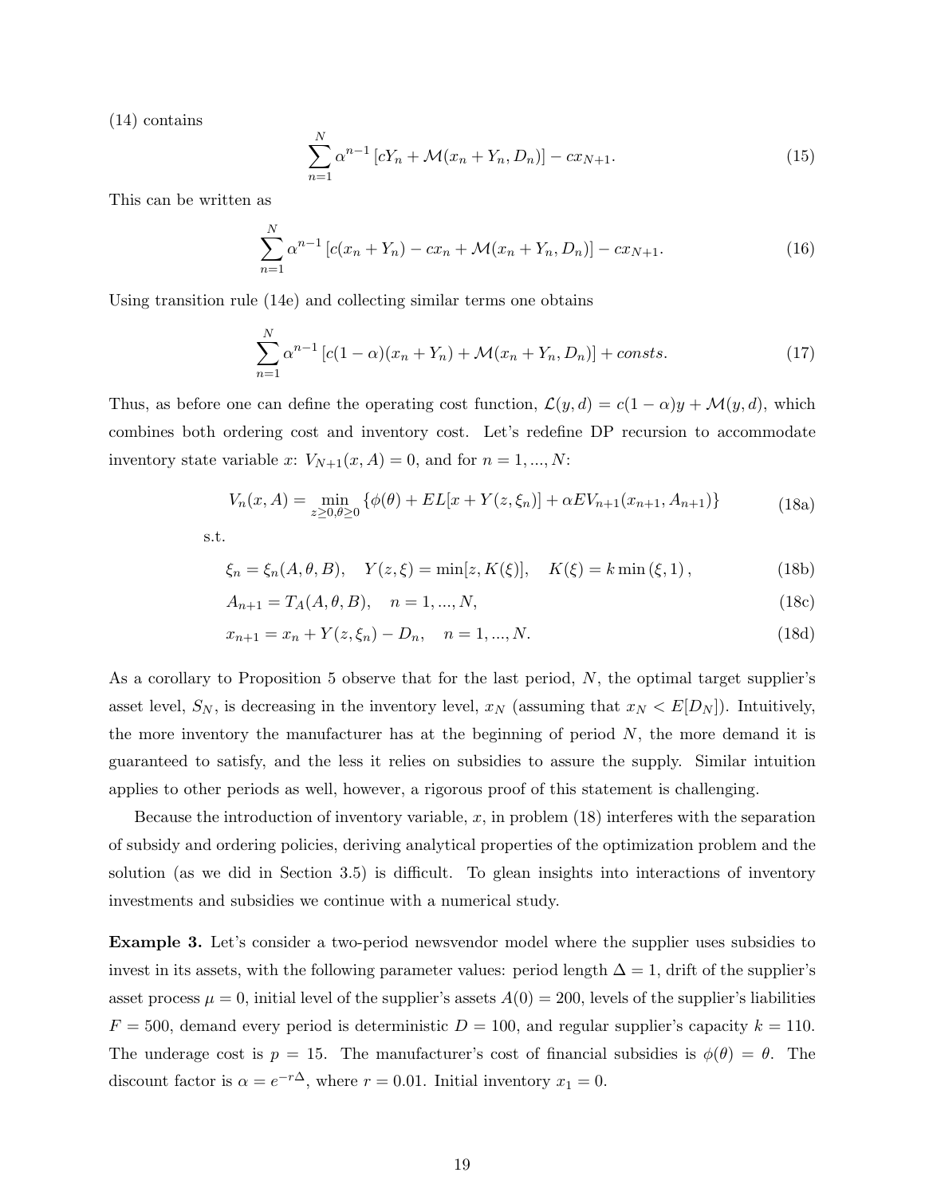(14) contains

$$\sum_{n=1}^{N} \alpha^{n-1} \left[ cY_n + \mathcal{M}(x_n + Y_n, D_n) \right] - cx_{N+1}. \tag{15}$$

This can be written as

$$\sum_{n=1}^{N} \alpha^{n-1} \left[ c(x_n + Y_n) - cx_n + \mathcal{M}(x_n + Y_n, D_n) \right] - cx_{N+1}. \tag{16}$$

Using transition rule (14e) and collecting similar terms one obtains

$$\sum_{n=1}^{N} \alpha^{n-1} \left[ c(1-\alpha)(x_n + Y_n) + \mathcal{M}(x_n + Y_n, D_n) \right] + consts. \tag{17}$$

Thus, as before one can define the operating cost function, $\mathcal{L}(y, d) = c(1 - \alpha)y + \mathcal{M}(y, d)$, which combines both ordering cost and inventory cost. Let's redefine DP recursion to accommodate inventory state variable $x$: $V_{N+1}(x, A) = 0$, and for $n = 1, ..., N$:

$$V_n(x, A) = \min_{z \geq 0, \theta \geq 0} \left\{ \phi(\theta) + EL[x + Y(z, \xi_n)] + \alpha EV_{n+1}(x_{n+1}, A_{n+1}) \right\} \tag{18a}$$

s.t.

$$\xi_n = \xi_n(A, \theta, B), \quad Y(z, \xi) = \min[z, K(\xi)], \quad K(\xi) = k \min(\xi, 1), \tag{18b}$$

$$A_{n+1} = T_A(A, \theta, B), \quad n = 1, ..., N, \tag{18c}$$

$$x_{n+1} = x_n + Y(z, \xi_n) - D_n, \quad n = 1, ..., N. \tag{18d}$$

As a corollary to Proposition 5 observe that for the last period, $N$, the optimal target supplier's asset level, $S_N$, is decreasing in the inventory level, $x_N$ (assuming that $x_N < E[D_N]$). Intuitively, the more inventory the manufacturer has at the beginning of period $N$, the more demand it is guaranteed to satisfy, and the less it relies on subsidies to assure the supply. Similar intuition applies to other periods as well, however, a rigorous proof of this statement is challenging.

Because the introduction of inventory variable, $x$, in problem (18) interferes with the separation of subsidy and ordering policies, deriving analytical properties of the optimization problem and the solution (as we did in Section 3.5) is difficult. To glean insights into interactions of inventory investments and subsidies we continue with a numerical study.

**Example 3.** Let's consider a two-period newsvendor model where the supplier uses subsidies to invest in its assets, with the following parameter values: period length $\Delta = 1$, drift of the supplier's asset process $\mu = 0$, initial level of the supplier's assets $A(0) = 200$, levels of the supplier's liabilities $F = 500$, demand every period is deterministic $D = 100$, and regular supplier's capacity $k = 110$. The underage cost is $p = 15$. The manufacturer's cost of financial subsidies is $\phi(\theta) = \theta$. The discount factor is $\alpha = e^{-r\Delta}$, where $r = 0.01$. Initial inventory $x_1 = 0$.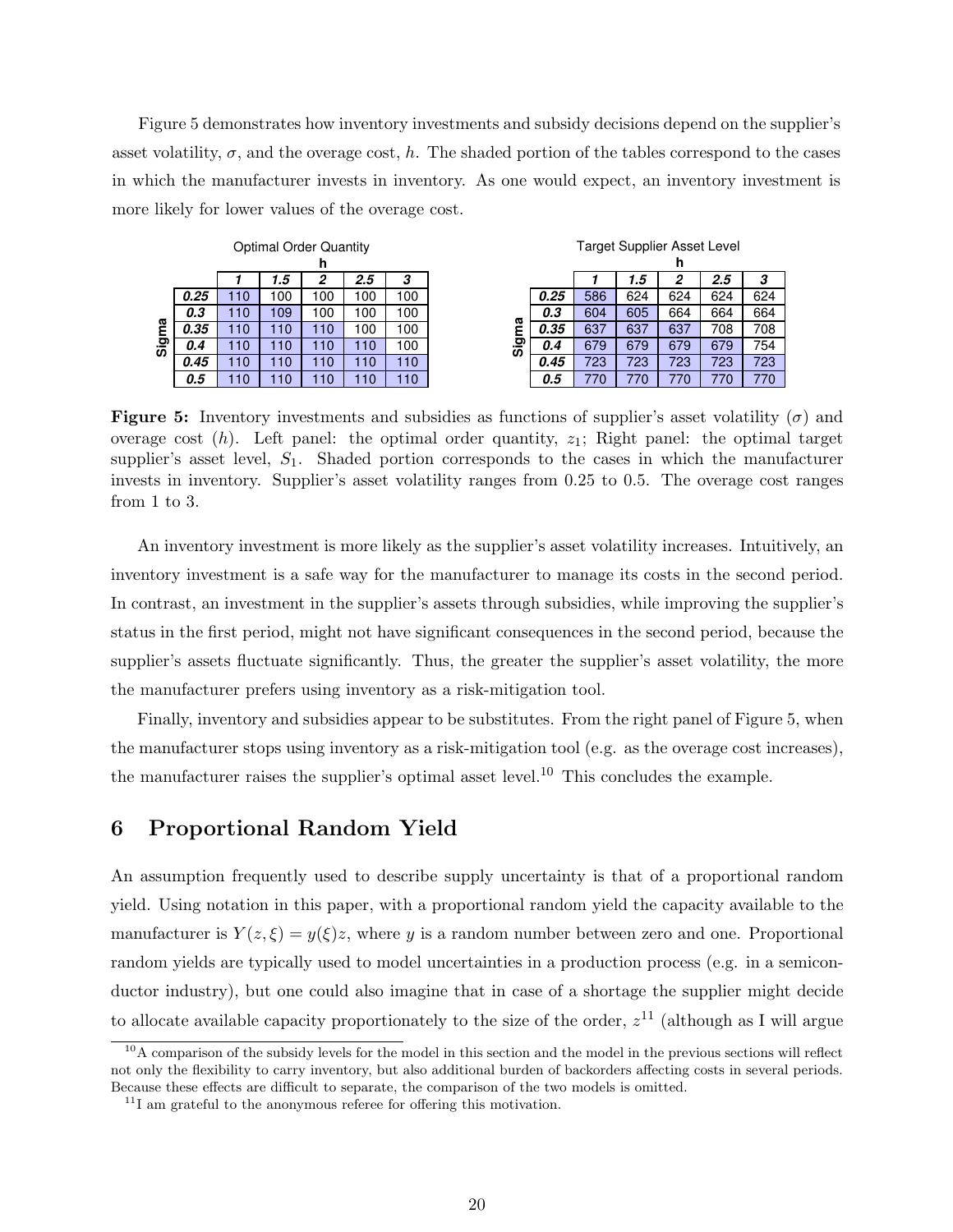Figure 5 demonstrates how inventory investments and subsidy decisions depend on the supplier's asset volatility, $\sigma$, and the overage cost, $h$. The shaded portion of the tables correspond to the cases in which the manufacturer invests in inventory. As one would expect, an inventory investment is more likely for lower values of the overage cost.

**Optimal Order Quantity**

| Sigma \ h | 1 | 1.5 | 2 | 2.5 | 3 |
|---|---|---|---|---|---|
| 0.25 | 110 | 100 | 100 | 100 | 100 |
| 0.3 | 110 | 109 | 100 | 100 | 100 |
| 0.35 | 110 | 110 | 110 | 100 | 100 |
| 0.4 | 110 | 110 | 110 | 110 | 100 |
| 0.45 | 110 | 110 | 110 | 110 | 110 |
| 0.5 | 110 | 110 | 110 | 110 | 110 |

**Target Supplier Asset Level**

| Sigma \ h | 1 | 1.5 | 2 | 2.5 | 3 |
|---|---|---|---|---|---|
| 0.25 | 586 | 624 | 624 | 624 | 624 |
| 0.3 | 604 | 605 | 664 | 664 | 664 |
| 0.35 | 637 | 637 | 637 | 708 | 708 |
| 0.4 | 679 | 679 | 679 | 679 | 754 |
| 0.45 | 723 | 723 | 723 | 723 | 723 |
| 0.5 | 770 | 770 | 770 | 770 | 770 |

**Figure 5:** Inventory investments and subsidies as functions of supplier's asset volatility ($\sigma$) and overage cost ($h$). Left panel: the optimal order quantity, $z_1$; Right panel: the optimal target supplier's asset level, $S_1$. Shaded portion corresponds to the cases in which the manufacturer invests in inventory. Supplier's asset volatility ranges from 0.25 to 0.5. The overage cost ranges from 1 to 3.

An inventory investment is more likely as the supplier's asset volatility increases. Intuitively, an inventory investment is a safe way for the manufacturer to manage its costs in the second period. In contrast, an investment in the supplier's assets through subsidies, while improving the supplier's status in the first period, might not have significant consequences in the second period, because the supplier's assets fluctuate significantly. Thus, the greater the supplier's asset volatility, the more the manufacturer prefers using inventory as a risk-mitigation tool.

Finally, inventory and subsidies appear to be substitutes. From the right panel of Figure 5, when the manufacturer stops using inventory as a risk-mitigation tool (e.g. as the overage cost increases), the manufacturer raises the supplier's optimal asset level.[10] This concludes the example.

## 6 Proportional Random Yield

An assumption frequently used to describe supply uncertainty is that of a proportional random yield. Using notation in this paper, with a proportional random yield the capacity available to the manufacturer is $Y(z, \xi) = y(\xi)z$, where $y$ is a random number between zero and one. Proportional random yields are typically used to model uncertainties in a production process (e.g. in a semiconductor industry), but one could also imagine that in case of a shortage the supplier might decide to allocate available capacity proportionately to the size of the order, $z$[11] (although as I will argue

[10] A comparison of the subsidy levels for the model in this section and the model in the previous sections will reflect not only the flexibility to carry inventory, but also additional burden of backorders affecting costs in several periods. Because these effects are difficult to separate, the comparison of the two models is omitted.

[11] I am grateful to the anonymous referee for offering this motivation.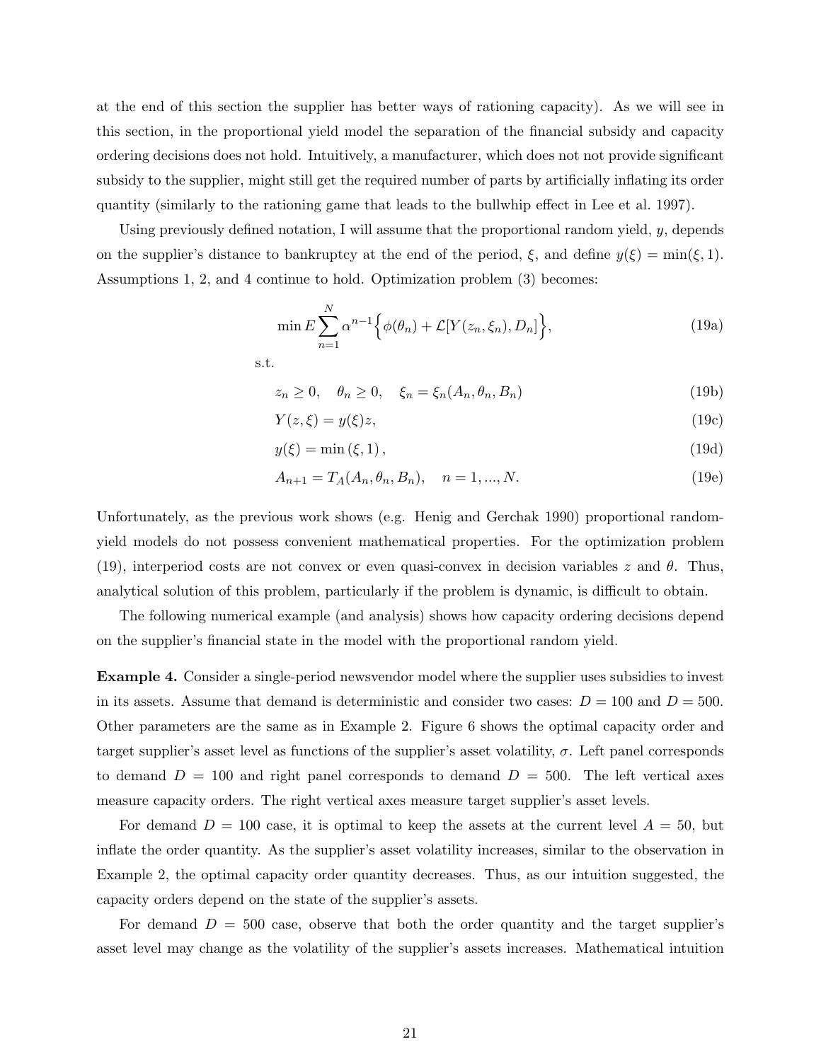at the end of this section the supplier has better ways of rationing capacity). As we will see in this section, in the proportional yield model the separation of the financial subsidy and capacity ordering decisions does not hold. Intuitively, a manufacturer, which does not not provide significant subsidy to the supplier, might still get the required number of parts by artificially inflating its order quantity (similarly to the rationing game that leads to the bullwhip effect in Lee et al. 1997).

Using previously defined notation, I will assume that the proportional random yield, $y$, depends on the supplier's distance to bankruptcy at the end of the period, $\xi$, and define $y(\xi) = \min(\xi, 1)$. Assumptions 1, 2, and 4 continue to hold. Optimization problem (3) becomes:

$$\min E \sum_{n=1}^{N} \alpha^{n-1} \Big\{ \phi(\theta_n) + \mathcal{L}[Y(z_n, \xi_n), D_n] \Big\}, \tag{19a}$$

s.t.

$$z_n \geq 0, \quad \theta_n \geq 0, \quad \xi_n = \xi_n(A_n, \theta_n, B_n) \tag{19b}$$

$$Y(z, \xi) = y(\xi) z, \tag{19c}$$

$$y(\xi) = \min(\xi, 1), \tag{19d}$$

$$A_{n+1} = T_A(A_n, \theta_n, B_n), \quad n = 1, ..., N. \tag{19e}$$

Unfortunately, as the previous work shows (e.g. Henig and Gerchak 1990) proportional random-yield models do not possess convenient mathematical properties. For the optimization problem (19), interperiod costs are not convex or even quasi-convex in decision variables $z$ and $\theta$. Thus, analytical solution of this problem, particularly if the problem is dynamic, is difficult to obtain.

The following numerical example (and analysis) shows how capacity ordering decisions depend on the supplier's financial state in the model with the proportional random yield.

**Example 4.** Consider a single-period newsvendor model where the supplier uses subsidies to invest in its assets. Assume that demand is deterministic and consider two cases: $D = 100$ and $D = 500$. Other parameters are the same as in Example 2. Figure 6 shows the optimal capacity order and target supplier's asset level as functions of the supplier's asset volatility, $\sigma$. Left panel corresponds to demand $D = 100$ and right panel corresponds to demand $D = 500$. The left vertical axes measure capacity orders. The right vertical axes measure target supplier's asset levels.

For demand $D = 100$ case, it is optimal to keep the assets at the current level $A = 50$, but inflate the order quantity. As the supplier's asset volatility increases, similar to the observation in Example 2, the optimal capacity order quantity decreases. Thus, as our intuition suggested, the capacity orders depend on the state of the supplier's assets.

For demand $D = 500$ case, observe that both the order quantity and the target supplier's asset level may change as the volatility of the supplier's assets increases. Mathematical intuition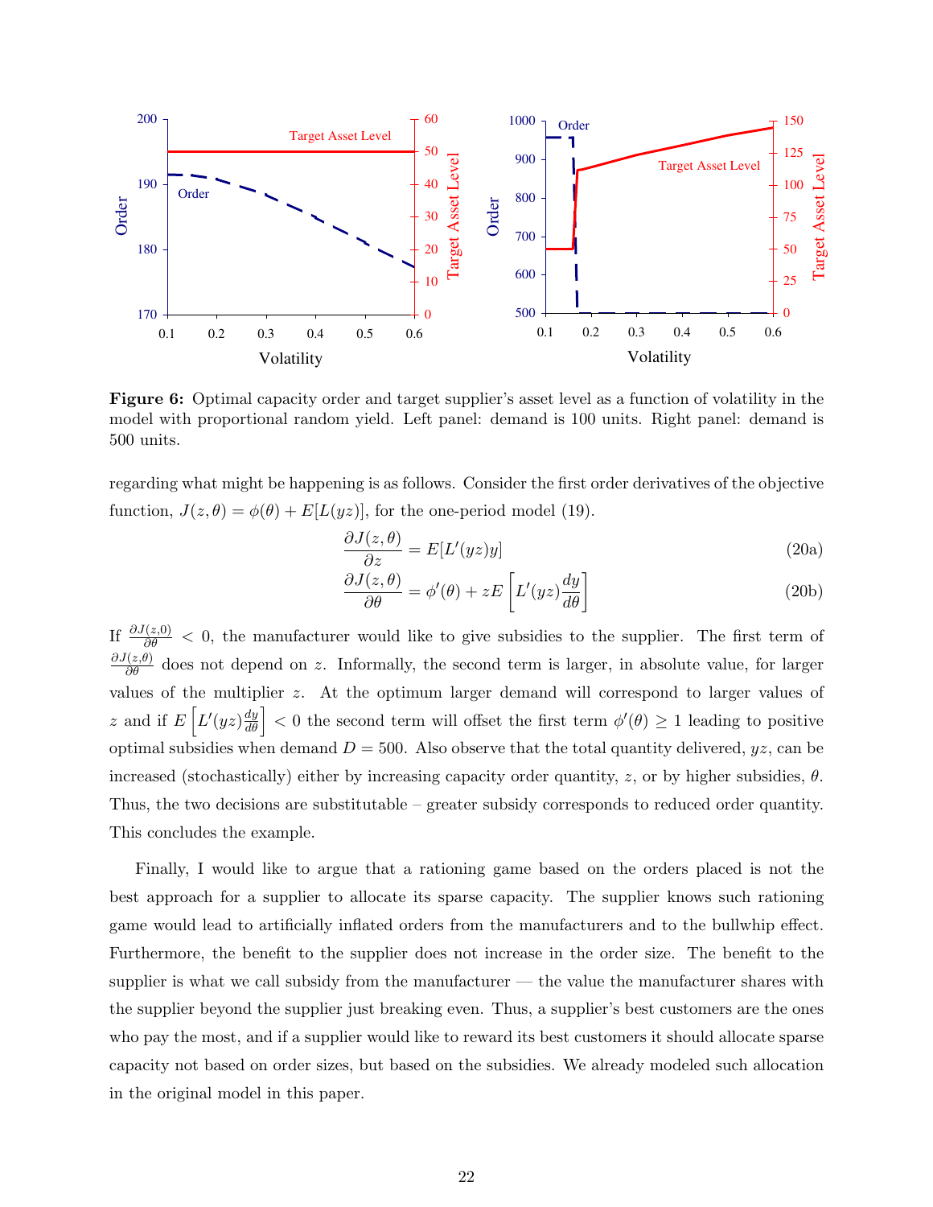**Figure 6:** Optimal capacity order and target supplier's asset level as a function of volatility in the model with proportional random yield. Left panel: demand is 100 units. Right panel: demand is 500 units.

regarding what might be happening is as follows. Consider the first order derivatives of the objective function, $J(z, \theta) = \phi(\theta) + E[L(yz)]$, for the one-period model (19).

$$\frac{\partial J(z, \theta)}{\partial z} = E[L'(yz)y] \tag{20a}$$

$$\frac{\partial J(z, \theta)}{\partial \theta} = \phi'(\theta) + zE\left[L'(yz)\frac{dy}{d\theta}\right] \tag{20b}$$

If $\frac{\partial J(z,0)}{\partial \theta} < 0$, the manufacturer would like to give subsidies to the supplier. The first term of $\frac{\partial J(z,\theta)}{\partial \theta}$ does not depend on $z$. Informally, the second term is larger, in absolute value, for larger values of the multiplier $z$. At the optimum larger demand will correspond to larger values of $z$ and if $E\left[L'(yz)\frac{dy}{d\theta}\right] < 0$ the second term will offset the first term $\phi'(\theta) \geq 1$ leading to positive optimal subsidies when demand $D = 500$. Also observe that the total quantity delivered, $yz$, can be increased (stochastically) either by increasing capacity order quantity, $z$, or by higher subsidies, $\theta$. Thus, the two decisions are substitutable – greater subsidy corresponds to reduced order quantity. This concludes the example.

Finally, I would like to argue that a rationing game based on the orders placed is not the best approach for a supplier to allocate its sparse capacity. The supplier knows such rationing game would lead to artificially inflated orders from the manufacturers and to the bullwhip effect. Furthermore, the benefit to the supplier does not increase in the order size. The benefit to the supplier is what we call subsidy from the manufacturer — the value the manufacturer shares with the supplier beyond the supplier just breaking even. Thus, a supplier's best customers are the ones who pay the most, and if a supplier would like to reward its best customers it should allocate sparse capacity not based on order sizes, but based on the subsidies. We already modeled such allocation in the original model in this paper.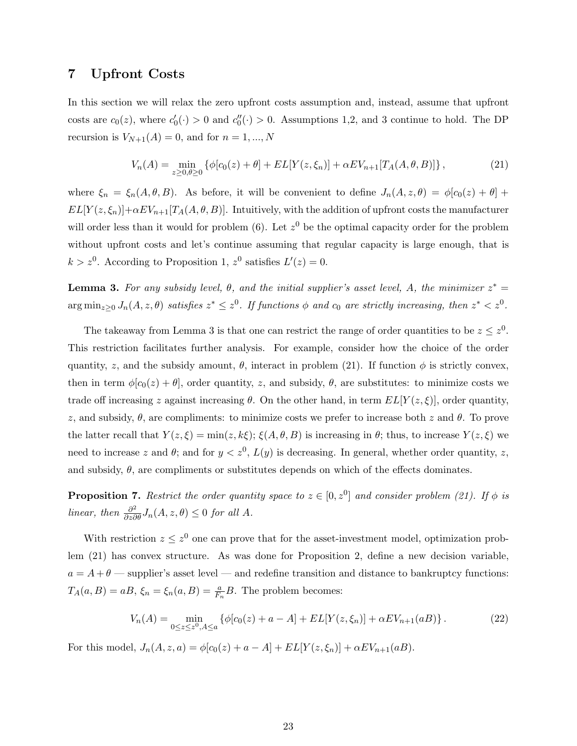## 7 Upfront Costs

In this section we will relax the zero upfront costs assumption and, instead, assume that upfront costs are $c_0(z)$, where $c_0'(\cdot) > 0$ and $c_0''(\cdot) > 0$. Assumptions 1,2, and 3 continue to hold. The DP recursion is $V_{N+1}(A) = 0$, and for $n = 1, ..., N$

$$V_n(A) = \min_{z \geq 0, \theta \geq 0} \{\phi[c_0(z) + \theta] + EL[Y(z, \xi_n)] + \alpha E V_{n+1}[T_A(A, \theta, B)]\}, \tag{21}$$

where $\xi_n = \xi_n(A, \theta, B)$. As before, it will be convenient to define $J_n(A, z, \theta) = \phi[c_0(z) + \theta] + EL[Y(z, \xi_n)] + \alpha E V_{n+1}[T_A(A, \theta, B)]$. Intuitively, with the addition of upfront costs the manufacturer will order less than it would for problem (6). Let $z^0$ be the optimal capacity order for the problem without upfront costs and let's continue assuming that regular capacity is large enough, that is $k > z^0$. According to Proposition 1, $z^0$ satisfies $L'(z) = 0$.

**Lemma 3.** *For any subsidy level, $\theta$, and the initial supplier's asset level, $A$, the minimizer $z^* = \arg\min_{z \geq 0} J_n(A, z, \theta)$ satisfies $z^* \leq z^0$. If functions $\phi$ and $c_0$ are strictly increasing, then $z^* < z^0$.*

The takeaway from Lemma 3 is that one can restrict the range of order quantities to be $z \leq z^0$. This restriction facilitates further analysis. For example, consider how the choice of the order quantity, $z$, and the subsidy amount, $\theta$, interact in problem (21). If function $\phi$ is strictly convex, then in term $\phi[c_0(z) + \theta]$, order quantity, $z$, and subsidy, $\theta$, are substitutes: to minimize costs we trade off increasing $z$ against increasing $\theta$. On the other hand, in term $EL[Y(z, \xi)]$, order quantity, $z$, and subsidy, $\theta$, are compliments: to minimize costs we prefer to increase both $z$ and $\theta$. To prove the latter recall that $Y(z, \xi) = \min(z, k\xi)$; $\xi(A, \theta, B)$ is increasing in $\theta$; thus, to increase $Y(z, \xi)$ we need to increase $z$ and $\theta$; and for $y < z^0$, $L(y)$ is decreasing. In general, whether order quantity, $z$, and subsidy, $\theta$, are compliments or substitutes depends on which of the effects dominates.

**Proposition 7.** *Restrict the order quantity space to $z \in [0, z^0]$ and consider problem (21). If $\phi$ is linear, then $\frac{\partial^2}{\partial z \partial \theta} J_n(A, z, \theta) \leq 0$ for all $A$.*

With restriction $z \leq z^0$ one can prove that for the asset-investment model, optimization problem (21) has convex structure. As was done for Proposition 2, define a new decision variable, $a = A + \theta$ — supplier's asset level — and redefine transition and distance to bankruptcy functions: $T_A(a, B) = aB$, $\xi_n = \xi_n(a, B) = \frac{a}{F_n} B$. The problem becomes:

$$V_n(A) = \min_{0 \leq z \leq z^0, A \leq a} \{\phi[c_0(z) + a - A] + EL[Y(z, \xi_n)] + \alpha E V_{n+1}(aB)\}. \tag{22}$$

For this model, $J_n(A, z, a) = \phi[c_0(z) + a - A] + EL[Y(z, \xi_n)] + \alpha E V_{n+1}(aB)$.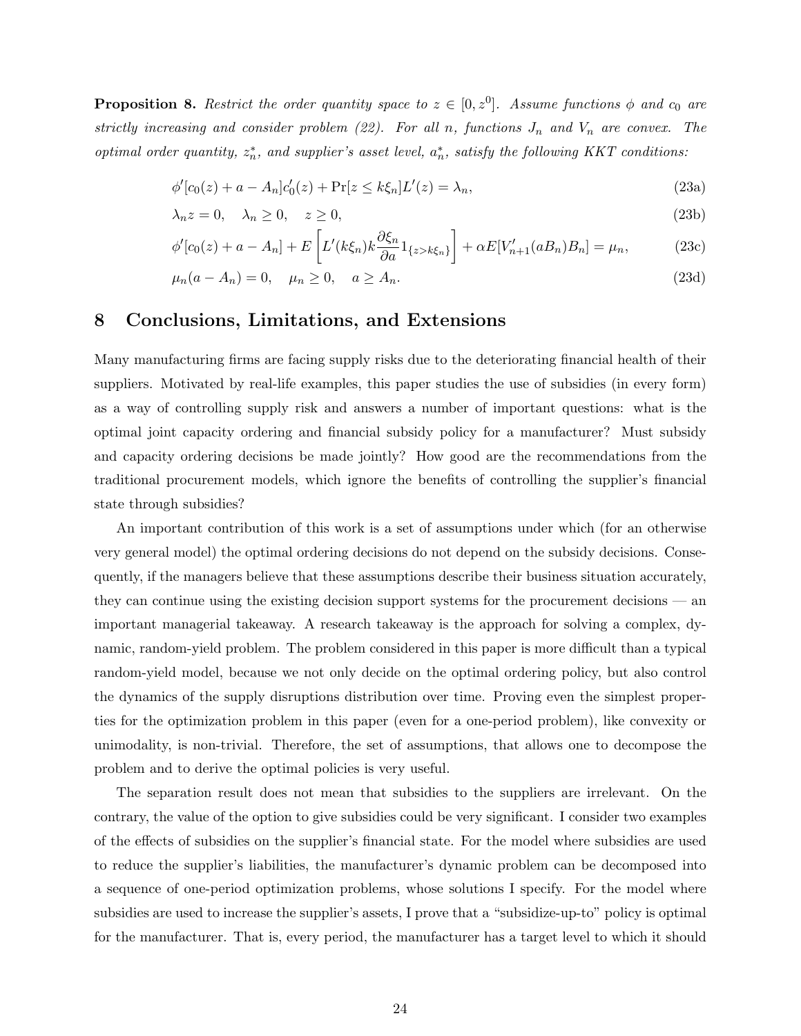**Proposition 8.** *Restrict the order quantity space to $z \in [0, z^0]$. Assume functions $\phi$ and $c_0$ are strictly increasing and consider problem (22). For all $n$, functions $J_n$ and $V_n$ are convex. The optimal order quantity, $z_n^*$, and supplier's asset level, $a_n^*$, satisfy the following KKT conditions:*

$$\phi'[c_0(z) + a - A_n]c_0'(z) + \Pr[z \leq k\xi_n]L'(z) = \lambda_n, \tag{23a}$$

$$\lambda_n z = 0, \quad \lambda_n \geq 0, \quad z \geq 0, \tag{23b}$$

$$\phi'[c_0(z) + a - A_n] + E\left[L'(k\xi_n)k\frac{\partial \xi_n}{\partial a}1_{\{z > k\xi_n\}}\right] + \alpha E[V_{n+1}'(aB_n)B_n] = \mu_n, \tag{23c}$$

$$\mu_n(a - A_n) = 0, \quad \mu_n \geq 0, \quad a \geq A_n. \tag{23d}$$

## 8 Conclusions, Limitations, and Extensions

Many manufacturing firms are facing supply risks due to the deteriorating financial health of their suppliers. Motivated by real-life examples, this paper studies the use of subsidies (in every form) as a way of controlling supply risk and answers a number of important questions: what is the optimal joint capacity ordering and financial subsidy policy for a manufacturer? Must subsidy and capacity ordering decisions be made jointly? How good are the recommendations from the traditional procurement models, which ignore the benefits of controlling the supplier's financial state through subsidies?

An important contribution of this work is a set of assumptions under which (for an otherwise very general model) the optimal ordering decisions do not depend on the subsidy decisions. Consequently, if the managers believe that these assumptions describe their business situation accurately, they can continue using the existing decision support systems for the procurement decisions — an important managerial takeaway. A research takeaway is the approach for solving a complex, dynamic, random-yield problem. The problem considered in this paper is more difficult than a typical random-yield model, because we not only decide on the optimal ordering policy, but also control the dynamics of the supply disruptions distribution over time. Proving even the simplest properties for the optimization problem in this paper (even for a one-period problem), like convexity or unimodality, is non-trivial. Therefore, the set of assumptions, that allows one to decompose the problem and to derive the optimal policies is very useful.

The separation result does not mean that subsidies to the suppliers are irrelevant. On the contrary, the value of the option to give subsidies could be very significant. I consider two examples of the effects of subsidies on the supplier's financial state. For the model where subsidies are used to reduce the supplier's liabilities, the manufacturer's dynamic problem can be decomposed into a sequence of one-period optimization problems, whose solutions I specify. For the model where subsidies are used to increase the supplier's assets, I prove that a "subsidize-up-to" policy is optimal for the manufacturer. That is, every period, the manufacturer has a target level to which it should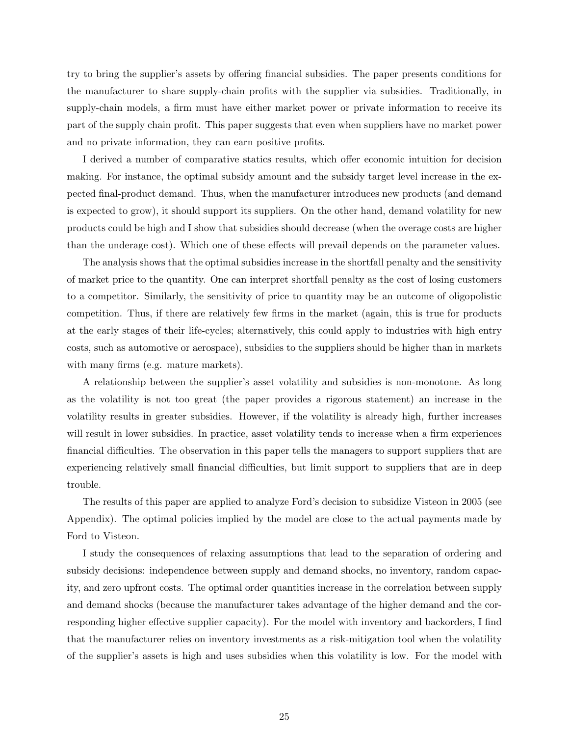try to bring the supplier's assets by offering financial subsidies. The paper presents conditions for the manufacturer to share supply-chain profits with the supplier via subsidies. Traditionally, in supply-chain models, a firm must have either market power or private information to receive its part of the supply chain profit. This paper suggests that even when suppliers have no market power and no private information, they can earn positive profits.

I derived a number of comparative statics results, which offer economic intuition for decision making. For instance, the optimal subsidy amount and the subsidy target level increase in the expected final-product demand. Thus, when the manufacturer introduces new products (and demand is expected to grow), it should support its suppliers. On the other hand, demand volatility for new products could be high and I show that subsidies should decrease (when the overage costs are higher than the underage cost). Which one of these effects will prevail depends on the parameter values.

The analysis shows that the optimal subsidies increase in the shortfall penalty and the sensitivity of market price to the quantity. One can interpret shortfall penalty as the cost of losing customers to a competitor. Similarly, the sensitivity of price to quantity may be an outcome of oligopolistic competition. Thus, if there are relatively few firms in the market (again, this is true for products at the early stages of their life-cycles; alternatively, this could apply to industries with high entry costs, such as automotive or aerospace), subsidies to the suppliers should be higher than in markets with many firms (e.g. mature markets).

A relationship between the supplier's asset volatility and subsidies is non-monotone. As long as the volatility is not too great (the paper provides a rigorous statement) an increase in the volatility results in greater subsidies. However, if the volatility is already high, further increases will result in lower subsidies. In practice, asset volatility tends to increase when a firm experiences financial difficulties. The observation in this paper tells the managers to support suppliers that are experiencing relatively small financial difficulties, but limit support to suppliers that are in deep trouble.

The results of this paper are applied to analyze Ford's decision to subsidize Visteon in 2005 (see Appendix). The optimal policies implied by the model are close to the actual payments made by Ford to Visteon.

I study the consequences of relaxing assumptions that lead to the separation of ordering and subsidy decisions: independence between supply and demand shocks, no inventory, random capacity, and zero upfront costs. The optimal order quantities increase in the correlation between supply and demand shocks (because the manufacturer takes advantage of the higher demand and the corresponding higher effective supplier capacity). For the model with inventory and backorders, I find that the manufacturer relies on inventory investments as a risk-mitigation tool when the volatility of the supplier's assets is high and uses subsidies when this volatility is low. For the model with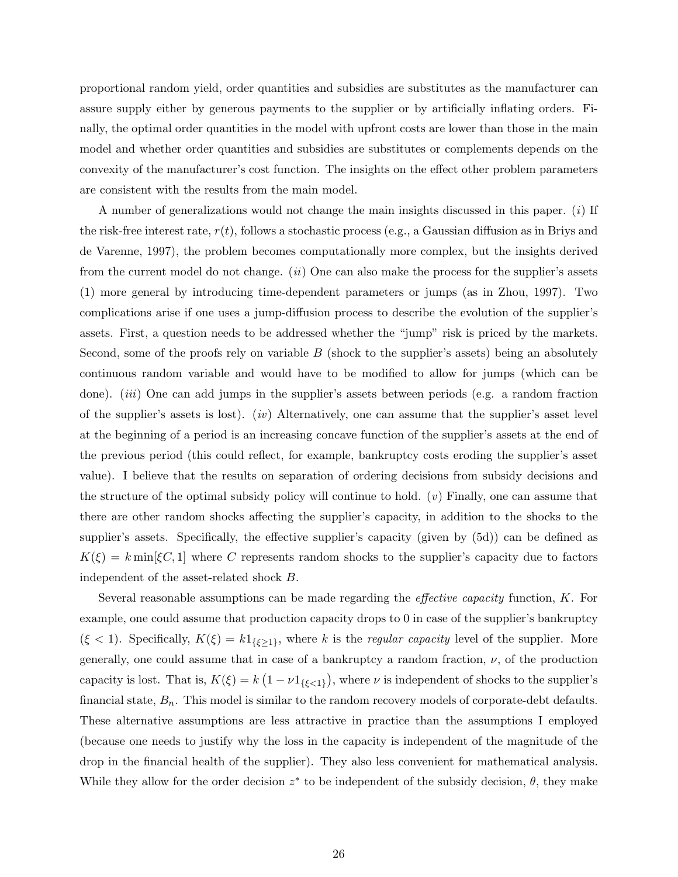proportional random yield, order quantities and subsidies are substitutes as the manufacturer can assure supply either by generous payments to the supplier or by artificially inflating orders. Finally, the optimal order quantities in the model with upfront costs are lower than those in the main model and whether order quantities and subsidies are substitutes or complements depends on the convexity of the manufacturer's cost function. The insights on the effect other problem parameters are consistent with the results from the main model.

A number of generalizations would not change the main insights discussed in this paper. ($i$) If the risk-free interest rate, $r(t)$, follows a stochastic process (e.g., a Gaussian diffusion as in Briys and de Varenne, 1997), the problem becomes computationally more complex, but the insights derived from the current model do not change. ($ii$) One can also make the process for the supplier's assets (1) more general by introducing time-dependent parameters or jumps (as in Zhou, 1997). Two complications arise if one uses a jump-diffusion process to describe the evolution of the supplier's assets. First, a question needs to be addressed whether the "jump" risk is priced by the markets. Second, some of the proofs rely on variable $B$ (shock to the supplier's assets) being an absolutely continuous random variable and would have to be modified to allow for jumps (which can be done). ($iii$) One can add jumps in the supplier's assets between periods (e.g. a random fraction of the supplier's assets is lost). ($iv$) Alternatively, one can assume that the supplier's asset level at the beginning of a period is an increasing concave function of the supplier's assets at the end of the previous period (this could reflect, for example, bankruptcy costs eroding the supplier's asset value). I believe that the results on separation of ordering decisions from subsidy decisions and the structure of the optimal subsidy policy will continue to hold. ($v$) Finally, one can assume that there are other random shocks affecting the supplier's capacity, in addition to the shocks to the supplier's assets. Specifically, the effective supplier's capacity (given by (5d)) can be defined as $K(\xi) = k \min[\xi C, 1]$ where $C$ represents random shocks to the supplier's capacity due to factors independent of the asset-related shock $B$.

Several reasonable assumptions can be made regarding the *effective capacity* function, $K$. For example, one could assume that production capacity drops to 0 in case of the supplier's bankruptcy ($\xi < 1$). Specifically, $K(\xi) = k1_{\{\xi \geq 1\}}$, where $k$ is the *regular capacity* level of the supplier. More generally, one could assume that in case of a bankruptcy a random fraction, $\nu$, of the production capacity is lost. That is, $K(\xi) = k\left(1 - \nu 1_{\{\xi<1\}}\right)$, where $\nu$ is independent of shocks to the supplier's financial state, $B_n$. This model is similar to the random recovery models of corporate-debt defaults. These alternative assumptions are less attractive in practice than the assumptions I employed (because one needs to justify why the loss in the capacity is independent of the magnitude of the drop in the financial health of the supplier). They also less convenient for mathematical analysis. While they allow for the order decision $z^*$ to be independent of the subsidy decision, $\theta$, they make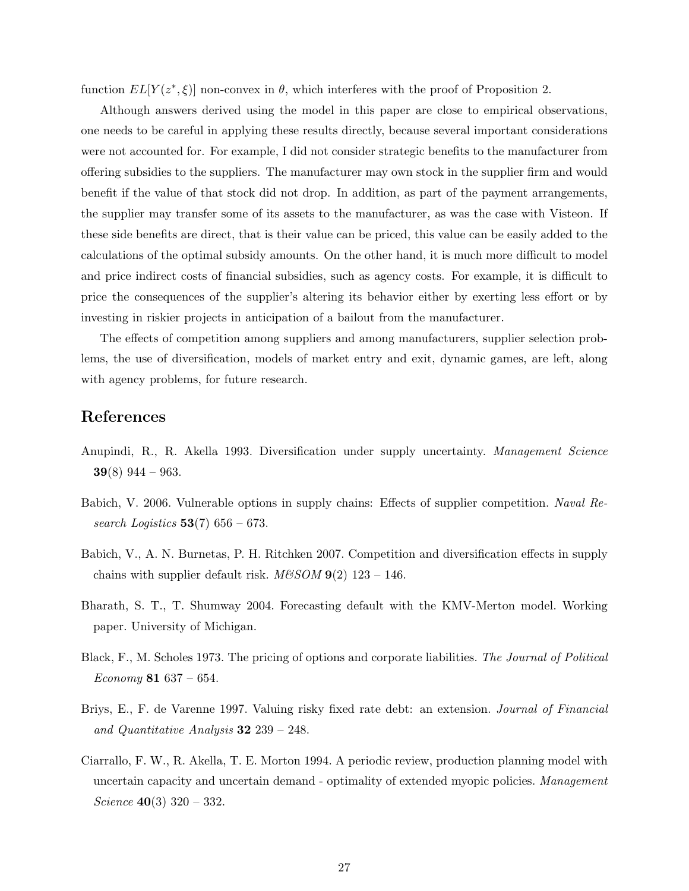function $EL[Y(z^*, \xi)]$ non-convex in $\theta$, which interferes with the proof of Proposition 2.

Although answers derived using the model in this paper are close to empirical observations, one needs to be careful in applying these results directly, because several important considerations were not accounted for. For example, I did not consider strategic benefits to the manufacturer from offering subsidies to the suppliers. The manufacturer may own stock in the supplier firm and would benefit if the value of that stock did not drop. In addition, as part of the payment arrangements, the supplier may transfer some of its assets to the manufacturer, as was the case with Visteon. If these side benefits are direct, that is their value can be priced, this value can be easily added to the calculations of the optimal subsidy amounts. On the other hand, it is much more difficult to model and price indirect costs of financial subsidies, such as agency costs. For example, it is difficult to price the consequences of the supplier's altering its behavior either by exerting less effort or by investing in riskier projects in anticipation of a bailout from the manufacturer.

The effects of competition among suppliers and among manufacturers, supplier selection problems, the use of diversification, models of market entry and exit, dynamic games, are left, along with agency problems, for future research.

## References

Anupindi, R., R. Akella 1993. Diversification under supply uncertainty. *Management Science* **39**(8) 944 – 963.

Babich, V. 2006. Vulnerable options in supply chains: Effects of supplier competition. *Naval Research Logistics* **53**(7) 656 – 673.

Babich, V., A. N. Burnetas, P. H. Ritchken 2007. Competition and diversification effects in supply chains with supplier default risk. *M&SOM* **9**(2) 123 – 146.

Bharath, S. T., T. Shumway 2004. Forecasting default with the KMV-Merton model. Working paper. University of Michigan.

Black, F., M. Scholes 1973. The pricing of options and corporate liabilities. *The Journal of Political Economy* **81** 637 – 654.

Briys, E., F. de Varenne 1997. Valuing risky fixed rate debt: an extension. *Journal of Financial and Quantitative Analysis* **32** 239 – 248.

Ciarrallo, F. W., R. Akella, T. E. Morton 1994. A periodic review, production planning model with uncertain capacity and uncertain demand - optimality of extended myopic policies. *Management Science* **40**(3) 320 – 332.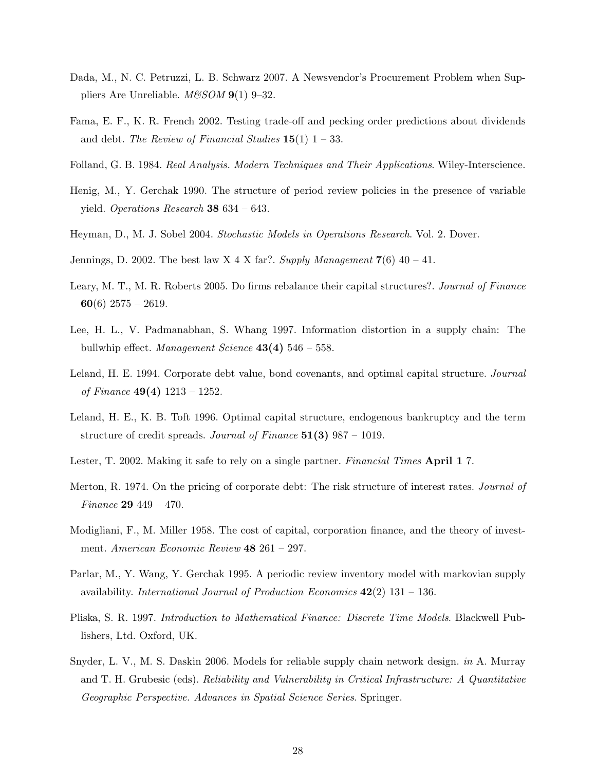Dada, M., N. C. Petruzzi, L. B. Schwarz 2007. A Newsvendor's Procurement Problem when Suppliers Are Unreliable. *M&SOM* **9**(1) 9–32.

Fama, E. F., K. R. French 2002. Testing trade-off and pecking order predictions about dividends and debt. *The Review of Financial Studies* **15**(1) 1 – 33.

Folland, G. B. 1984. *Real Analysis. Modern Techniques and Their Applications*. Wiley-Interscience.

Henig, M., Y. Gerchak 1990. The structure of period review policies in the presence of variable yield. *Operations Research* **38** 634 – 643.

Heyman, D., M. J. Sobel 2004. *Stochastic Models in Operations Research*. Vol. 2. Dover.

Jennings, D. 2002. The best law X 4 X far?. *Supply Management* **7**(6) 40 – 41.

Leary, M. T., M. R. Roberts 2005. Do firms rebalance their capital structures?. *Journal of Finance* **60**(6) 2575 – 2619.

Lee, H. L., V. Padmanabhan, S. Whang 1997. Information distortion in a supply chain: The bullwhip effect. *Management Science* **43(4)** 546 – 558.

Leland, H. E. 1994. Corporate debt value, bond covenants, and optimal capital structure. *Journal of Finance* **49(4)** 1213 – 1252.

Leland, H. E., K. B. Toft 1996. Optimal capital structure, endogenous bankruptcy and the term structure of credit spreads. *Journal of Finance* **51(3)** 987 – 1019.

Lester, T. 2002. Making it safe to rely on a single partner. *Financial Times* **April 1** 7.

Merton, R. 1974. On the pricing of corporate debt: The risk structure of interest rates. *Journal of Finance* **29** 449 – 470.

Modigliani, F., M. Miller 1958. The cost of capital, corporation finance, and the theory of investment. *American Economic Review* **48** 261 – 297.

Parlar, M., Y. Wang, Y. Gerchak 1995. A periodic review inventory model with markovian supply availability. *International Journal of Production Economics* **42**(2) 131 – 136.

Pliska, S. R. 1997. *Introduction to Mathematical Finance: Discrete Time Models*. Blackwell Publishers, Ltd. Oxford, UK.

Snyder, L. V., M. S. Daskin 2006. Models for reliable supply chain network design. *in* A. Murray and T. H. Grubesic (eds). *Reliability and Vulnerability in Critical Infrastructure: A Quantitative Geographic Perspective. Advances in Spatial Science Series*. Springer.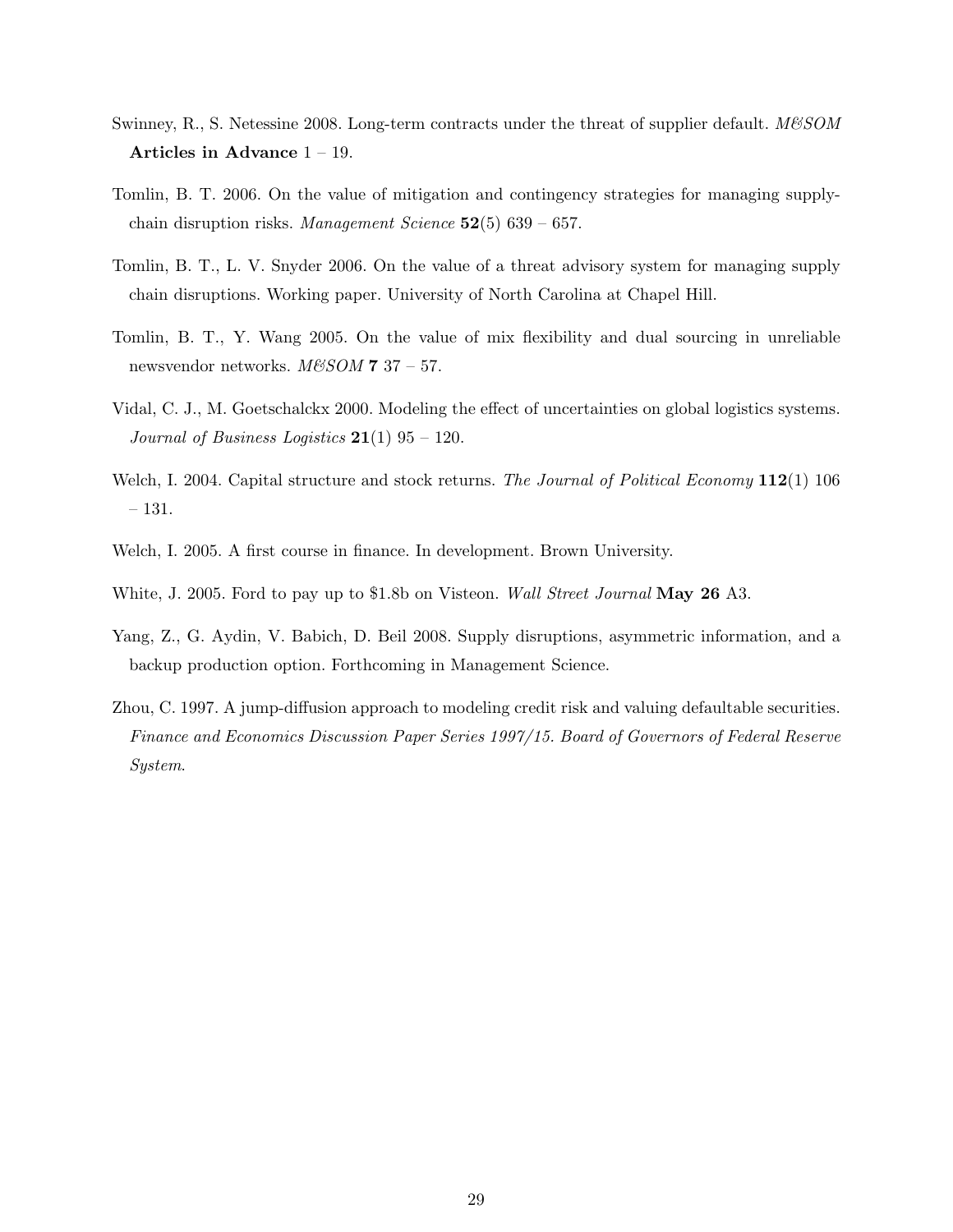Swinney, R., S. Netessine 2008. Long-term contracts under the threat of supplier default. *M&SOM* **Articles in Advance** 1 – 19.

Tomlin, B. T. 2006. On the value of mitigation and contingency strategies for managing supply-chain disruption risks. *Management Science* **52**(5) 639 – 657.

Tomlin, B. T., L. V. Snyder 2006. On the value of a threat advisory system for managing supply chain disruptions. Working paper. University of North Carolina at Chapel Hill.

Tomlin, B. T., Y. Wang 2005. On the value of mix flexibility and dual sourcing in unreliable newsvendor networks. *M&SOM* **7** 37 – 57.

Vidal, C. J., M. Goetschalckx 2000. Modeling the effect of uncertainties on global logistics systems. *Journal of Business Logistics* **21**(1) 95 – 120.

Welch, I. 2004. Capital structure and stock returns. *The Journal of Political Economy* **112**(1) 106 – 131.

Welch, I. 2005. A first course in finance. In development. Brown University.

White, J. 2005. Ford to pay up to \$1.8b on Visteon. *Wall Street Journal* **May 26** A3.

Yang, Z., G. Aydin, V. Babich, D. Beil 2008. Supply disruptions, asymmetric information, and a backup production option. Forthcoming in Management Science.

Zhou, C. 1997. A jump-diffusion approach to modeling credit risk and valuing defaultable securities. *Finance and Economics Discussion Paper Series 1997/15. Board of Governors of Federal Reserve System*.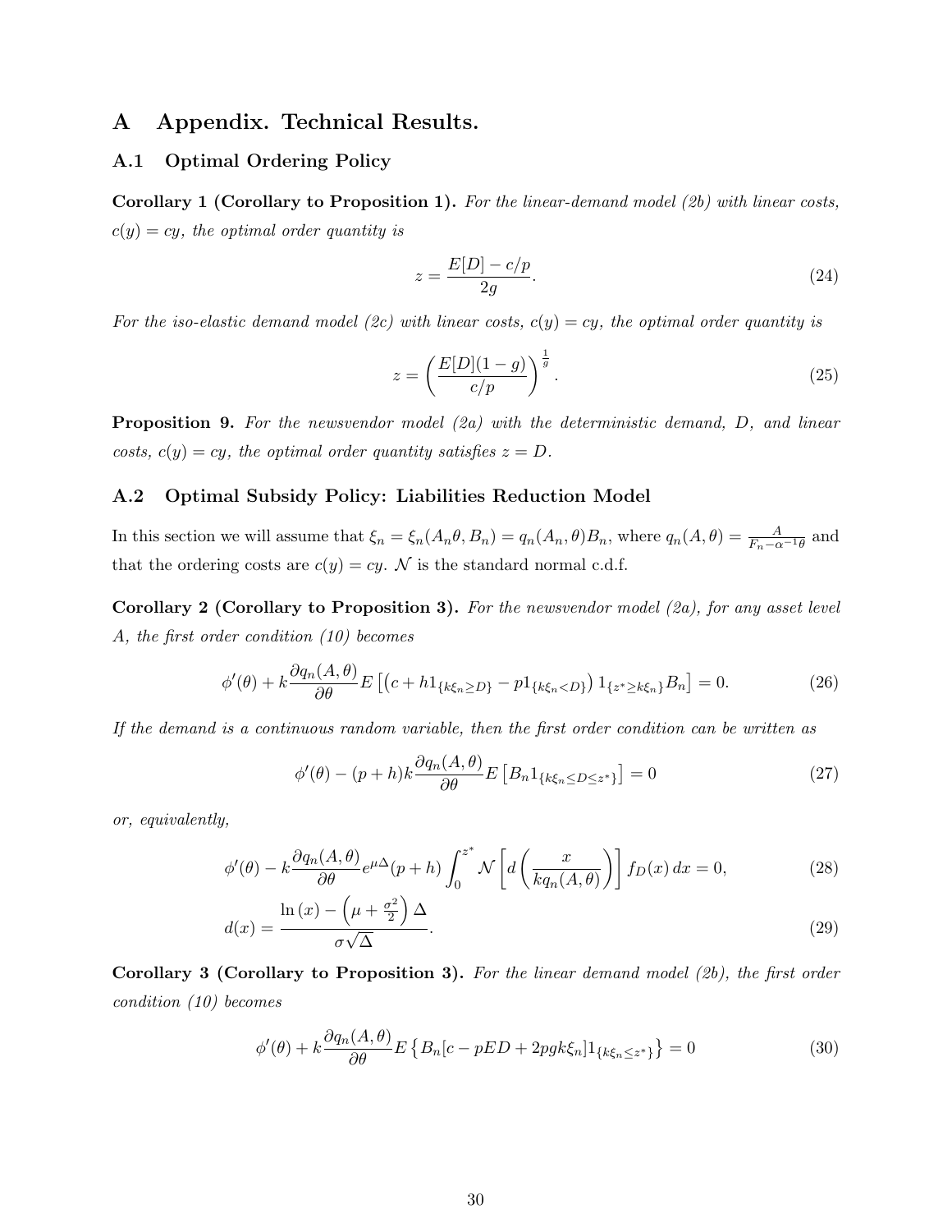# A Appendix. Technical Results.

## A.1 Optimal Ordering Policy

**Corollary 1 (Corollary to Proposition 1).** *For the linear-demand model (2b) with linear costs, $c(y) = cy$, the optimal order quantity is*

$$z = \frac{E[D] - c/p}{2g}. \tag{24}$$

*For the iso-elastic demand model (2c) with linear costs, $c(y) = cy$, the optimal order quantity is*

$$z = \left( \frac{E[D](1-g)}{c/p} \right)^{\frac{1}{g}}. \tag{25}$$

**Proposition 9.** *For the newsvendor model (2a) with the deterministic demand, $D$, and linear costs, $c(y) = cy$, the optimal order quantity satisfies $z = D$.*

## A.2 Optimal Subsidy Policy: Liabilities Reduction Model

In this section we will assume that $\xi_n = \xi_n(A_n\theta, B_n) = q_n(A_n, \theta)B_n$, where $q_n(A, \theta) = \frac{A}{F_n - \alpha^{-1}\theta}$ and that the ordering costs are $c(y) = cy$. $\mathcal{N}$ is the standard normal c.d.f.

**Corollary 2 (Corollary to Proposition 3).** *For the newsvendor model (2a), for any asset level $A$, the first order condition (10) becomes*

$$\phi'(\theta) + k\frac{\partial q_n(A, \theta)}{\partial \theta} E\left[ \left( c + h1_{\{k\xi_n \geq D\}} - p1_{\{k\xi_n < D\}} \right) 1_{\{z^* \geq k\xi_n\}} B_n \right] = 0. \tag{26}$$

*If the demand is a continuous random variable, then the first order condition can be written as*

$$\phi'(\theta) - (p+h)k\frac{\partial q_n(A, \theta)}{\partial \theta} E\left[ B_n 1_{\{k\xi_n \leq D \leq z^*\}} \right] = 0 \tag{27}$$

*or, equivalently,*

$$\phi'(\theta) - k\frac{\partial q_n(A, \theta)}{\partial \theta} e^{\mu\Delta}(p+h) \int_0^{z^*} \mathcal{N}\left[ d\left( \frac{x}{kq_n(A, \theta)} \right) \right] f_D(x)\, dx = 0, \tag{28}$$

$$d(x) = \frac{\ln(x) - \left( \mu + \frac{\sigma^2}{2} \right)\Delta}{\sigma\sqrt{\Delta}}. \tag{29}$$

**Corollary 3 (Corollary to Proposition 3).** *For the linear demand model (2b), the first order condition (10) becomes*

$$\phi'(\theta) + k\frac{\partial q_n(A, \theta)}{\partial \theta} E\left\{ B_n[c - pED + 2pgk\xi_n] 1_{\{k\xi_n \leq z^*\}} \right\} = 0 \tag{30}$$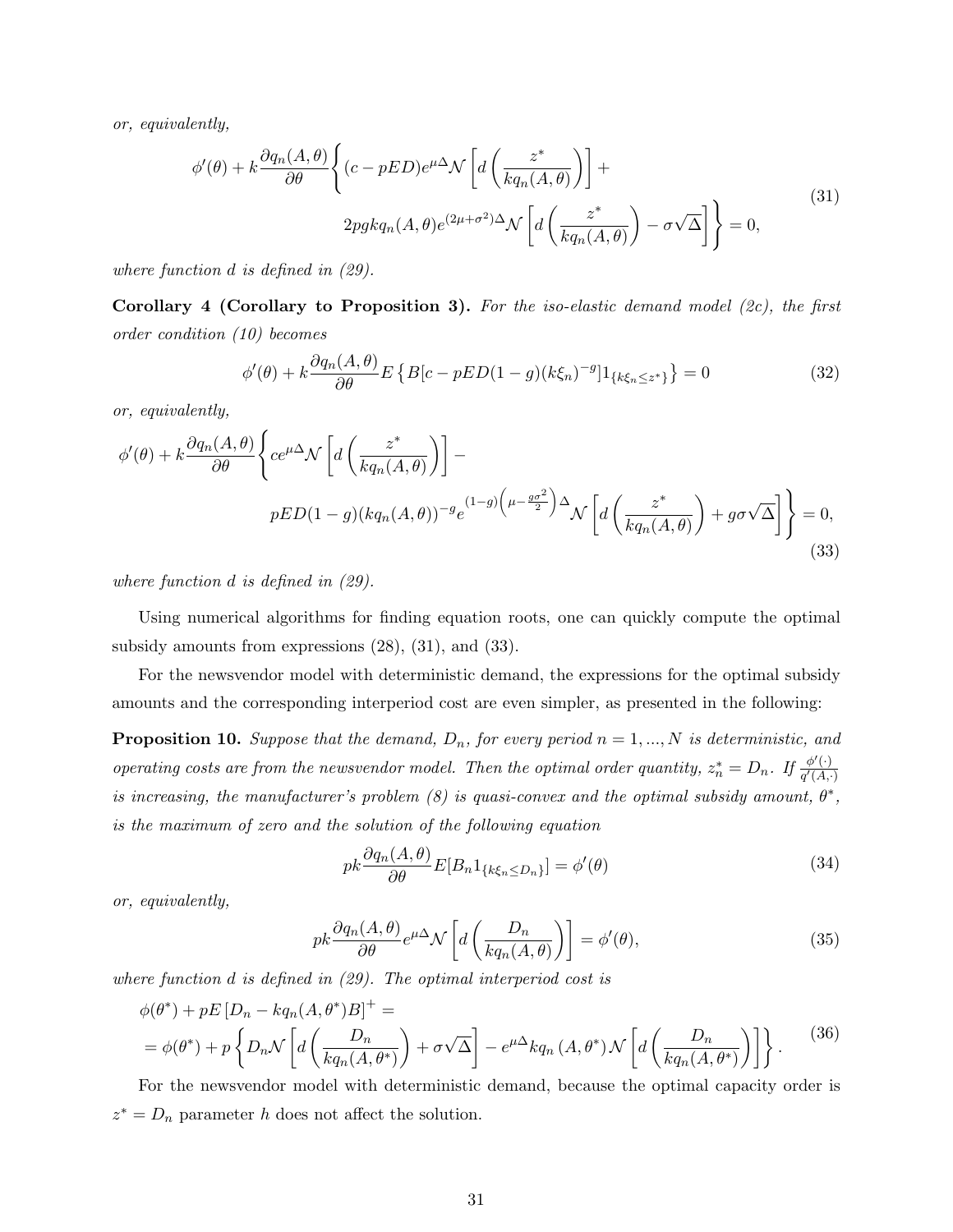*or, equivalently,*

$$\phi'(\theta) + k\frac{\partial q_n(A,\theta)}{\partial \theta}\Bigg\{(c - pED)e^{\mu\Delta}\mathcal{N}\left[d\left(\frac{z^*}{kq_n(A,\theta)}\right)\right] + \\ 2pgkq_n(A,\theta)e^{(2\mu+\sigma^2)\Delta}\mathcal{N}\left[d\left(\frac{z^*}{kq_n(A,\theta)}\right) - \sigma\sqrt{\Delta}\right]\Bigg\} = 0, \tag{31}$$

*where function d is defined in (29).*

**Corollary 4 (Corollary to Proposition 3).** *For the iso-elastic demand model (2c), the first order condition (10) becomes*

$$\phi'(\theta) + k\frac{\partial q_n(A,\theta)}{\partial \theta}E\left\{B[c - pED(1-g)(k\xi_n)^{-g}]1_{\{k\xi_n \le z^*\}}\right\} = 0 \tag{32}$$

*or, equivalently,*

$$\phi'(\theta) + k\frac{\partial q_n(A,\theta)}{\partial \theta}\Bigg\{ce^{\mu\Delta}\mathcal{N}\left[d\left(\frac{z^*}{kq_n(A,\theta)}\right)\right] - \\ pED(1-g)(kq_n(A,\theta))^{-g}e^{(1-g)\left(\mu - \frac{g\sigma^2}{2}\right)\Delta}\mathcal{N}\left[d\left(\frac{z^*}{kq_n(A,\theta)}\right) + g\sigma\sqrt{\Delta}\right]\Bigg\} = 0, \tag{33}$$

*where function d is defined in (29).*

Using numerical algorithms for finding equation roots, one can quickly compute the optimal subsidy amounts from expressions (28), (31), and (33).

For the newsvendor model with deterministic demand, the expressions for the optimal subsidy amounts and the corresponding interperiod cost are even simpler, as presented in the following:

**Proposition 10.** *Suppose that the demand, $D_n$, for every period $n = 1, ..., N$ is deterministic, and operating costs are from the newsvendor model. Then the optimal order quantity, $z_n^* = D_n$. If $\frac{\phi'(\cdot)}{q'(A,\cdot)}$ is increasing, the manufacturer's problem (8) is quasi-convex and the optimal subsidy amount, $\theta^*$, is the maximum of zero and the solution of the following equation*

$$pk\frac{\partial q_n(A,\theta)}{\partial \theta}E[B_n 1_{\{k\xi_n \le D_n\}}] = \phi'(\theta) \tag{34}$$

*or, equivalently,*

$$pk\frac{\partial q_n(A,\theta)}{\partial \theta}e^{\mu\Delta}\mathcal{N}\left[d\left(\frac{D_n}{kq_n(A,\theta)}\right)\right] = \phi'(\theta), \tag{35}$$

*where function d is defined in (29). The optimal interperiod cost is*

$$\phi(\theta^*) + pE\left[D_n - kq_n(A,\theta^*)B\right]^+ = \\ = \phi(\theta^*) + p\left\{D_n\mathcal{N}\left[d\left(\frac{D_n}{kq_n(A,\theta^*)}\right) + \sigma\sqrt{\Delta}\right] - e^{\mu\Delta}kq_n(A,\theta^*)\mathcal{N}\left[d\left(\frac{D_n}{kq_n(A,\theta^*)}\right)\right]\right\}. \tag{36}$$

For the newsvendor model with deterministic demand, because the optimal capacity order is $z^* = D_n$ parameter $h$ does not affect the solution.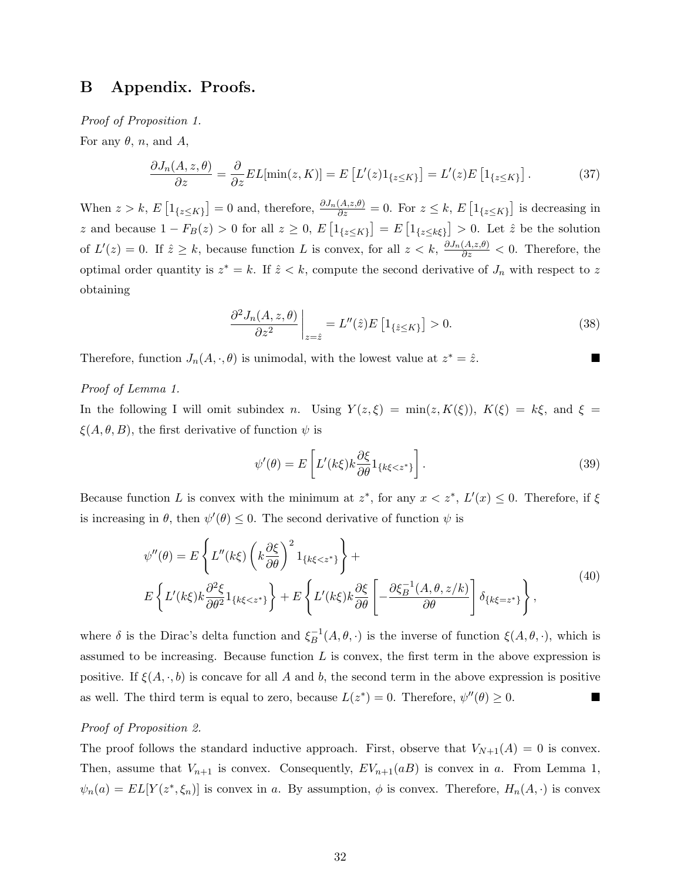# B Appendix. Proofs.

*Proof of Proposition 1.*

For any $\theta$, $n$, and $A$,

$$\frac{\partial J_n(A, z, \theta)}{\partial z} = \frac{\partial}{\partial z} EL[\min(z, K)] = E\left[L'(z) 1_{\{z \le K\}}\right] = L'(z) E\left[1_{\{z \le K\}}\right]. \tag{37}$$

When $z > k$, $E\left[1_{\{z \le K\}}\right] = 0$ and, therefore, $\frac{\partial J_n(A,z,\theta)}{\partial z} = 0$. For $z \le k$, $E\left[1_{\{z \le K\}}\right]$ is decreasing in $z$ and because $1 - F_B(z) > 0$ for all $z \ge 0$, $E\left[1_{\{z \le K\}}\right] = E\left[1_{\{z \le k\xi\}}\right] > 0$. Let $\hat{z}$ be the solution of $L'(z) = 0$. If $\hat{z} \ge k$, because function $L$ is convex, for all $z < k$, $\frac{\partial J_n(A,z,\theta)}{\partial z} < 0$. Therefore, the optimal order quantity is $z^* = k$. If $\hat{z} < k$, compute the second derivative of $J_n$ with respect to $z$ obtaining

$$\left. \frac{\partial^2 J_n(A, z, \theta)}{\partial z^2} \right|_{z = \hat{z}} = L''(\hat{z}) E\left[1_{\{\hat{z} \le K\}}\right] > 0. \tag{38}$$

Therefore, function $J_n(A, \cdot, \theta)$ is unimodal, with the lowest value at $z^* = \hat{z}$. ■

*Proof of Lemma 1.*

In the following I will omit subindex $n$. Using $Y(z, \xi) = \min(z, K(\xi))$, $K(\xi) = k\xi$, and $\xi = \xi(A, \theta, B)$, the first derivative of function $\psi$ is

$$\psi'(\theta) = E\left[L'(k\xi) k \frac{\partial \xi}{\partial \theta} 1_{\{k\xi < z^*\}}\right]. \tag{39}$$

Because function $L$ is convex with the minimum at $z^*$, for any $x < z^*$, $L'(x) \le 0$. Therefore, if $\xi$ is increasing in $\theta$, then $\psi'(\theta) \le 0$. The second derivative of function $\psi$ is

$$\begin{aligned} \psi''(\theta) = {} & E\left\{L''(k\xi)\left(k\frac{\partial \xi}{\partial \theta}\right)^2 1_{\{k\xi < z^*\}}\right\} + \\ & E\left\{L'(k\xi) k \frac{\partial^2 \xi}{\partial \theta^2} 1_{\{k\xi < z^*\}}\right\} + E\left\{L'(k\xi) k \frac{\partial \xi}{\partial \theta}\left[-\frac{\partial \xi_B^{-1}(A, \theta, z/k)}{\partial \theta}\right] \delta_{\{k\xi = z^*\}}\right\}, \end{aligned} \tag{40}$$

where $\delta$ is the Dirac's delta function and $\xi_B^{-1}(A, \theta, \cdot)$ is the inverse of function $\xi(A, \theta, \cdot)$, which is assumed to be increasing. Because function $L$ is convex, the first term in the above expression is positive. If $\xi(A, \cdot, b)$ is concave for all $A$ and $b$, the second term in the above expression is positive as well. The third term is equal to zero, because $L(z^*) = 0$. Therefore, $\psi''(\theta) \ge 0$. ■

*Proof of Proposition 2.*

The proof follows the standard inductive approach. First, observe that $V_{N+1}(A) = 0$ is convex. Then, assume that $V_{n+1}$ is convex. Consequently, $EV_{n+1}(aB)$ is convex in $a$. From Lemma 1, $\psi_n(a) = EL[Y(z^*, \xi_n)]$ is convex in $a$. By assumption, $\phi$ is convex. Therefore, $H_n(A, \cdot)$ is convex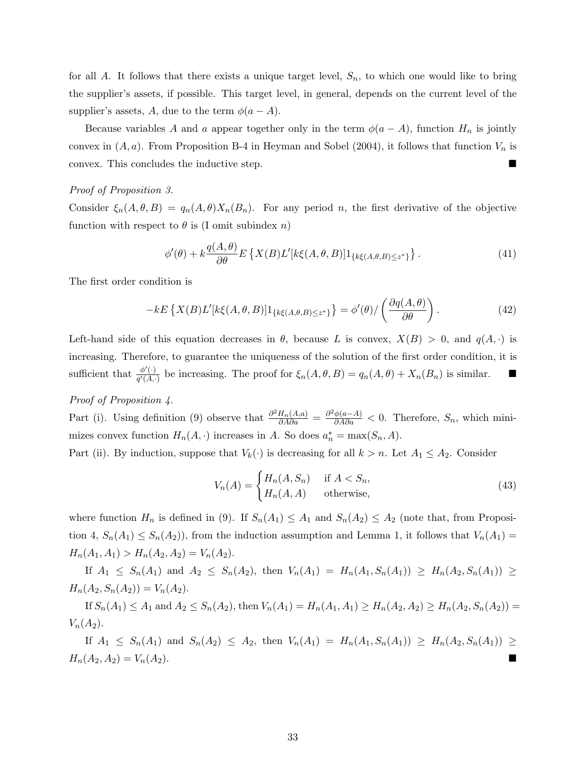for all $A$. It follows that there exists a unique target level, $S_n$, to which one would like to bring the supplier's assets, if possible. This target level, in general, depends on the current level of the supplier's assets, $A$, due to the term $\phi(a - A)$.

Because variables $A$ and $a$ appear together only in the term $\phi(a - A)$, function $H_n$ is jointly convex in $(A, a)$. From Proposition B-4 in Heyman and Sobel (2004), it follows that function $V_n$ is convex. This concludes the inductive step. ■

*Proof of Proposition 3.*

Consider $\xi_n(A, \theta, B) = q_n(A, \theta)X_n(B_n)$. For any period $n$, the first derivative of the objective function with respect to $\theta$ is (I omit subindex $n$)

$$\phi'(\theta) + k\frac{q(A, \theta)}{\partial\theta}E\left\{X(B)L'[k\xi(A, \theta, B)]1_{\{k\xi(A,\theta,B)\leq z^*\}}\right\}. \tag{41}$$

The first order condition is

$$-kE\left\{X(B)L'[k\xi(A, \theta, B)]1_{\{k\xi(A,\theta,B)\leq z^*\}}\right\} = \phi'(\theta)/\left(\frac{\partial q(A, \theta)}{\partial\theta}\right). \tag{42}$$

Left-hand side of this equation decreases in $\theta$, because $L$ is convex, $X(B) > 0$, and $q(A, \cdot)$ is increasing. Therefore, to guarantee the uniqueness of the solution of the first order condition, it is sufficient that $\frac{\phi'(\cdot)}{q'(A,\cdot)}$ be increasing. The proof for $\xi_n(A, \theta, B) = q_n(A, \theta) + X_n(B_n)$ is similar. ■

*Proof of Proposition 4.*

Part (i). Using definition (9) observe that $\frac{\partial^2 H_n(A,a)}{\partial A \partial a} = \frac{\partial^2 \phi(a-A)}{\partial A \partial a} < 0$. Therefore, $S_n$, which minimizes convex function $H_n(A, \cdot)$ increases in $A$. So does $a_n^* = \max(S_n, A)$.

Part (ii). By induction, suppose that $V_k(\cdot)$ is decreasing for all $k > n$. Let $A_1 \leq A_2$. Consider

$$V_n(A) = \begin{cases} H_n(A, S_n) & \text{if } A < S_n, \\ H_n(A, A) & \text{otherwise,} \end{cases} \tag{43}$$

where function $H_n$ is defined in (9). If $S_n(A_1) \leq A_1$ and $S_n(A_2) \leq A_2$ (note that, from Proposition 4, $S_n(A_1) \leq S_n(A_2)$), from the induction assumption and Lemma 1, it follows that $V_n(A_1) = H_n(A_1, A_1) > H_n(A_2, A_2) = V_n(A_2)$.

If $A_1 \leq S_n(A_1)$ and $A_2 \leq S_n(A_2)$, then $V_n(A_1) = H_n(A_1, S_n(A_1)) \geq H_n(A_2, S_n(A_1)) \geq H_n(A_2, S_n(A_2)) = V_n(A_2)$.

If $S_n(A_1) \leq A_1$ and $A_2 \leq S_n(A_2)$, then $V_n(A_1) = H_n(A_1, A_1) \geq H_n(A_2, A_2) \geq H_n(A_2, S_n(A_2)) = V_n(A_2)$.

If $A_1 \leq S_n(A_1)$ and $S_n(A_2) \leq A_2$, then $V_n(A_1) = H_n(A_1, S_n(A_1)) \geq H_n(A_2, S_n(A_1)) \geq H_n(A_2, A_2) = V_n(A_2)$. ■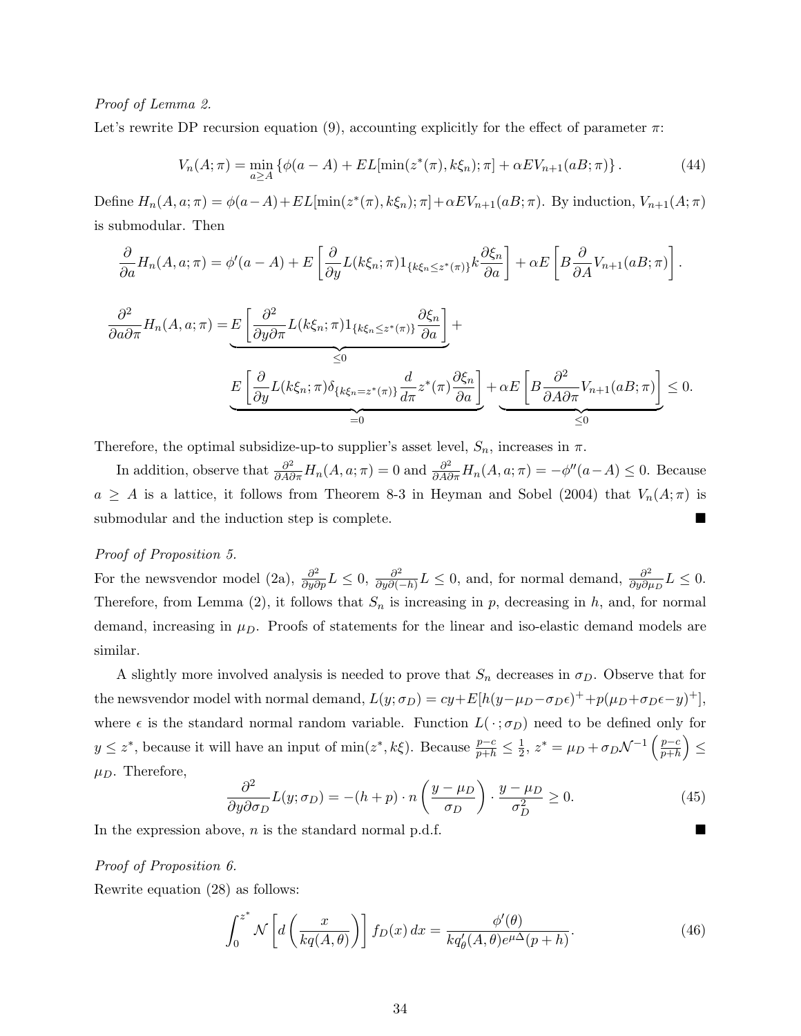*Proof of Lemma 2.*

Let's rewrite DP recursion equation (9), accounting explicitly for the effect of parameter $\pi$:

$$V_n(A;\pi) = \min_{a \geq A} \left\{ \phi(a - A) + EL[\min(z^*(\pi), k\xi_n);\pi] + \alpha E V_{n+1}(aB;\pi) \right\}. \tag{44}$$

Define $H_n(A,a;\pi) = \phi(a-A) + EL[\min(z^*(\pi), k\xi_n);\pi] + \alpha E V_{n+1}(aB;\pi)$. By induction, $V_{n+1}(A;\pi)$ is submodular. Then

$$\frac{\partial}{\partial a} H_n(A,a;\pi) = \phi'(a-A) + E\left[\frac{\partial}{\partial y} L(k\xi_n;\pi) 1_{\{k\xi_n \leq z^*(\pi)\}} k \frac{\partial \xi_n}{\partial a}\right] + \alpha E\left[B \frac{\partial}{\partial A} V_{n+1}(aB;\pi)\right].$$

$$\frac{\partial^2}{\partial a \partial \pi} H_n(A,a;\pi) = \underbrace{E\left[\frac{\partial^2}{\partial y \partial \pi} L(k\xi_n;\pi) 1_{\{k\xi_n \leq z^*(\pi)\}} \frac{\partial \xi_n}{\partial a}\right]}_{\leq 0} + \underbrace{E\left[\frac{\partial}{\partial y} L(k\xi_n;\pi) \delta_{\{k\xi_n = z^*(\pi)\}} \frac{d}{d\pi} z^*(\pi) \frac{\partial \xi_n}{\partial a}\right]}_{=0} + \underbrace{\alpha E\left[B \frac{\partial^2}{\partial A \partial \pi} V_{n+1}(aB;\pi)\right]}_{\leq 0} \leq 0.$$

Therefore, the optimal subsidize-up-to supplier's asset level, $S_n$, increases in $\pi$.

In addition, observe that $\frac{\partial^2}{\partial A \partial \pi} H_n(A,a;\pi) = 0$ and $\frac{\partial^2}{\partial A \partial \pi} H_n(A,a;\pi) = -\phi''(a-A) \leq 0$. Because $a \geq A$ is a lattice, it follows from Theorem 8-3 in Heyman and Sobel (2004) that $V_n(A;\pi)$ is submodular and the induction step is complete. ■

*Proof of Proposition 5.*

For the newsvendor model (2a), $\frac{\partial^2}{\partial y \partial p} L \leq 0$, $\frac{\partial^2}{\partial y \partial(-h)} L \leq 0$, and, for normal demand, $\frac{\partial^2}{\partial y \partial \mu_D} L \leq 0$. Therefore, from Lemma (2), it follows that $S_n$ is increasing in $p$, decreasing in $h$, and, for normal demand, increasing in $\mu_D$. Proofs of statements for the linear and iso-elastic demand models are similar.

A slightly more involved analysis is needed to prove that $S_n$ decreases in $\sigma_D$. Observe that for the newsvendor model with normal demand, $L(y;\sigma_D) = cy + E[h(y - \mu_D - \sigma_D \epsilon)^+ + p(\mu_D + \sigma_D \epsilon - y)^+]$, where $\epsilon$ is the standard normal random variable. Function $L(\,\cdot\,;\sigma_D)$ need to be defined only for $y \leq z^*$, because it will have an input of $\min(z^*, k\xi)$. Because $\frac{p-c}{p+h} \leq \frac{1}{2}$, $z^* = \mu_D + \sigma_D \mathcal{N}^{-1}\left(\frac{p-c}{p+h}\right) \leq \mu_D$. Therefore,

$$\frac{\partial^2}{\partial y \partial \sigma_D} L(y;\sigma_D) = -(h+p) \cdot n\left(\frac{y-\mu_D}{\sigma_D}\right) \cdot \frac{y - \mu_D}{\sigma_D^2} \geq 0. \tag{45}$$

In the expression above, $n$ is the standard normal p.d.f. ■

*Proof of Proposition 6.*

Rewrite equation (28) as follows:

$$\int_0^{z^*} \mathcal{N}\left[d\left(\frac{x}{kq(A,\theta)}\right)\right] f_D(x)\, dx = \frac{\phi'(\theta)}{kq'_\theta(A,\theta) e^{\mu \Delta}(p+h)}. \tag{46}$$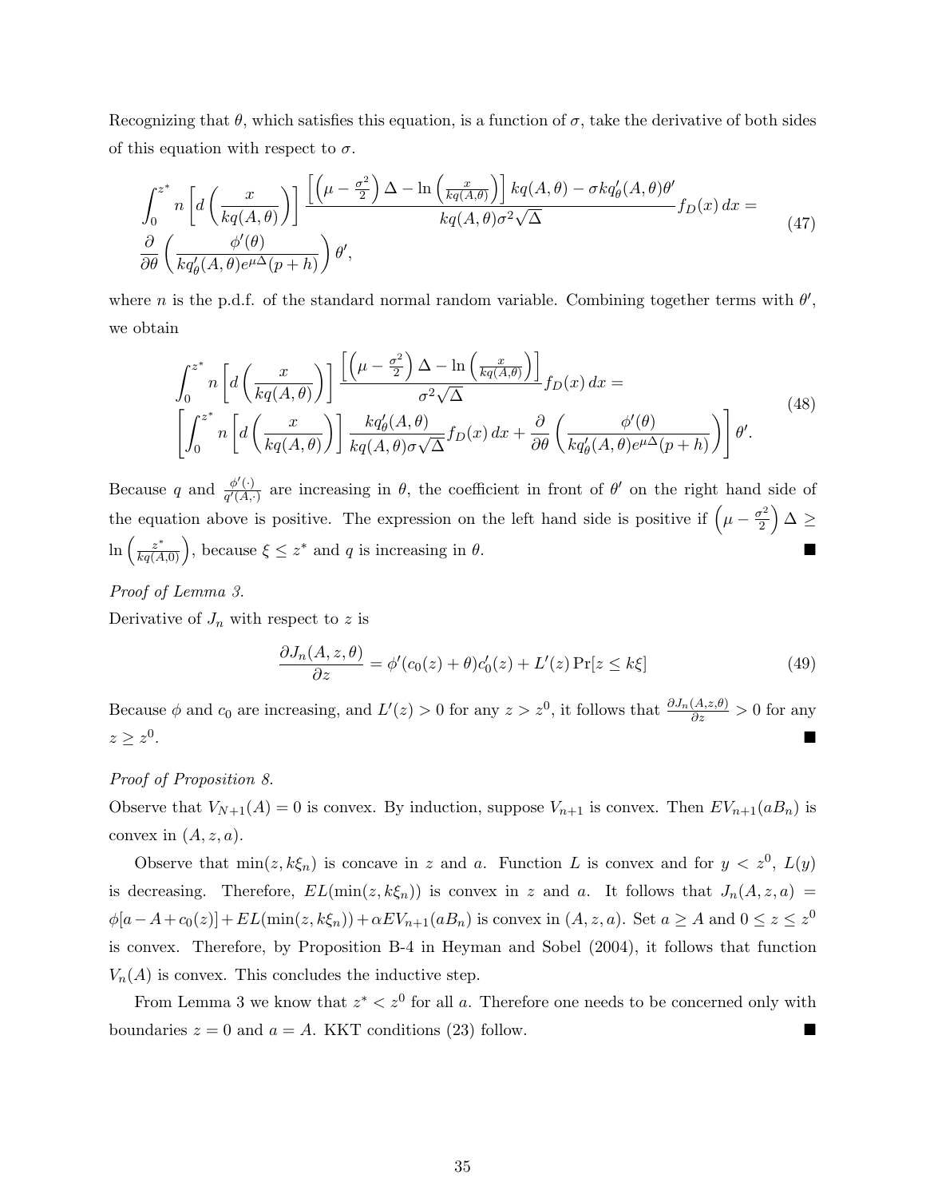Recognizing that $\theta$, which satisfies this equation, is a function of $\sigma$, take the derivative of both sides of this equation with respect to $\sigma$.

$$
\begin{aligned}
&\int_0^{z^*} n\left[d\left(\frac{x}{kq(A,\theta)}\right)\right] \frac{\left[\left(\mu-\frac{\sigma^2}{2}\right)\Delta - \ln\left(\frac{x}{kq(A,\theta)}\right)\right]kq(A,\theta) - \sigma k q'_\theta(A,\theta)\theta'}{kq(A,\theta)\sigma^2\sqrt{\Delta}} f_D(x)\,dx = \\
&\frac{\partial}{\partial\theta}\left(\frac{\phi'(\theta)}{kq'_\theta(A,\theta)e^{\mu\Delta}(p+h)}\right)\theta',
\end{aligned} \tag{47}
$$

where $n$ is the p.d.f. of the standard normal random variable. Combining together terms with $\theta'$, we obtain

$$
\begin{aligned}
&\int_0^{z^*} n\left[d\left(\frac{x}{kq(A,\theta)}\right)\right] \frac{\left[\left(\mu-\frac{\sigma^2}{2}\right)\Delta - \ln\left(\frac{x}{kq(A,\theta)}\right)\right]}{\sigma^2\sqrt{\Delta}} f_D(x)\,dx = \\
&\left[\int_0^{z^*} n\left[d\left(\frac{x}{kq(A,\theta)}\right)\right] \frac{kq'_\theta(A,\theta)}{kq(A,\theta)\sigma\sqrt{\Delta}} f_D(x)\,dx + \frac{\partial}{\partial\theta}\left(\frac{\phi'(\theta)}{kq'_\theta(A,\theta)e^{\mu\Delta}(p+h)}\right)\right]\theta'.
\end{aligned} \tag{48}
$$

Because $q$ and $\frac{\phi'(\cdot)}{q'(A,\cdot)}$ are increasing in $\theta$, the coefficient in front of $\theta'$ on the right hand side of the equation above is positive. The expression on the left hand side is positive if $\left(\mu-\frac{\sigma^2}{2}\right)\Delta \geq \ln\left(\frac{z^*}{kq(A,0)}\right)$, because $\xi \leq z^*$ and $q$ is increasing in $\theta$. ■

*Proof of Lemma 3.*

Derivative of $J_n$ with respect to $z$ is

$$
\frac{\partial J_n(A,z,\theta)}{\partial z} = \phi'(c_0(z)+\theta)c_0'(z) + L'(z)\Pr[z \leq k\xi] \tag{49}
$$

Because $\phi$ and $c_0$ are increasing, and $L'(z) > 0$ for any $z > z^0$, it follows that $\frac{\partial J_n(A,z,\theta)}{\partial z} > 0$ for any $z \geq z^0$. ■

*Proof of Proposition 8.*

Observe that $V_{N+1}(A) = 0$ is convex. By induction, suppose $V_{n+1}$ is convex. Then $EV_{n+1}(aB_n)$ is convex in $(A,z,a)$.

Observe that $\min(z, k\xi_n)$ is concave in $z$ and $a$. Function $L$ is convex and for $y < z^0$, $L(y)$ is decreasing. Therefore, $EL(\min(z,k\xi_n))$ is convex in $z$ and $a$. It follows that $J_n(A,z,a) = \phi[a - A + c_0(z)] + EL(\min(z,k\xi_n)) + \alpha EV_{n+1}(aB_n)$ is convex in $(A,z,a)$. Set $a \geq A$ and $0 \leq z \leq z^0$ is convex. Therefore, by Proposition B-4 in Heyman and Sobel (2004), it follows that function $V_n(A)$ is convex. This concludes the inductive step.

From Lemma 3 we know that $z^* < z^0$ for all $a$. Therefore one needs to be concerned only with boundaries $z = 0$ and $a = A$. KKT conditions (23) follow. ■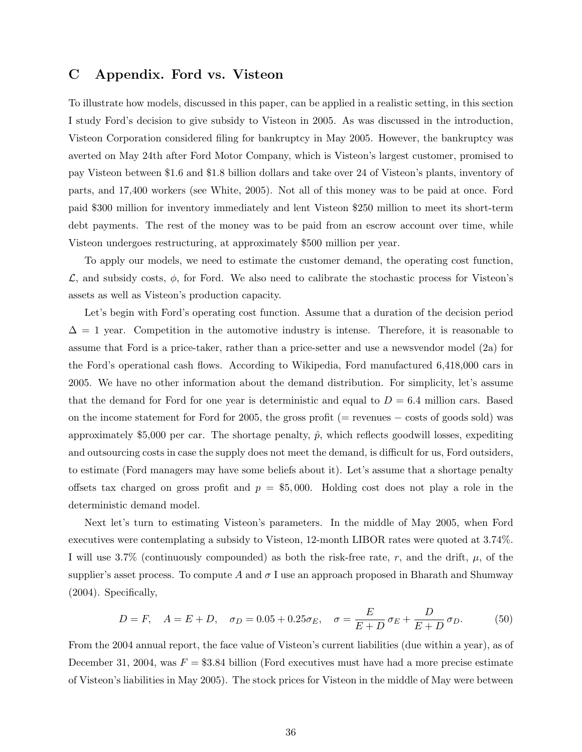# C Appendix. Ford vs. Visteon

To illustrate how models, discussed in this paper, can be applied in a realistic setting, in this section I study Ford's decision to give subsidy to Visteon in 2005. As was discussed in the introduction, Visteon Corporation considered filing for bankruptcy in May 2005. However, the bankruptcy was averted on May 24th after Ford Motor Company, which is Visteon's largest customer, promised to pay Visteon between \$1.6 and \$1.8 billion dollars and take over 24 of Visteon's plants, inventory of parts, and 17,400 workers (see White, 2005). Not all of this money was to be paid at once. Ford paid \$300 million for inventory immediately and lent Visteon \$250 million to meet its short-term debt payments. The rest of the money was to be paid from an escrow account over time, while Visteon undergoes restructuring, at approximately \$500 million per year.

To apply our models, we need to estimate the customer demand, the operating cost function, $\mathcal{L}$, and subsidy costs, $\phi$, for Ford. We also need to calibrate the stochastic process for Visteon's assets as well as Visteon's production capacity.

Let's begin with Ford's operating cost function. Assume that a duration of the decision period $\Delta = 1$ year. Competition in the automotive industry is intense. Therefore, it is reasonable to assume that Ford is a price-taker, rather than a price-setter and use a newsvendor model (2a) for the Ford's operational cash flows. According to Wikipedia, Ford manufactured 6,418,000 cars in 2005. We have no other information about the demand distribution. For simplicity, let's assume that the demand for Ford for one year is deterministic and equal to $D = 6.4$ million cars. Based on the income statement for Ford for 2005, the gross profit (= revenues − costs of goods sold) was approximately \$5,000 per car. The shortage penalty, $\hat{p}$, which reflects goodwill losses, expediting and outsourcing costs in case the supply does not meet the demand, is difficult for us, Ford outsiders, to estimate (Ford managers may have some beliefs about it). Let's assume that a shortage penalty offsets tax charged on gross profit and $p = \$5,000$. Holding cost does not play a role in the deterministic demand model.

Next let's turn to estimating Visteon's parameters. In the middle of May 2005, when Ford executives were contemplating a subsidy to Visteon, 12-month LIBOR rates were quoted at 3.74%. I will use 3.7% (continuously compounded) as both the risk-free rate, $r$, and the drift, $\mu$, of the supplier's asset process. To compute $A$ and $\sigma$ I use an approach proposed in Bharath and Shumway (2004). Specifically,

$$D = F, \quad A = E + D, \quad \sigma_D = 0.05 + 0.25\sigma_E, \quad \sigma = \frac{E}{E+D}\sigma_E + \frac{D}{E+D}\sigma_D. \tag{50}$$

From the 2004 annual report, the face value of Visteon's current liabilities (due within a year), as of December 31, 2004, was $F = \$3.84$ billion (Ford executives must have had a more precise estimate of Visteon's liabilities in May 2005). The stock prices for Visteon in the middle of May were between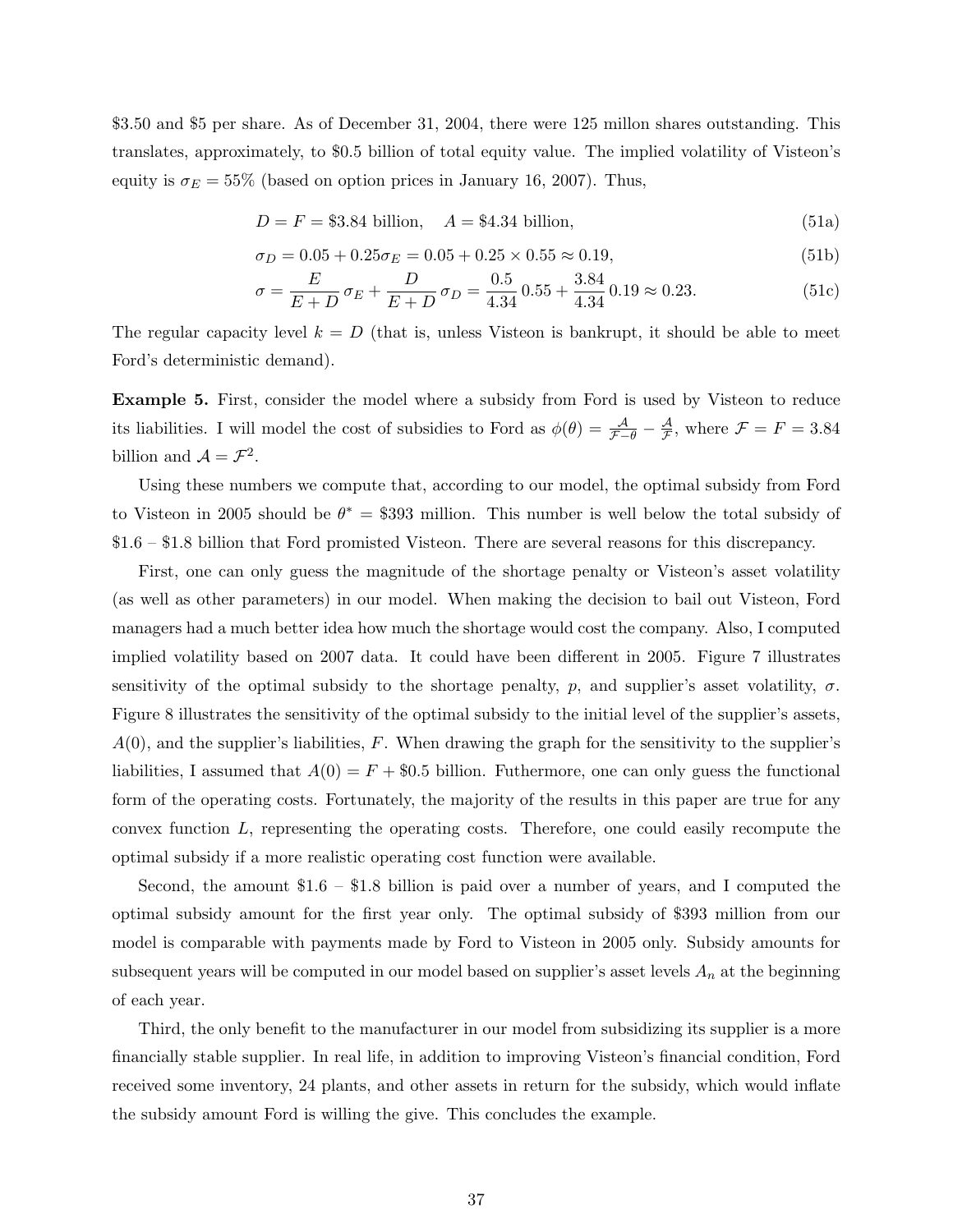$3.50 and $5 per share. As of December 31, 2004, there were 125 millon shares outstanding. This translates, approximately, to $0.5 billion of total equity value. The implied volatility of Visteon's equity is $\sigma_E = 55\%$ (based on option prices in January 16, 2007). Thus,

$$D = F = \$3.84 \text{ billion}, \quad A = \$4.34 \text{ billion}, \tag{51a}$$

$$\sigma_D = 0.05 + 0.25\sigma_E = 0.05 + 0.25 \times 0.55 \approx 0.19, \tag{51b}$$

$$\sigma = \frac{E}{E+D}\,\sigma_E + \frac{D}{E+D}\,\sigma_D = \frac{0.5}{4.34}\,0.55 + \frac{3.84}{4.34}\,0.19 \approx 0.23. \tag{51c}$$

The regular capacity level $k = D$ (that is, unless Visteon is bankrupt, it should be able to meet Ford's deterministic demand).

**Example 5.** First, consider the model where a subsidy from Ford is used by Visteon to reduce its liabilities. I will model the cost of subsidies to Ford as $\phi(\theta) = \frac{\mathcal{A}}{\mathcal{F}-\theta} - \frac{\mathcal{A}}{\mathcal{F}}$, where $\mathcal{F} = F = 3.84$ billion and $\mathcal{A} = \mathcal{F}^2$.

Using these numbers we compute that, according to our model, the optimal subsidy from Ford to Visteon in 2005 should be $\theta^* = \$393$ million. This number is well below the total subsidy of $1.6 – $1.8 billion that Ford promised Visteon. There are several reasons for this discrepancy.

First, one can only guess the magnitude of the shortage penalty or Visteon's asset volatility (as well as other parameters) in our model. When making the decision to bail out Visteon, Ford managers had a much better idea how much the shortage would cost the company. Also, I computed implied volatility based on 2007 data. It could have been different in 2005. Figure 7 illustrates sensitivity of the optimal subsidy to the shortage penalty, $p$, and supplier's asset volatility, $\sigma$. Figure 8 illustrates the sensitivity of the optimal subsidy to the initial level of the supplier's assets, $A(0)$, and the supplier's liabilities, $F$. When drawing the graph for the sensitivity to the supplier's liabilities, I assumed that $A(0) = F + \$0.5$ billion. Futhermore, one can only guess the functional form of the operating costs. Fortunately, the majority of the results in this paper are true for any convex function $L$, representing the operating costs. Therefore, one could easily recompute the optimal subsidy if a more realistic operating cost function were available.

Second, the amount $1.6 – $1.8 billion is paid over a number of years, and I computed the optimal subsidy amount for the first year only. The optimal subsidy of $393 million from our model is comparable with payments made by Ford to Visteon in 2005 only. Subsidy amounts for subsequent years will be computed in our model based on supplier's asset levels $A_n$ at the beginning of each year.

Third, the only benefit to the manufacturer in our model from subsidizing its supplier is a more financially stable supplier. In real life, in addition to improving Visteon's financial condition, Ford received some inventory, 24 plants, and other assets in return for the subsidy, which would inflate the subsidy amount Ford is willing the give. This concludes the example.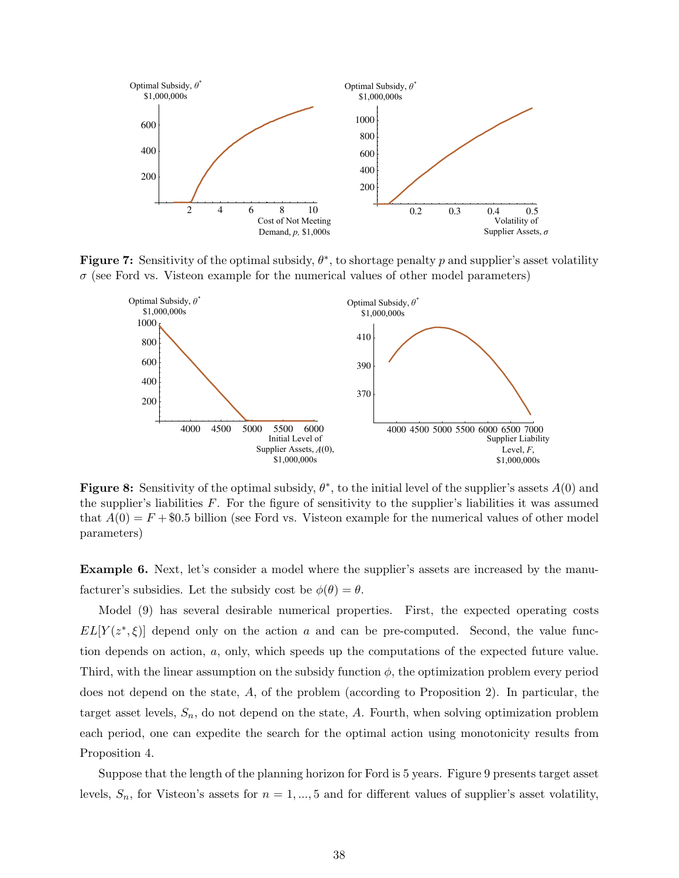**Figure 7:** Sensitivity of the optimal subsidy, $\theta^*$, to shortage penalty $p$ and supplier's asset volatility $\sigma$ (see Ford vs. Visteon example for the numerical values of other model parameters)

**Figure 8:** Sensitivity of the optimal subsidy, $\theta^*$, to the initial level of the supplier's assets $A(0)$ and the supplier's liabilities $F$. For the figure of sensitivity to the supplier's liabilities it was assumed that $A(0) = F + \$0.5$ billion (see Ford vs. Visteon example for the numerical values of other model parameters)

**Example 6.** Next, let's consider a model where the supplier's assets are increased by the manufacturer's subsidies. Let the subsidy cost be $\phi(\theta) = \theta$.

Model (9) has several desirable numerical properties. First, the expected operating costs $EL[Y(z^*, \xi)]$ depend only on the action $a$ and can be pre-computed. Second, the value function depends on action, $a$, only, which speeds up the computations of the expected future value. Third, with the linear assumption on the subsidy function $\phi$, the optimization problem every period does not depend on the state, $A$, of the problem (according to Proposition 2). In particular, the target asset levels, $S_n$, do not depend on the state, $A$. Fourth, when solving optimization problem each period, one can expedite the search for the optimal action using monotonicity results from Proposition 4.

Suppose that the length of the planning horizon for Ford is 5 years. Figure 9 presents target asset levels, $S_n$, for Visteon's assets for $n = 1, ..., 5$ and for different values of supplier's asset volatility,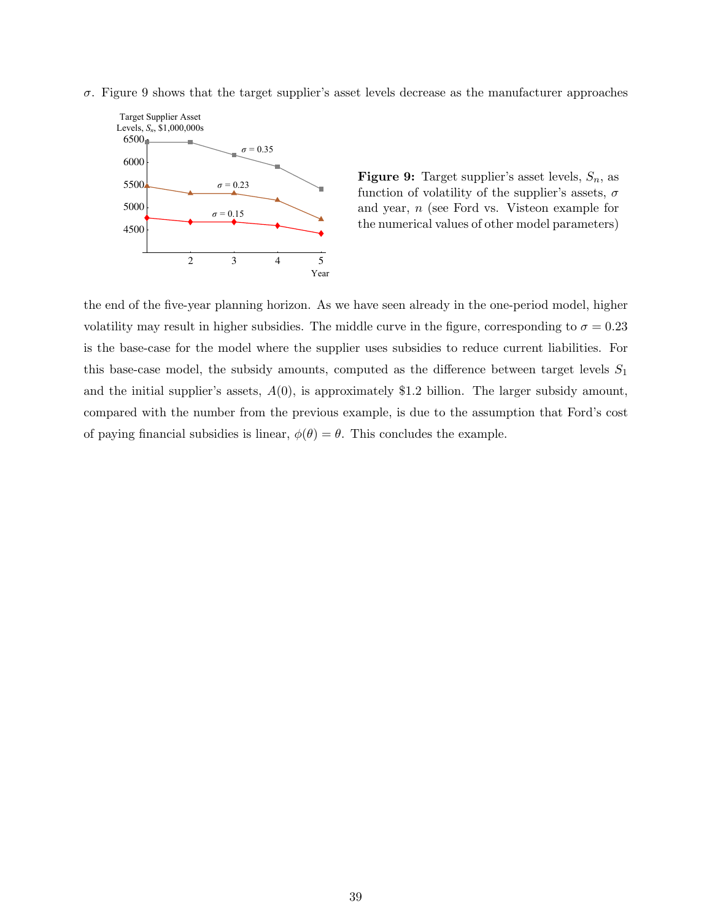$\sigma$. Figure 9 shows that the target supplier's asset levels decrease as the manufacturer approaches

Target Supplier Asset Levels, $S_n$, \$1,000,000s

6500
6000
5500
5000
4500

$\sigma$ = 0.35
$\sigma$ = 0.23
$\sigma$ = 0.15

2
3
4
5
Year

**Figure 9:** Target supplier's asset levels, $S_n$, as function of volatility of the supplier's assets, $\sigma$ and year, $n$ (see Ford vs. Visteon example for the numerical values of other model parameters)

the end of the five-year planning horizon. As we have seen already in the one-period model, higher volatility may result in higher subsidies. The middle curve in the figure, corresponding to $\sigma = 0.23$ is the base-case for the model where the supplier uses subsidies to reduce current liabilities. For this base-case model, the subsidy amounts, computed as the difference between target levels $S_1$ and the initial supplier's assets, $A(0)$, is approximately \$1.2 billion. The larger subsidy amount, compared with the number from the previous example, is due to the assumption that Ford's cost of paying financial subsidies is linear, $\phi(\theta) = \theta$. This concludes the example.